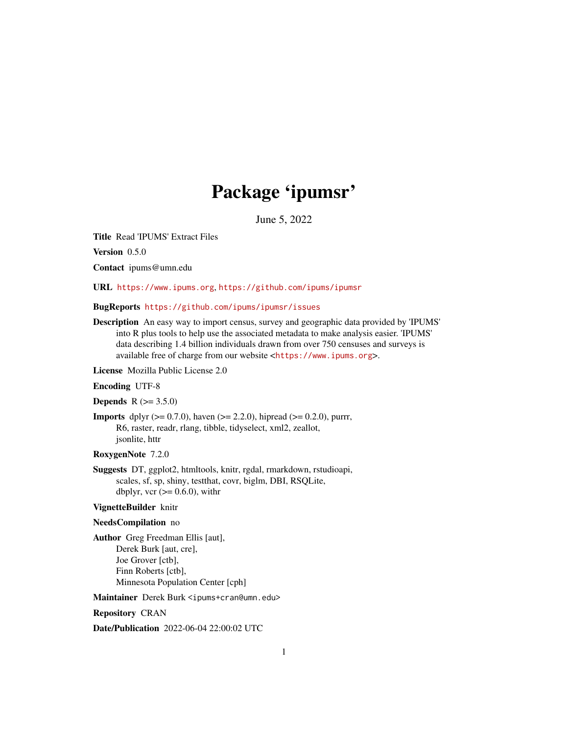# Package 'ipumsr'

June 5, 2022

**Title** Read 'IPUMS' Extract Files

**Version** 0.5.0

**Contact** ipums@umn.edu

**URL** https://www.ipums.org, https://github.com/ipums/ipumsr

**BugReports** https://github.com/ipums/ipumsr/issues

**Description** An easy way to import census, survey and geographic data provided by 'IPUMS' into R plus tools to help use the associated metadata to make analysis easier. 'IPUMS' data describing 1.4 billion individuals drawn from over 750 censuses and surveys is available free of charge from our website <https://www.ipums.org>.

**License** Mozilla Public License 2.0

**Encoding** UTF-8

**Depends** R (>= 3.5.0)

**Imports** dplyr (>= 0.7.0), haven (>= 2.2.0), hipread (>= 0.2.0), purrr, R6, raster, readr, rlang, tibble, tidyselect, xml2, zeallot, jsonlite, httr

**RoxygenNote** 7.2.0

**Suggests** DT, ggplot2, htmltools, knitr, rgdal, rmarkdown, rstudioapi, scales, sf, sp, shiny, testthat, covr, biglm, DBI, RSQLite, dbplyr, vcr (>= 0.6.0), withr

**VignetteBuilder** knitr

**NeedsCompilation** no

**Author** Greg Freedman Ellis [aut],
Derek Burk [aut, cre],
Joe Grover [ctb],
Finn Roberts [ctb],
Minnesota Population Center [cph]

**Maintainer** Derek Burk <ipums+cran@umn.edu>

**Repository** CRAN

**Date/Publication** 2022-06-04 22:00:02 UTC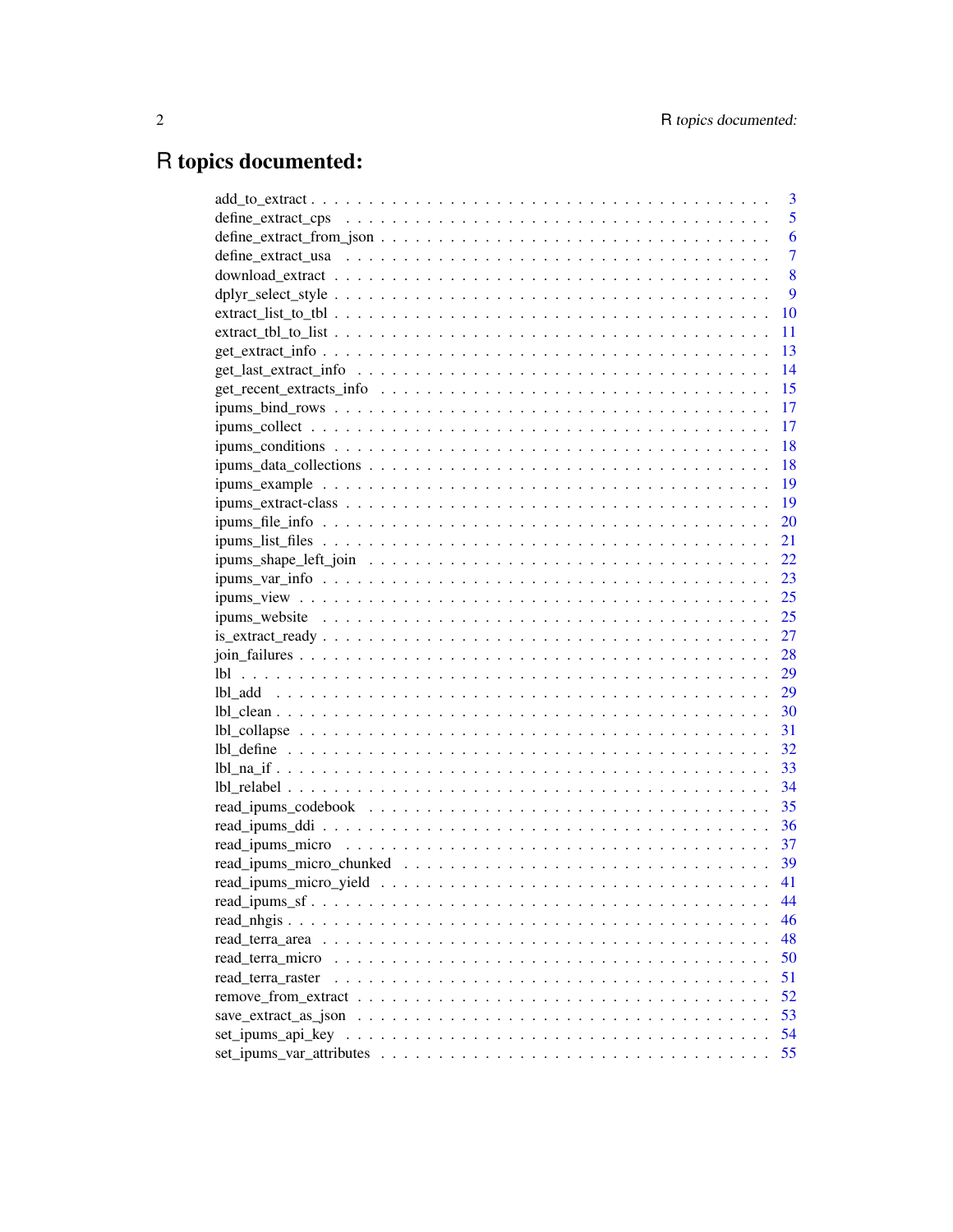# R topics documented:

| | |
|---|---|
| add_to_extract | 3 |
| define_extract_cps | 5 |
| define_extract_from_json | 6 |
| define_extract_usa | 7 |
| download_extract | 8 |
| dplyr_select_style | 9 |
| extract_list_to_tbl | 10 |
| extract_tbl_to_list | 11 |
| get_extract_info | 13 |
| get_last_extract_info | 14 |
| get_recent_extracts_info | 15 |
| ipums_bind_rows | 17 |
| ipums_collect | 17 |
| ipums_conditions | 18 |
| ipums_data_collections | 18 |
| ipums_example | 19 |
| ipums_extract-class | 19 |
| ipums_file_info | 20 |
| ipums_list_files | 21 |
| ipums_shape_left_join | 22 |
| ipums_var_info | 23 |
| ipums_view | 25 |
| ipums_website | 25 |
| is_extract_ready | 27 |
| join_failures | 28 |
| lbl | 29 |
| lbl_add | 29 |
| lbl_clean | 30 |
| lbl_collapse | 31 |
| lbl_define | 32 |
| lbl_na_if | 33 |
| lbl_relabel | 34 |
| read_ipums_codebook | 35 |
| read_ipums_ddi | 36 |
| read_ipums_micro | 37 |
| read_ipums_micro_chunked | 39 |
| read_ipums_micro_yield | 41 |
| read_ipums_sf | 44 |
| read_nhgis | 46 |
| read_terra_area | 48 |
| read_terra_micro | 50 |
| read_terra_raster | 51 |
| remove_from_extract | 52 |
| save_extract_as_json | 53 |
| set_ipums_api_key | 54 |
| set_ipums_var_attributes | 55 |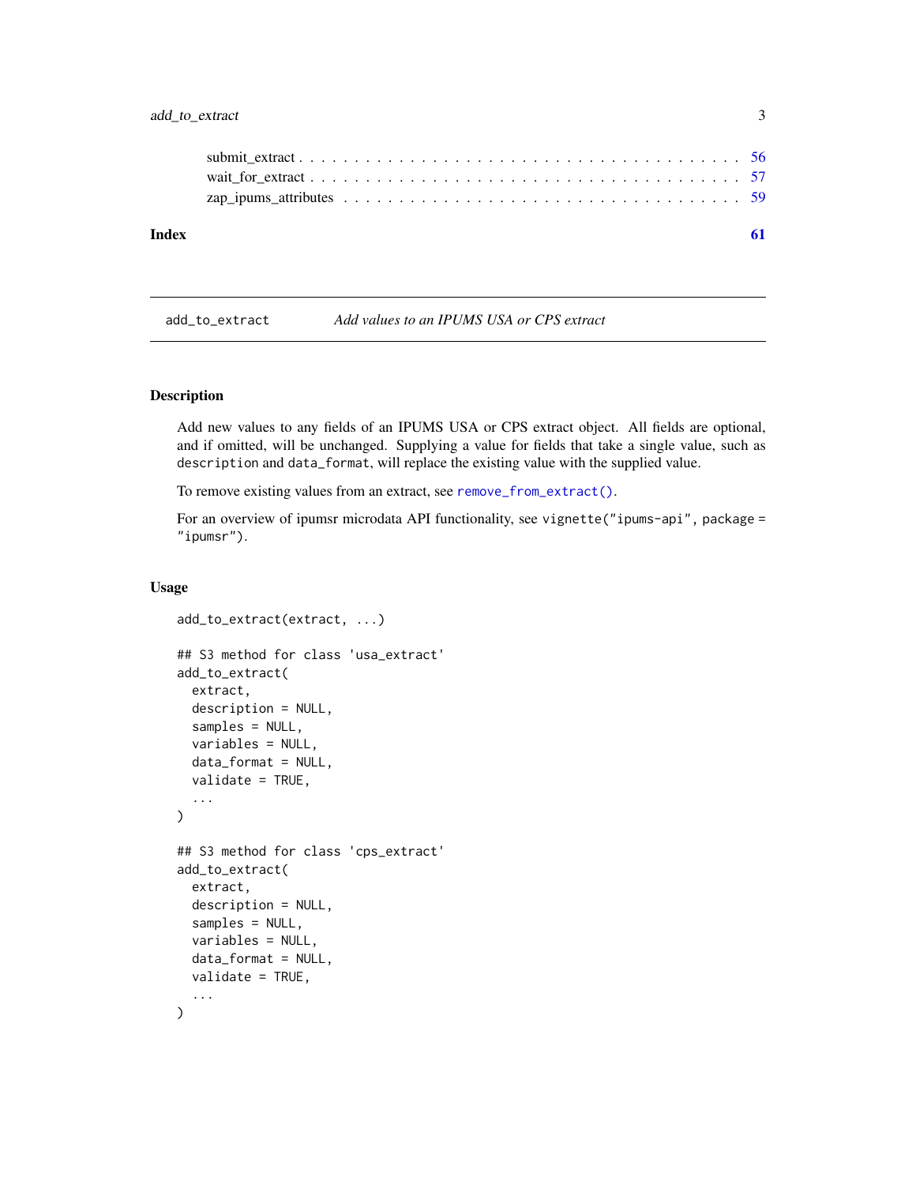submit_extract . . . . . . . . . . . . . . . . . . . . . . . . . . . . . . . . . . . . . 56
wait_for_extract . . . . . . . . . . . . . . . . . . . . . . . . . . . . . . . . . . . . 57
zap_ipums_attributes . . . . . . . . . . . . . . . . . . . . . . . . . . . . . . . . . 59

**Index** **61**

---

`add_to_extract` *Add values to an IPUMS USA or CPS extract*

---

## Description

Add new values to any fields of an IPUMS USA or CPS extract object. All fields are optional, and if omitted, will be unchanged. Supplying a value for fields that take a single value, such as `description` and `data_format`, will replace the existing value with the supplied value.

To remove existing values from an extract, see `remove_from_extract()`.

For an overview of ipumsr microdata API functionality, see `vignette("ipums-api", package = "ipumsr")`.

## Usage

```
add_to_extract(extract, ...)

## S3 method for class 'usa_extract'
add_to_extract(
  extract,
  description = NULL,
  samples = NULL,
  variables = NULL,
  data_format = NULL,
  validate = TRUE,
  ...
)

## S3 method for class 'cps_extract'
add_to_extract(
  extract,
  description = NULL,
  samples = NULL,
  variables = NULL,
  data_format = NULL,
  validate = TRUE,
  ...
)
```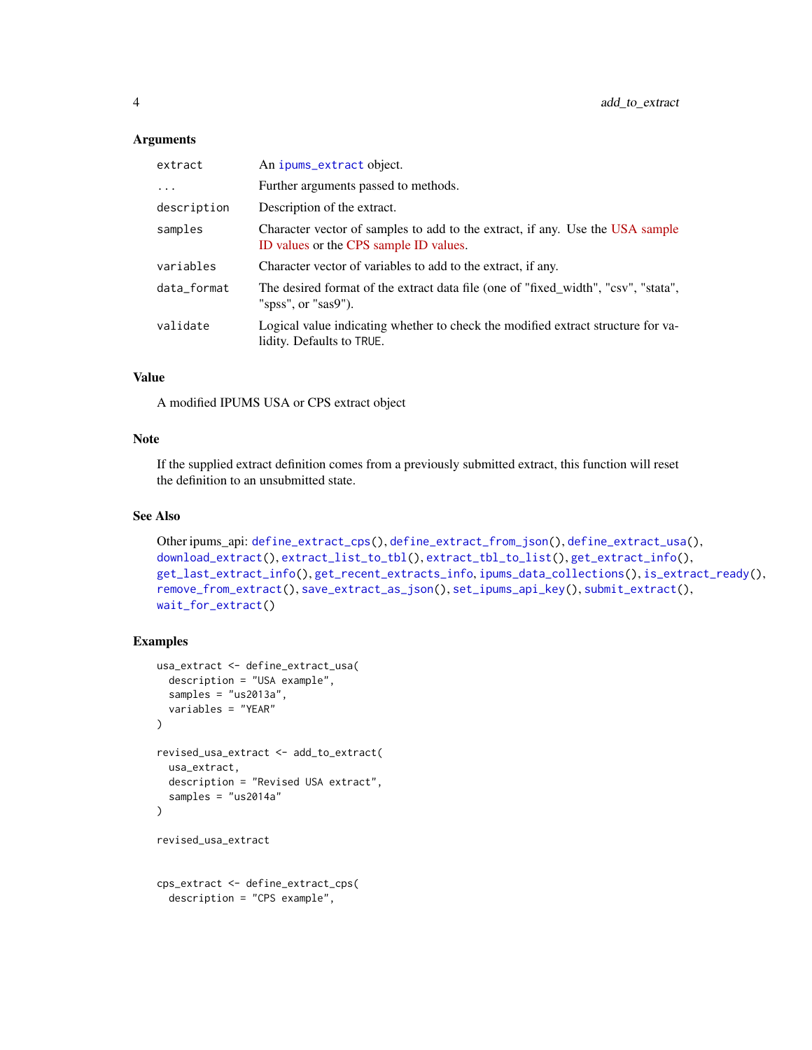### Arguments

| | |
|---|---|
| `extract` | An `ipums_extract` object. |
| `...` | Further arguments passed to methods. |
| `description` | Description of the extract. |
| `samples` | Character vector of samples to add to the extract, if any. Use the USA sample ID values or the CPS sample ID values. |
| `variables` | Character vector of variables to add to the extract, if any. |
| `data_format` | The desired format of the extract data file (one of "fixed_width", "csv", "stata", "spss", or "sas9"). |
| `validate` | Logical value indicating whether to check the modified extract structure for validity. Defaults to `TRUE`. |

### Value

A modified IPUMS USA or CPS extract object

### Note

If the supplied extract definition comes from a previously submitted extract, this function will reset the definition to an unsubmitted state.

### See Also

Other ipums_api: `define_extract_cps()`, `define_extract_from_json()`, `define_extract_usa()`, `download_extract()`, `extract_list_to_tbl()`, `extract_tbl_to_list()`, `get_extract_info()`, `get_last_extract_info()`, `get_recent_extracts_info`, `ipums_data_collections()`, `is_extract_ready()`, `remove_from_extract()`, `save_extract_as_json()`, `set_ipums_api_key()`, `submit_extract()`, `wait_for_extract()`

### Examples

```
usa_extract <- define_extract_usa(
  description = "USA example",
  samples = "us2013a",
  variables = "YEAR"
)

revised_usa_extract <- add_to_extract(
  usa_extract,
  description = "Revised USA extract",
  samples = "us2014a"
)

revised_usa_extract


cps_extract <- define_extract_cps(
  description = "CPS example",
```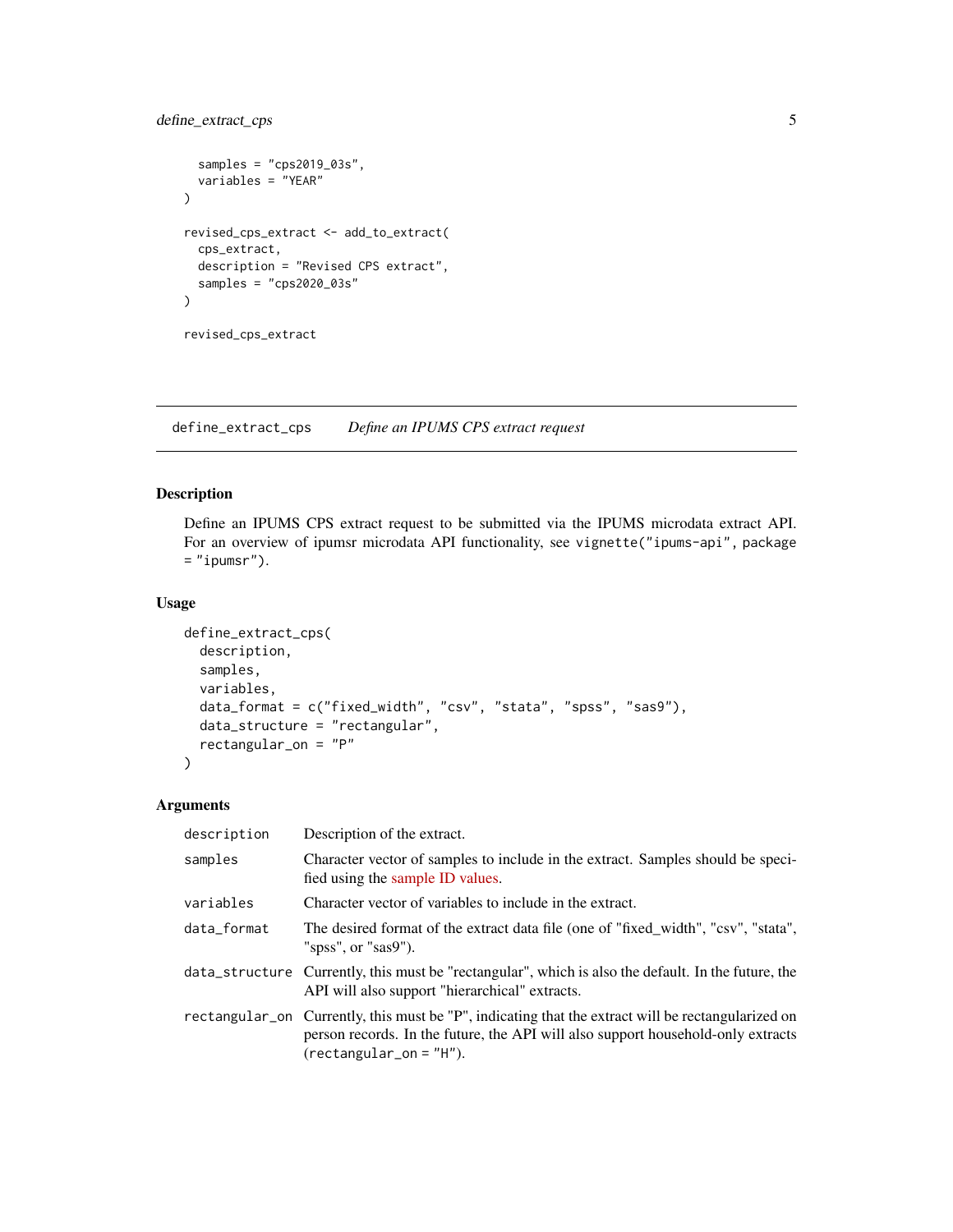```
  samples = "cps2019_03s",
  variables = "YEAR"
)

revised_cps_extract <- add_to_extract(
  cps_extract,
  description = "Revised CPS extract",
  samples = "cps2020_03s"
)

revised_cps_extract
```

## define_extract_cps *Define an IPUMS CPS extract request*

### Description

Define an IPUMS CPS extract request to be submitted via the IPUMS microdata extract API. For an overview of ipumsr microdata API functionality, see `vignette("ipums-api", package = "ipumsr")`.

### Usage

```
define_extract_cps(
  description,
  samples,
  variables,
  data_format = c("fixed_width", "csv", "stata", "spss", "sas9"),
  data_structure = "rectangular",
  rectangular_on = "P"
)
```

### Arguments

| | |
|---|---|
| `description` | Description of the extract. |
| `samples` | Character vector of samples to include in the extract. Samples should be specified using the sample ID values. |
| `variables` | Character vector of variables to include in the extract. |
| `data_format` | The desired format of the extract data file (one of "fixed_width", "csv", "stata", "spss", or "sas9"). |
| `data_structure` | Currently, this must be "rectangular", which is also the default. In the future, the API will also support "hierarchical" extracts. |
| `rectangular_on` | Currently, this must be "P", indicating that the extract will be rectangularized on person records. In the future, the API will also support household-only extracts (`rectangular_on = "H"`). |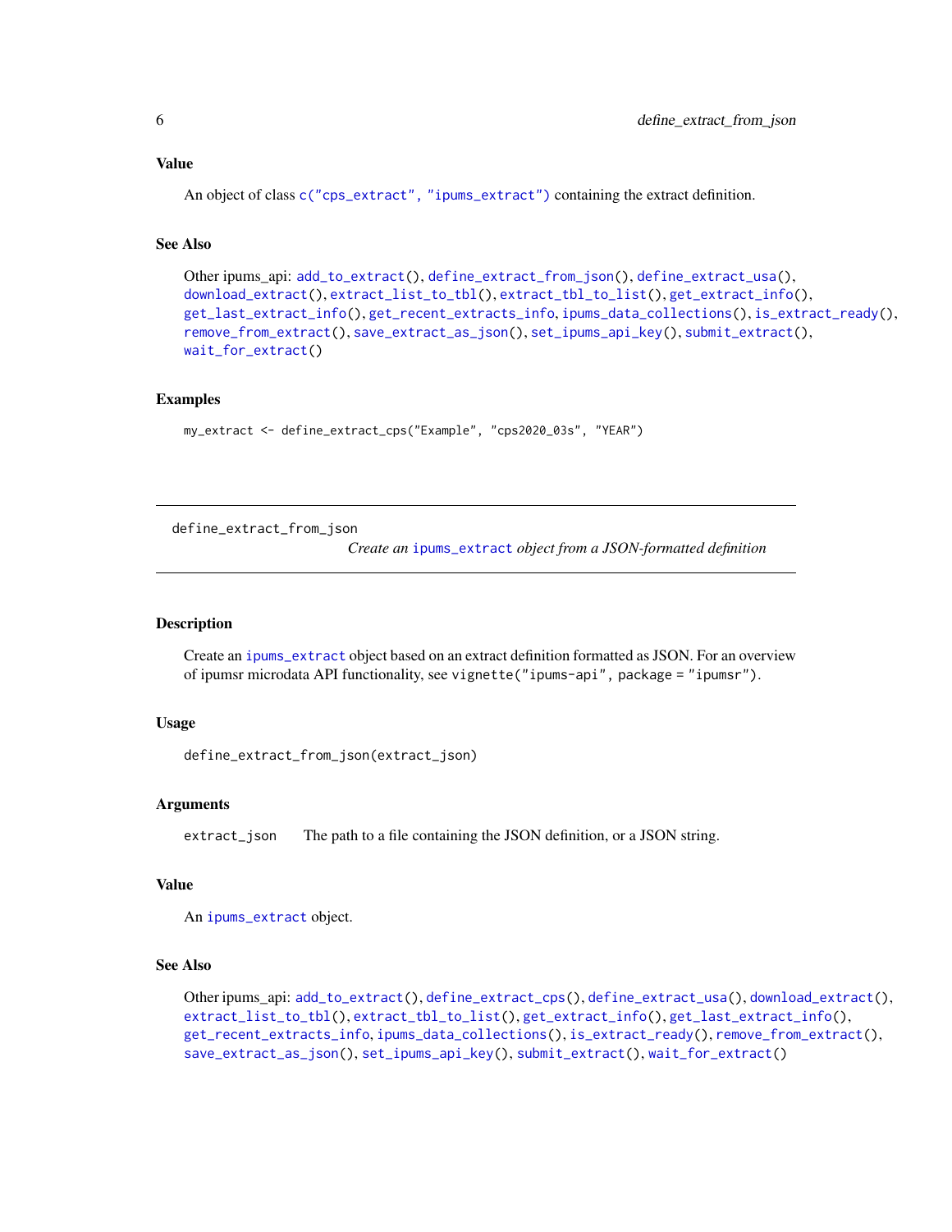### Value

An object of class `c("cps_extract", "ipums_extract")` containing the extract definition.

### See Also

Other ipums_api: `add_to_extract()`, `define_extract_from_json()`, `define_extract_usa()`, `download_extract()`, `extract_list_to_tbl()`, `extract_tbl_to_list()`, `get_extract_info()`, `get_last_extract_info()`, `get_recent_extracts_info`, `ipums_data_collections()`, `is_extract_ready()`, `remove_from_extract()`, `save_extract_as_json()`, `set_ipums_api_key()`, `submit_extract()`, `wait_for_extract()`

### Examples

```
my_extract <- define_extract_cps("Example", "cps2020_03s", "YEAR")
```

---

## define_extract_from_json

*Create an `ipums_extract` object from a JSON-formatted definition*

---

### Description

Create an `ipums_extract` object based on an extract definition formatted as JSON. For an overview of ipumsr microdata API functionality, see `vignette("ipums-api", package = "ipumsr")`.

### Usage

```
define_extract_from_json(extract_json)
```

### Arguments

`extract_json` The path to a file containing the JSON definition, or a JSON string.

### Value

An `ipums_extract` object.

### See Also

Other ipums_api: `add_to_extract()`, `define_extract_cps()`, `define_extract_usa()`, `download_extract()`, `extract_list_to_tbl()`, `extract_tbl_to_list()`, `get_extract_info()`, `get_last_extract_info()`, `get_recent_extracts_info`, `ipums_data_collections()`, `is_extract_ready()`, `remove_from_extract()`, `save_extract_as_json()`, `set_ipums_api_key()`, `submit_extract()`, `wait_for_extract()`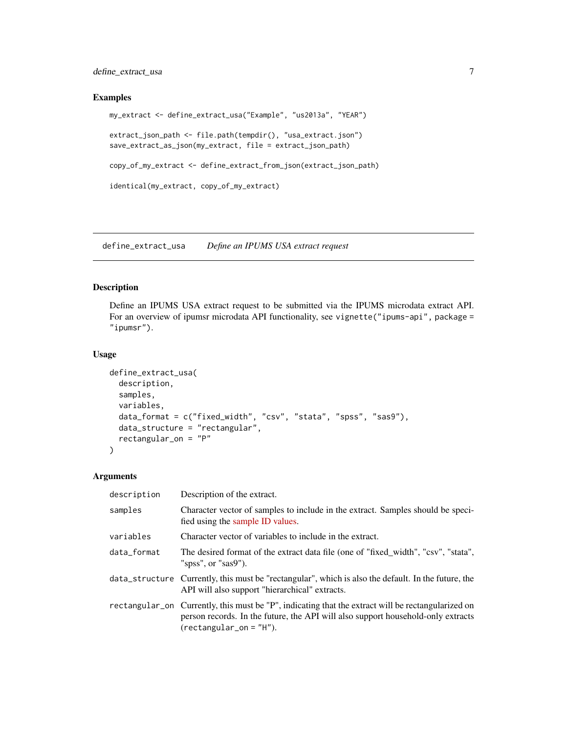### Examples

```
my_extract <- define_extract_usa("Example", "us2013a", "YEAR")

extract_json_path <- file.path(tempdir(), "usa_extract.json")
save_extract_as_json(my_extract, file = extract_json_path)

copy_of_my_extract <- define_extract_from_json(extract_json_path)

identical(my_extract, copy_of_my_extract)
```

---

## define_extract_usa *Define an IPUMS USA extract request*

---

### Description

Define an IPUMS USA extract request to be submitted via the IPUMS microdata extract API. For an overview of ipumsr microdata API functionality, see `vignette("ipums-api", package = "ipumsr")`.

### Usage

```
define_extract_usa(
  description,
  samples,
  variables,
  data_format = c("fixed_width", "csv", "stata", "spss", "sas9"),
  data_structure = "rectangular",
  rectangular_on = "P"
)
```

### Arguments

| | |
|---|---|
| `description` | Description of the extract. |
| `samples` | Character vector of samples to include in the extract. Samples should be specified using the sample ID values. |
| `variables` | Character vector of variables to include in the extract. |
| `data_format` | The desired format of the extract data file (one of "fixed_width", "csv", "stata", "spss", or "sas9"). |
| `data_structure` | Currently, this must be "rectangular", which is also the default. In the future, the API will also support "hierarchical" extracts. |
| `rectangular_on` | Currently, this must be "P", indicating that the extract will be rectangularized on person records. In the future, the API will also support household-only extracts (`rectangular_on = "H"`). |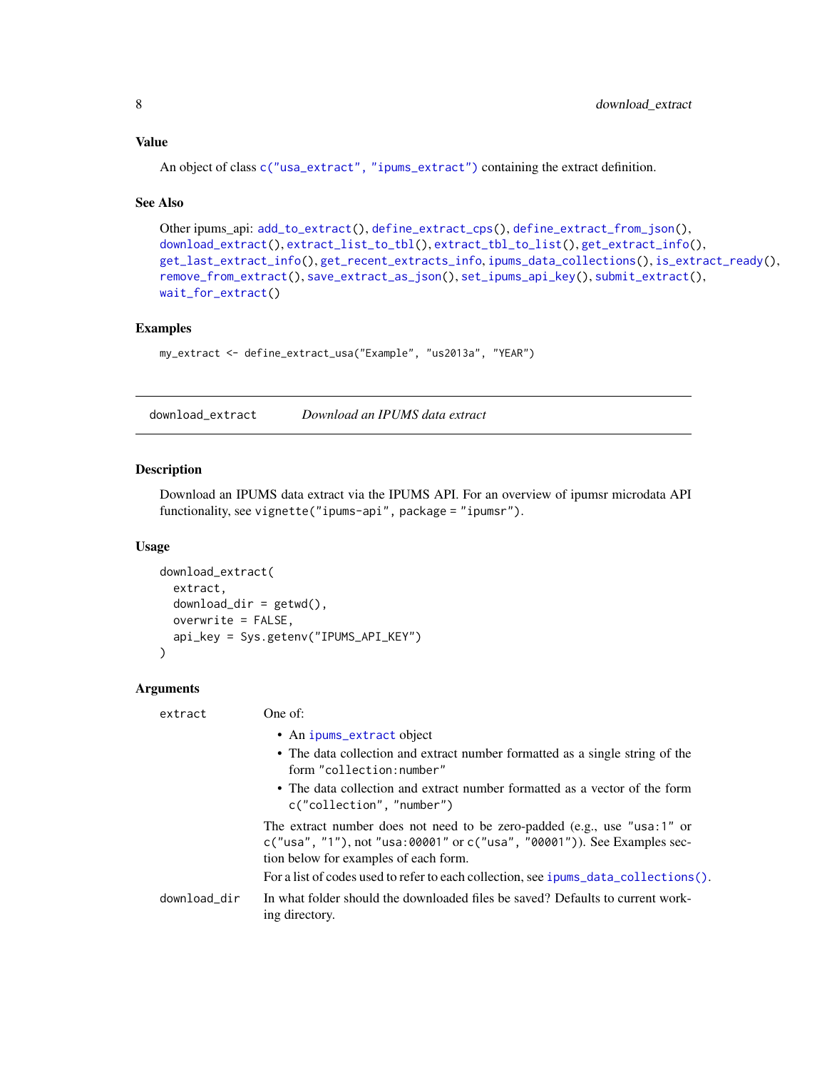### Value

An object of class `c("usa_extract", "ipums_extract")` containing the extract definition.

### See Also

Other ipums_api: `add_to_extract()`, `define_extract_cps()`, `define_extract_from_json()`, `download_extract()`, `extract_list_to_tbl()`, `extract_tbl_to_list()`, `get_extract_info()`, `get_last_extract_info()`, `get_recent_extracts_info`, `ipums_data_collections()`, `is_extract_ready()`, `remove_from_extract()`, `save_extract_as_json()`, `set_ipums_api_key()`, `submit_extract()`, `wait_for_extract()`

### Examples

```
my_extract <- define_extract_usa("Example", "us2013a", "YEAR")
```

---

## download_extract *Download an IPUMS data extract*

### Description

Download an IPUMS data extract via the IPUMS API. For an overview of ipumsr microdata API functionality, see `vignette("ipums-api", package = "ipumsr")`.

### Usage

```
download_extract(
  extract,
  download_dir = getwd(),
  overwrite = FALSE,
  api_key = Sys.getenv("IPUMS_API_KEY")
)
```

### Arguments

`extract` One of:

- An `ipums_extract` object
- The data collection and extract number formatted as a single string of the form `"collection:number"`
- The data collection and extract number formatted as a vector of the form `c("collection", "number")`

The extract number does not need to be zero-padded (e.g., use `"usa:1"` or `c("usa", "1")`, not `"usa:00001"` or `c("usa", "00001")`). See Examples section below for examples of each form.

For a list of codes used to refer to each collection, see `ipums_data_collections()`.

`download_dir` In what folder should the downloaded files be saved? Defaults to current working directory.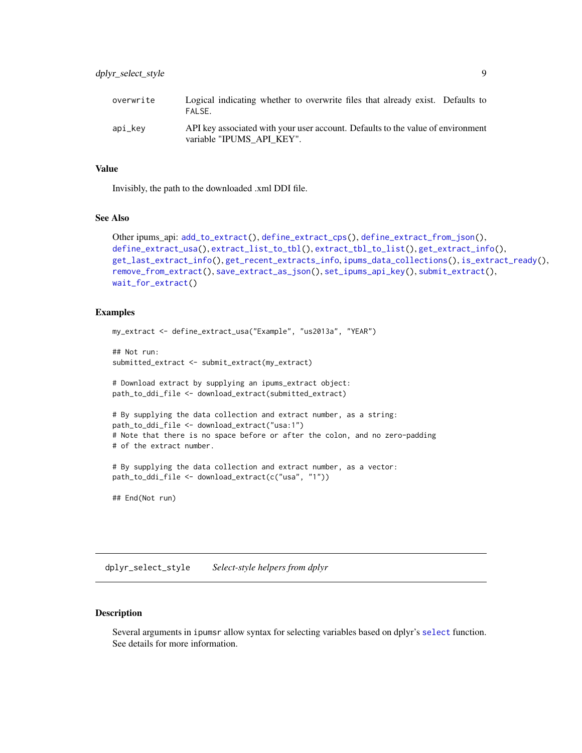| | |
|---|---|
| overwrite | Logical indicating whether to overwrite files that already exist. Defaults to FALSE. |
| api_key | API key associated with your user account. Defaults to the value of environment variable "IPUMS_API_KEY". |

### Value

Invisibly, the path to the downloaded .xml DDI file.

### See Also

Other ipums_api: add_to_extract(), define_extract_cps(), define_extract_from_json(), define_extract_usa(), extract_list_to_tbl(), extract_tbl_to_list(), get_extract_info(), get_last_extract_info(), get_recent_extracts_info, ipums_data_collections(), is_extract_ready(), remove_from_extract(), save_extract_as_json(), set_ipums_api_key(), submit_extract(), wait_for_extract()

### Examples

```
my_extract <- define_extract_usa("Example", "us2013a", "YEAR")

## Not run:
submitted_extract <- submit_extract(my_extract)

# Download extract by supplying an ipums_extract object:
path_to_ddi_file <- download_extract(submitted_extract)

# By supplying the data collection and extract number, as a string:
path_to_ddi_file <- download_extract("usa:1")
# Note that there is no space before or after the colon, and no zero-padding
# of the extract number.

# By supplying the data collection and extract number, as a vector:
path_to_ddi_file <- download_extract(c("usa", "1"))

## End(Not run)
```

---

## dplyr_select_style *Select-style helpers from dplyr*

### Description

Several arguments in ipumsr allow syntax for selecting variables based on dplyr's select function. See details for more information.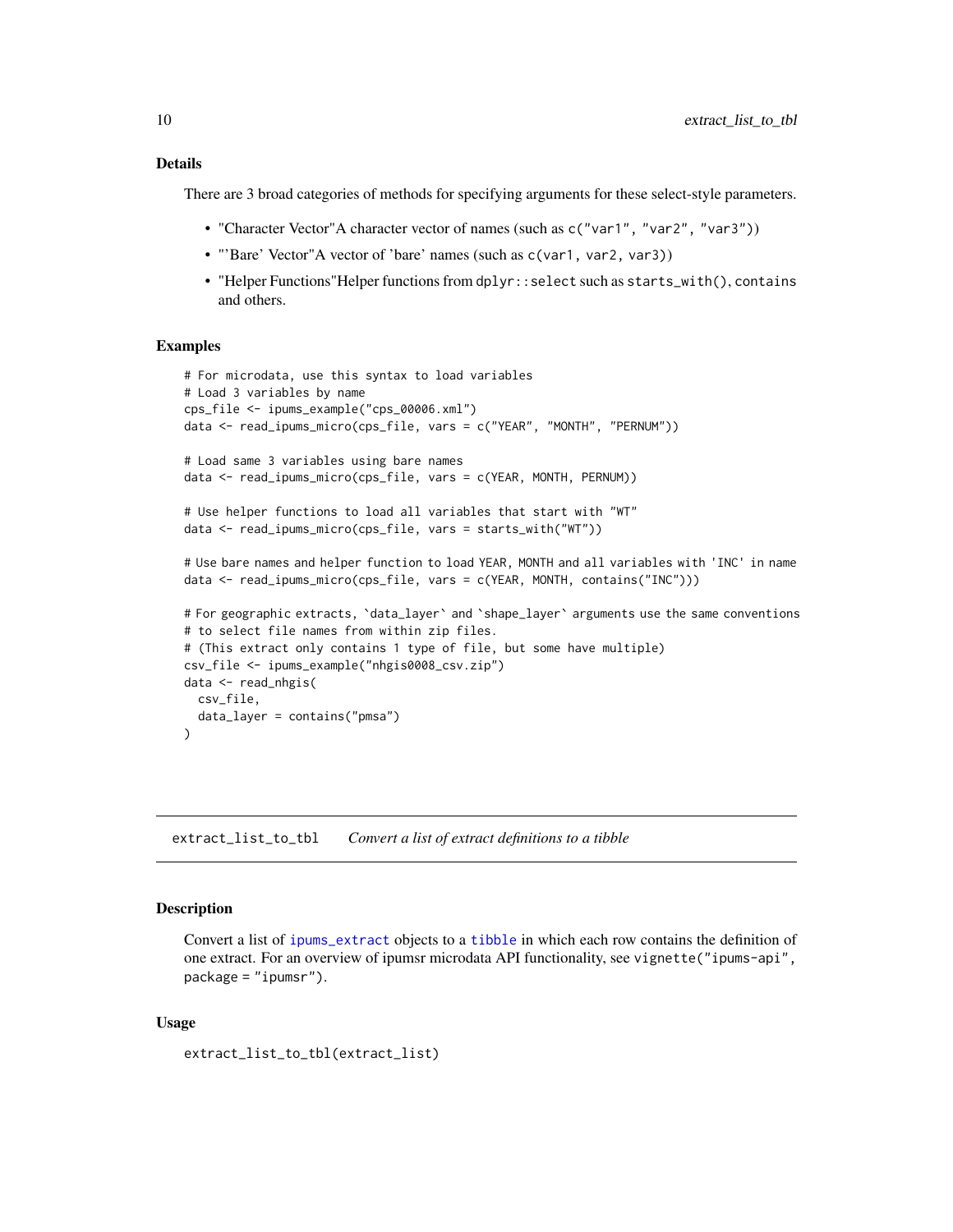### Details

There are 3 broad categories of methods for specifying arguments for these select-style parameters.

- "Character Vector"A character vector of names (such as `c("var1", "var2", "var3")`)
- "'Bare' Vector"A vector of 'bare' names (such as `c(var1, var2, var3)`)
- "Helper Functions"Helper functions from `dplyr::select` such as `starts_with()`, `contains` and others.

### Examples

```
# For microdata, use this syntax to load variables
# Load 3 variables by name
cps_file <- ipums_example("cps_00006.xml")
data <- read_ipums_micro(cps_file, vars = c("YEAR", "MONTH", "PERNUM"))

# Load same 3 variables using bare names
data <- read_ipums_micro(cps_file, vars = c(YEAR, MONTH, PERNUM))

# Use helper functions to load all variables that start with "WT"
data <- read_ipums_micro(cps_file, vars = starts_with("WT"))

# Use bare names and helper function to load YEAR, MONTH and all variables with 'INC' in name
data <- read_ipums_micro(cps_file, vars = c(YEAR, MONTH, contains("INC")))

# For geographic extracts, `data_layer` and `shape_layer` arguments use the same conventions
# to select file names from within zip files.
# (This extract only contains 1 type of file, but some have multiple)
csv_file <- ipums_example("nhgis0008_csv.zip")
data <- read_nhgis(
  csv_file,
  data_layer = contains("pmsa")
)
```

---

## extract_list_to_tbl *Convert a list of extract definitions to a tibble*

### Description

Convert a list of `ipums_extract` objects to a `tibble` in which each row contains the definition of one extract. For an overview of ipumsr microdata API functionality, see `vignette("ipums-api", package = "ipumsr")`.

### Usage

```
extract_list_to_tbl(extract_list)
```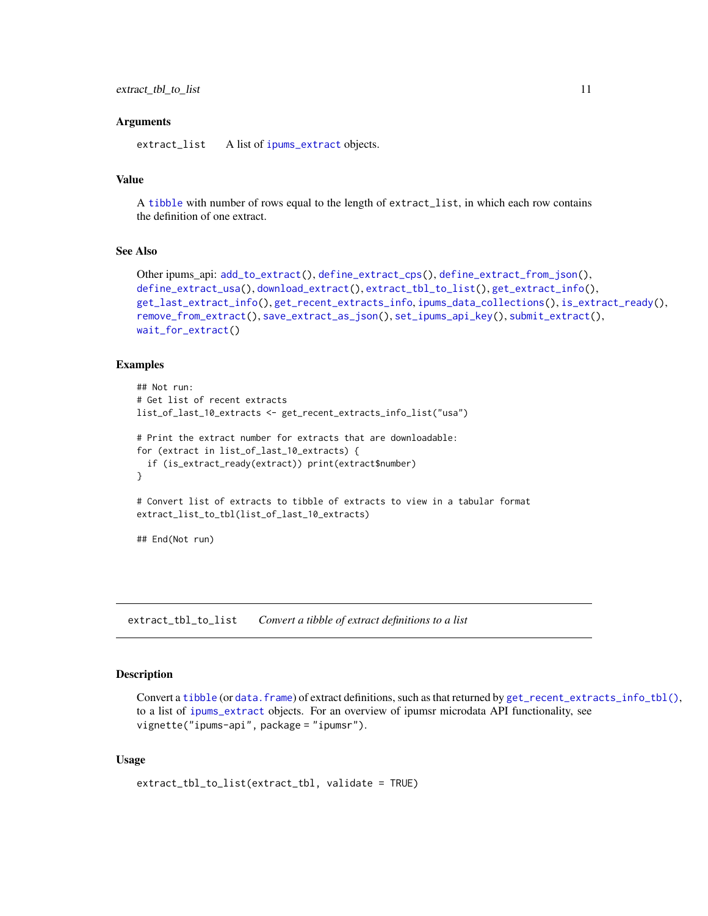### Arguments

extract_list    A list of ipums_extract objects.

### Value

A tibble with number of rows equal to the length of extract_list, in which each row contains the definition of one extract.

### See Also

Other ipums_api: add_to_extract(), define_extract_cps(), define_extract_from_json(), define_extract_usa(), download_extract(), extract_tbl_to_list(), get_extract_info(), get_last_extract_info(), get_recent_extracts_info, ipums_data_collections(), is_extract_ready(), remove_from_extract(), save_extract_as_json(), set_ipums_api_key(), submit_extract(), wait_for_extract()

### Examples

```
## Not run:
# Get list of recent extracts
list_of_last_10_extracts <- get_recent_extracts_info_list("usa")

# Print the extract number for extracts that are downloadable:
for (extract in list_of_last_10_extracts) {
  if (is_extract_ready(extract)) print(extract$number)
}

# Convert list of extracts to tibble of extracts to view in a tabular format
extract_list_to_tbl(list_of_last_10_extracts)

## End(Not run)
```

---

## extract_tbl_to_list    *Convert a tibble of extract definitions to a list*

### Description

Convert a tibble (or data.frame) of extract definitions, such as that returned by get_recent_extracts_info_tbl(), to a list of ipums_extract objects. For an overview of ipumsr microdata API functionality, see vignette("ipums-api", package = "ipumsr").

### Usage

```
extract_tbl_to_list(extract_tbl, validate = TRUE)
```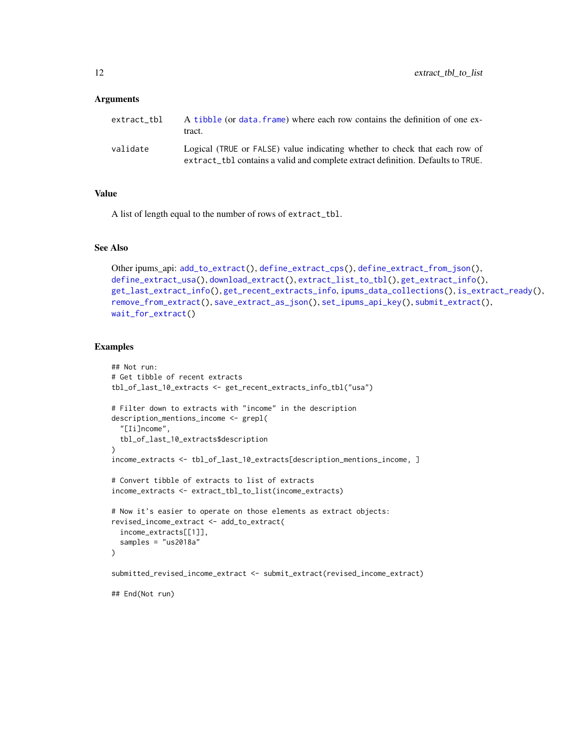### Arguments

| | |
|---|---|
| `extract_tbl` | A tibble (or data.frame) where each row contains the definition of one extract. |
| `validate` | Logical (`TRUE` or `FALSE`) value indicating whether to check that each row of `extract_tbl` contains a valid and complete extract definition. Defaults to `TRUE`. |

### Value

A list of length equal to the number of rows of `extract_tbl`.

### See Also

Other ipums_api: `add_to_extract()`, `define_extract_cps()`, `define_extract_from_json()`, `define_extract_usa()`, `download_extract()`, `extract_list_to_tbl()`, `get_extract_info()`, `get_last_extract_info()`, `get_recent_extracts_info`, `ipums_data_collections()`, `is_extract_ready()`, `remove_from_extract()`, `save_extract_as_json()`, `set_ipums_api_key()`, `submit_extract()`, `wait_for_extract()`

### Examples

```
## Not run:
# Get tibble of recent extracts
tbl_of_last_10_extracts <- get_recent_extracts_info_tbl("usa")

# Filter down to extracts with "income" in the description
description_mentions_income <- grepl(
  "[Ii]ncome",
  tbl_of_last_10_extracts$description
)
income_extracts <- tbl_of_last_10_extracts[description_mentions_income, ]

# Convert tibble of extracts to list of extracts
income_extracts <- extract_tbl_to_list(income_extracts)

# Now it's easier to operate on those elements as extract objects:
revised_income_extract <- add_to_extract(
  income_extracts[[1]],
  samples = "us2018a"
)

submitted_revised_income_extract <- submit_extract(revised_income_extract)

## End(Not run)
```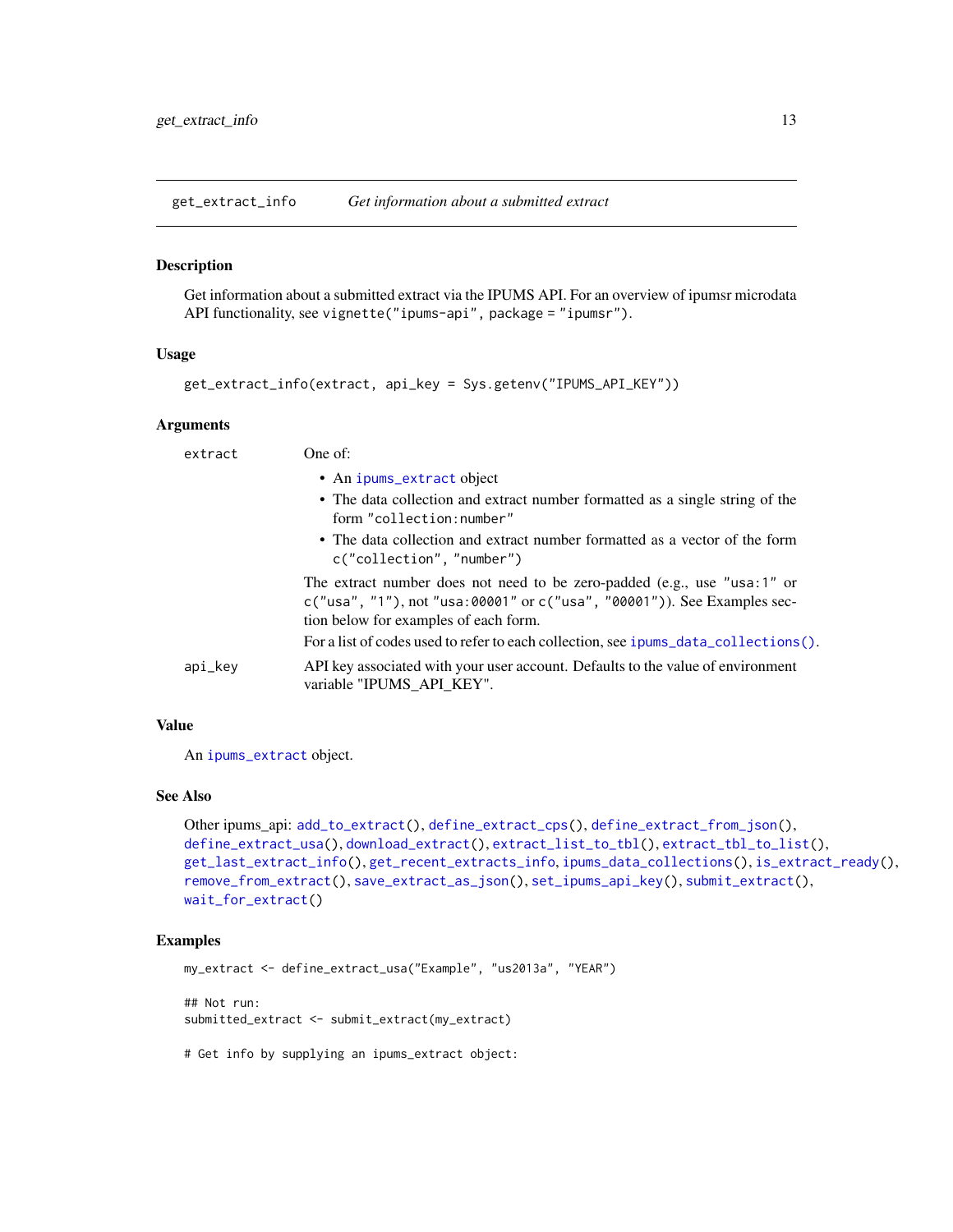## get_extract_info — *Get information about a submitted extract*

### Description

Get information about a submitted extract via the IPUMS API. For an overview of ipumsr microdata API functionality, see `vignette("ipums-api", package = "ipumsr")`.

### Usage

```
get_extract_info(extract, api_key = Sys.getenv("IPUMS_API_KEY"))
```

### Arguments

`extract` One of:

- An `ipums_extract` object
- The data collection and extract number formatted as a single string of the form `"collection:number"`
- The data collection and extract number formatted as a vector of the form `c("collection", "number")`

The extract number does not need to be zero-padded (e.g., use `"usa:1"` or `c("usa", "1")`, not `"usa:00001"` or `c("usa", "00001")`). See Examples section below for examples of each form.

For a list of codes used to refer to each collection, see `ipums_data_collections()`.

`api_key` API key associated with your user account. Defaults to the value of environment variable "IPUMS_API_KEY".

### Value

An `ipums_extract` object.

### See Also

Other ipums_api: `add_to_extract()`, `define_extract_cps()`, `define_extract_from_json()`, `define_extract_usa()`, `download_extract()`, `extract_list_to_tbl()`, `extract_tbl_to_list()`, `get_last_extract_info()`, `get_recent_extracts_info`, `ipums_data_collections()`, `is_extract_ready()`, `remove_from_extract()`, `save_extract_as_json()`, `set_ipums_api_key()`, `submit_extract()`, `wait_for_extract()`

### Examples

```
my_extract <- define_extract_usa("Example", "us2013a", "YEAR")

## Not run:
submitted_extract <- submit_extract(my_extract)

# Get info by supplying an ipums_extract object:
```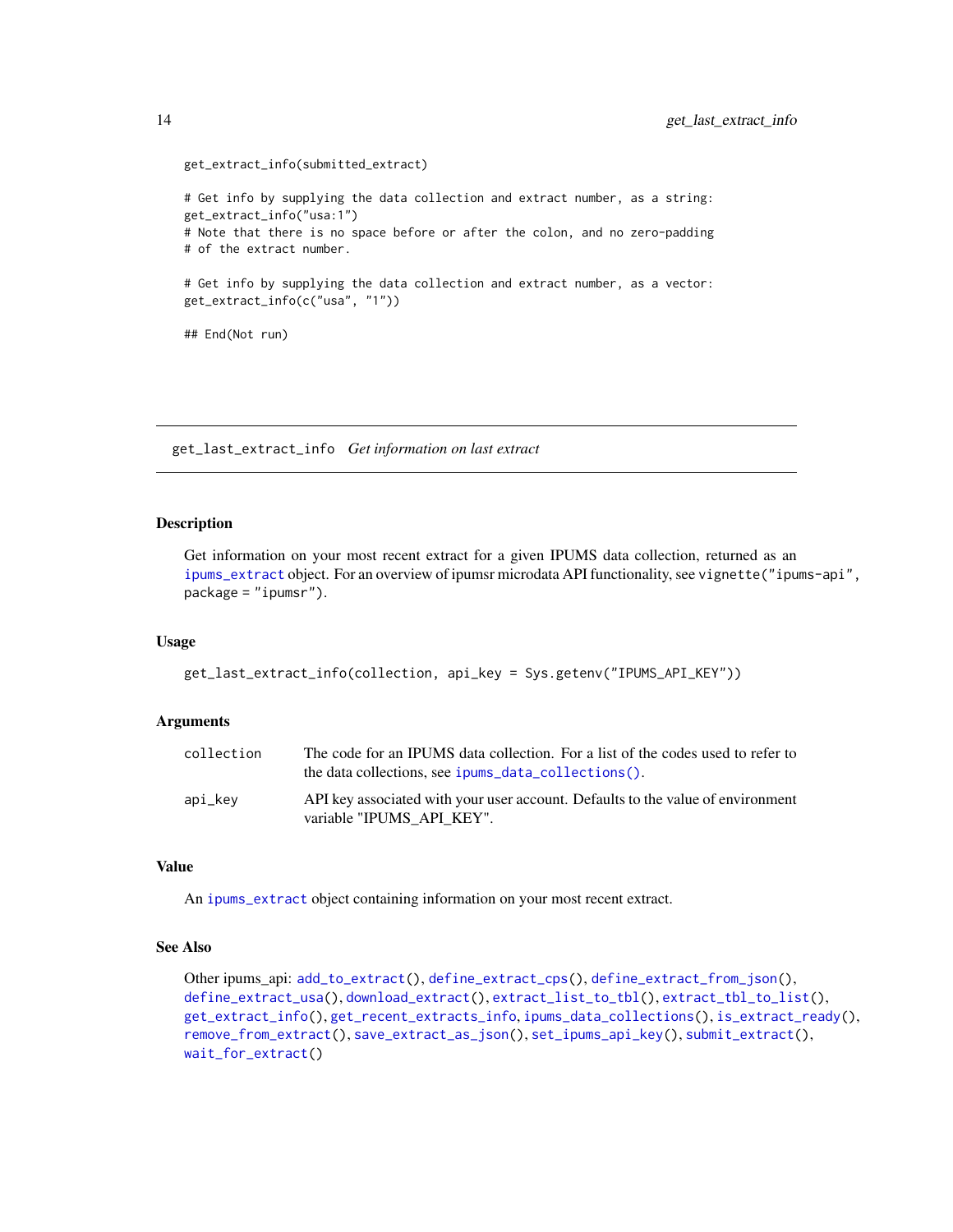```
get_extract_info(submitted_extract)

# Get info by supplying the data collection and extract number, as a string:
get_extract_info("usa:1")
# Note that there is no space before or after the colon, and no zero-padding
# of the extract number.

# Get info by supplying the data collection and extract number, as a vector:
get_extract_info(c("usa", "1"))

## End(Not run)
```

---

## get_last_extract_info *Get information on last extract*

---

### Description

Get information on your most recent extract for a given IPUMS data collection, returned as an ipums_extract object. For an overview of ipumsr microdata API functionality, see vignette("ipums-api", package = "ipumsr").

### Usage

```
get_last_extract_info(collection, api_key = Sys.getenv("IPUMS_API_KEY"))
```

### Arguments

| | |
|---|---|
| collection | The code for an IPUMS data collection. For a list of the codes used to refer to the data collections, see ipums_data_collections(). |
| api_key | API key associated with your user account. Defaults to the value of environment variable "IPUMS_API_KEY". |

### Value

An ipums_extract object containing information on your most recent extract.

### See Also

Other ipums_api: add_to_extract(), define_extract_cps(), define_extract_from_json(), define_extract_usa(), download_extract(), extract_list_to_tbl(), extract_tbl_to_list(), get_extract_info(), get_recent_extracts_info, ipums_data_collections(), is_extract_ready(), remove_from_extract(), save_extract_as_json(), set_ipums_api_key(), submit_extract(), wait_for_extract()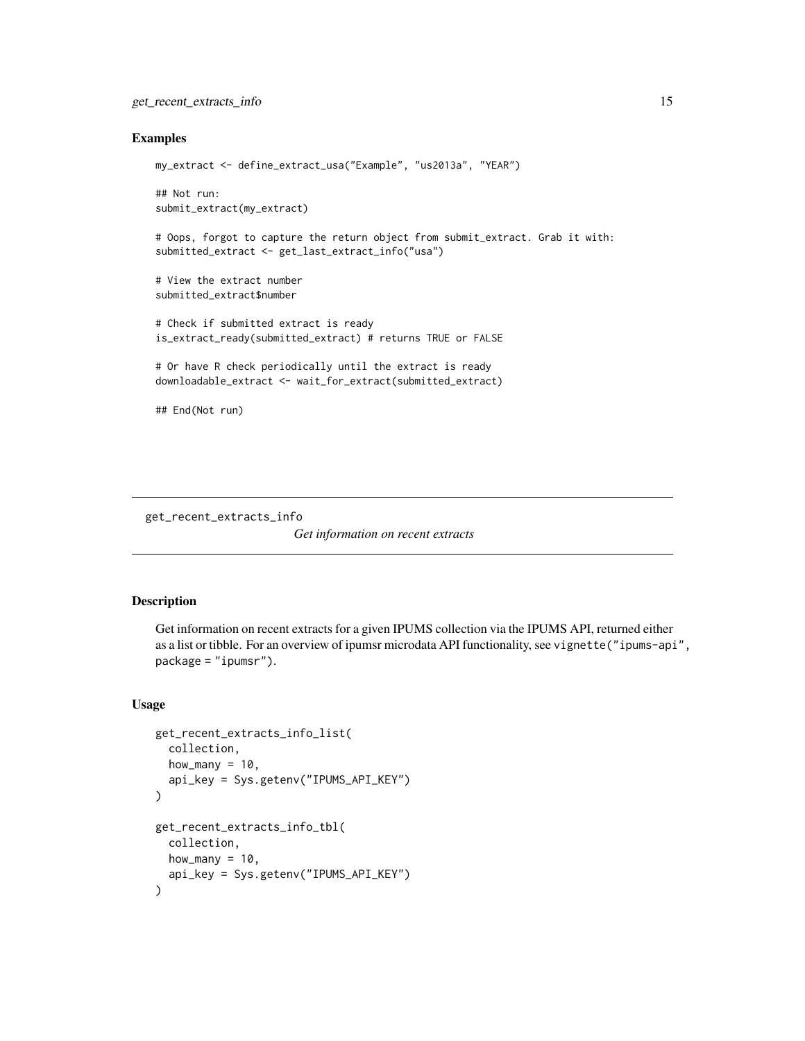## Examples

```
my_extract <- define_extract_usa("Example", "us2013a", "YEAR")

## Not run:
submit_extract(my_extract)

# Oops, forgot to capture the return object from submit_extract. Grab it with:
submitted_extract <- get_last_extract_info("usa")

# View the extract number
submitted_extract$number

# Check if submitted extract is ready
is_extract_ready(submitted_extract) # returns TRUE or FALSE

# Or have R check periodically until the extract is ready
downloadable_extract <- wait_for_extract(submitted_extract)

## End(Not run)
```

---

# get_recent_extracts_info    *Get information on recent extracts*

---

## Description

Get information on recent extracts for a given IPUMS collection via the IPUMS API, returned either as a list or tibble. For an overview of ipumsr microdata API functionality, see `vignette("ipums-api", package = "ipumsr")`.

## Usage

```
get_recent_extracts_info_list(
  collection,
  how_many = 10,
  api_key = Sys.getenv("IPUMS_API_KEY")
)

get_recent_extracts_info_tbl(
  collection,
  how_many = 10,
  api_key = Sys.getenv("IPUMS_API_KEY")
)
```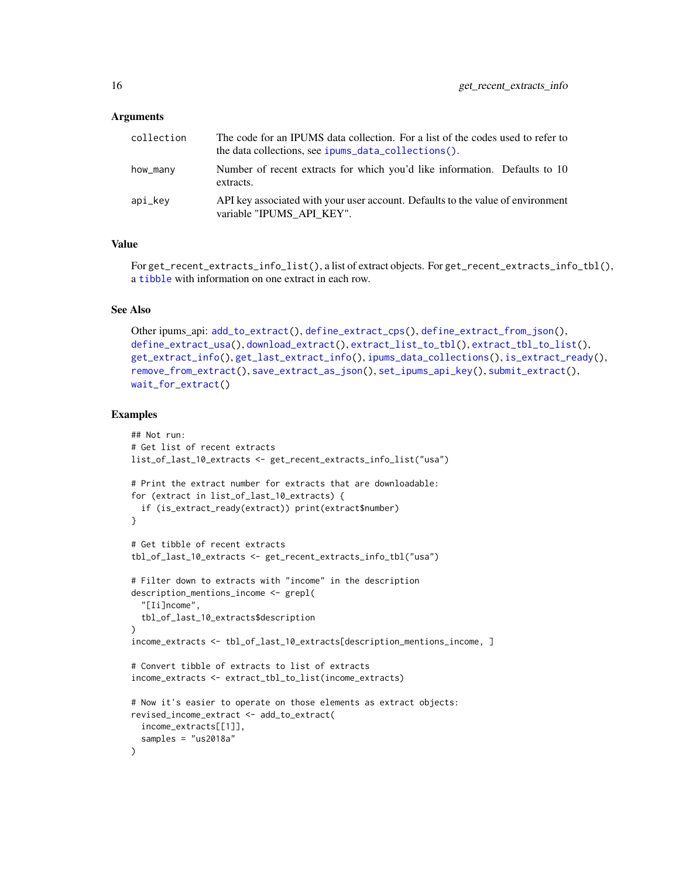### Arguments

| | |
|---|---|
| collection | The code for an IPUMS data collection. For a list of the codes used to refer to the data collections, see `ipums_data_collections()`. |
| how_many | Number of recent extracts for which you'd like information. Defaults to 10 extracts. |
| api_key | API key associated with your user account. Defaults to the value of environment variable "IPUMS_API_KEY". |

### Value

For `get_recent_extracts_info_list()`, a list of extract objects. For `get_recent_extracts_info_tbl()`, a `tibble` with information on one extract in each row.

### See Also

Other ipums_api: `add_to_extract()`, `define_extract_cps()`, `define_extract_from_json()`, `define_extract_usa()`, `download_extract()`, `extract_list_to_tbl()`, `extract_tbl_to_list()`, `get_extract_info()`, `get_last_extract_info()`, `ipums_data_collections()`, `is_extract_ready()`, `remove_from_extract()`, `save_extract_as_json()`, `set_ipums_api_key()`, `submit_extract()`, `wait_for_extract()`

### Examples

```
## Not run:
# Get list of recent extracts
list_of_last_10_extracts <- get_recent_extracts_info_list("usa")

# Print the extract number for extracts that are downloadable:
for (extract in list_of_last_10_extracts) {
  if (is_extract_ready(extract)) print(extract$number)
}

# Get tibble of recent extracts
tbl_of_last_10_extracts <- get_recent_extracts_info_tbl("usa")

# Filter down to extracts with "income" in the description
description_mentions_income <- grepl(
  "[Ii]ncome",
  tbl_of_last_10_extracts$description
)
income_extracts <- tbl_of_last_10_extracts[description_mentions_income, ]

# Convert tibble of extracts to list of extracts
income_extracts <- extract_tbl_to_list(income_extracts)

# Now it's easier to operate on those elements as extract objects:
revised_income_extract <- add_to_extract(
  income_extracts[[1]],
  samples = "us2018a"
)
```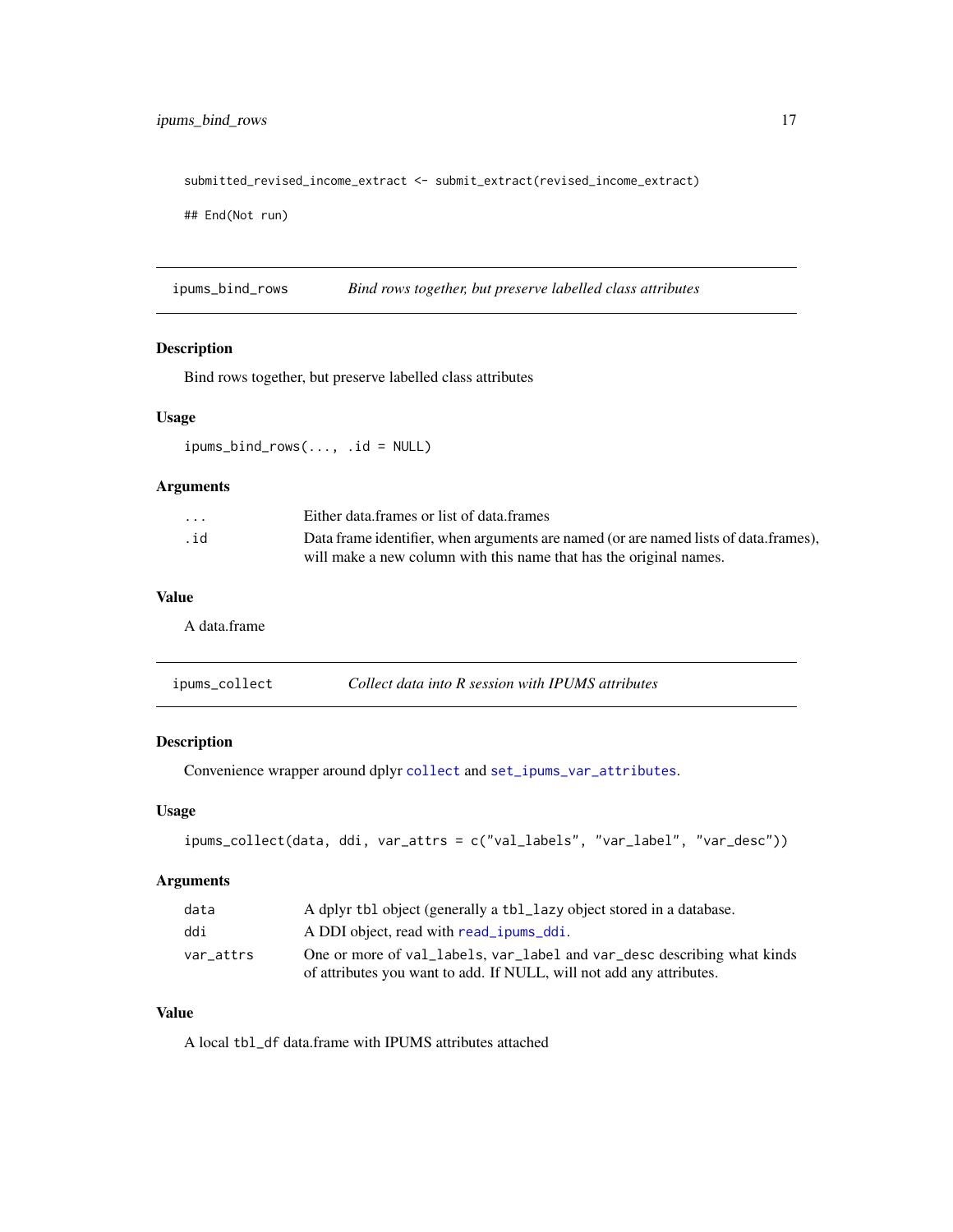```
submitted_revised_income_extract <- submit_extract(revised_income_extract)

## End(Not run)
```

---

## ipums_bind_rows — *Bind rows together, but preserve labelled class attributes*

### Description

Bind rows together, but preserve labelled class attributes

### Usage

```
ipums_bind_rows(..., .id = NULL)
```

### Arguments

| | |
|---|---|
| `...` | Either data.frames or list of data.frames |
| `.id` | Data frame identifier, when arguments are named (or are named lists of data.frames), will make a new column with this name that has the original names. |

### Value

A data.frame

---

## ipums_collect — *Collect data into R session with IPUMS attributes*

### Description

Convenience wrapper around dplyr `collect` and `set_ipums_var_attributes`.

### Usage

```
ipums_collect(data, ddi, var_attrs = c("val_labels", "var_label", "var_desc"))
```

### Arguments

| | |
|---|---|
| `data` | A dplyr `tbl` object (generally a `tbl_lazy` object stored in a database. |
| `ddi` | A DDI object, read with `read_ipums_ddi`. |
| `var_attrs` | One or more of `val_labels`, `var_label` and `var_desc` describing what kinds of attributes you want to add. If NULL, will not add any attributes. |

### Value

A local `tbl_df` data.frame with IPUMS attributes attached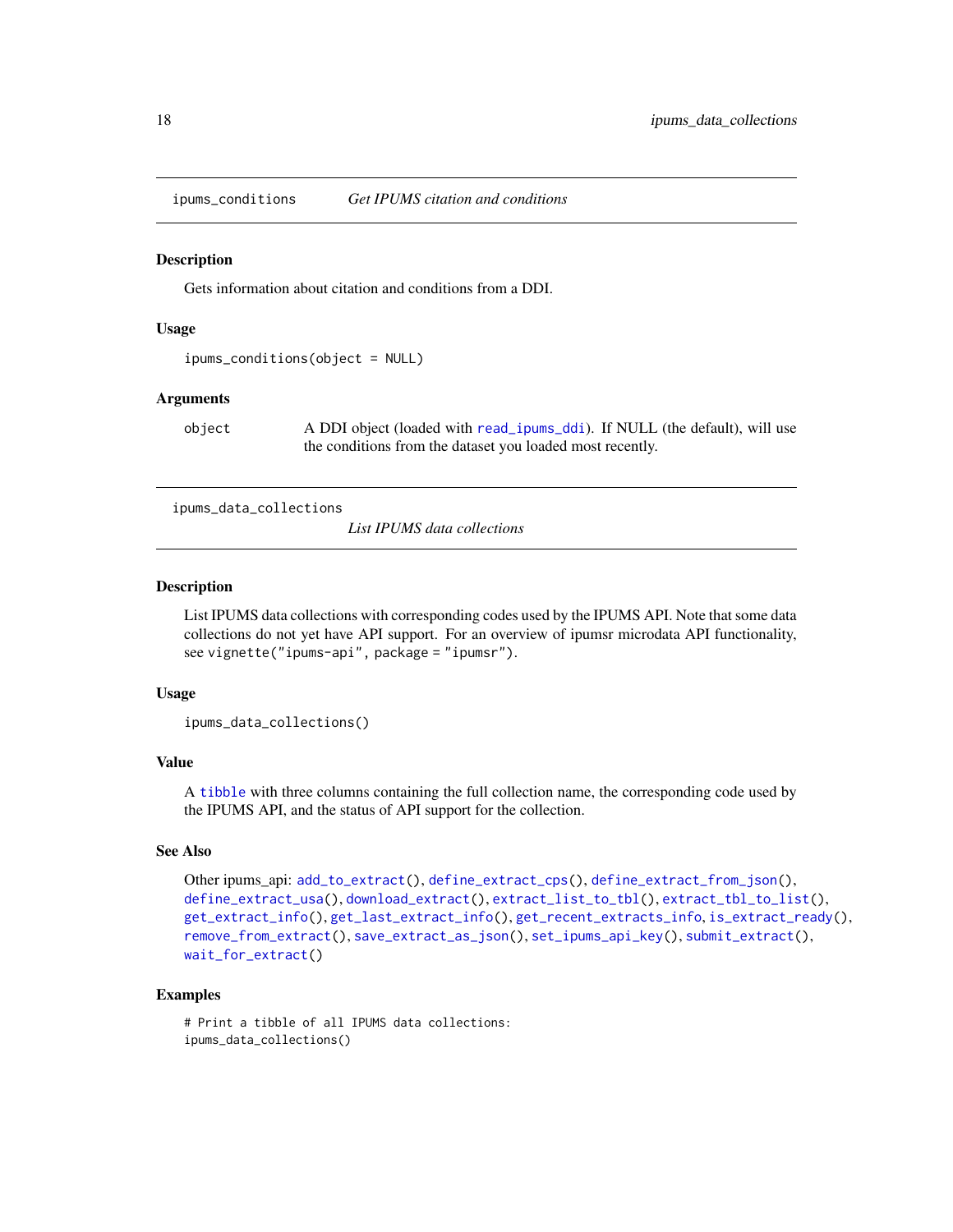## ipums_conditions — *Get IPUMS citation and conditions*

### Description

Gets information about citation and conditions from a DDI.

### Usage

```
ipums_conditions(object = NULL)
```

### Arguments

| | |
|---|---|
| object | A DDI object (loaded with read_ipums_ddi). If NULL (the default), will use the conditions from the dataset you loaded most recently. |

## ipums_data_collections — *List IPUMS data collections*

### Description

List IPUMS data collections with corresponding codes used by the IPUMS API. Note that some data collections do not yet have API support. For an overview of ipumsr microdata API functionality, see `vignette("ipums-api", package = "ipumsr")`.

### Usage

```
ipums_data_collections()
```

### Value

A tibble with three columns containing the full collection name, the corresponding code used by the IPUMS API, and the status of API support for the collection.

### See Also

Other ipums_api: add_to_extract(), define_extract_cps(), define_extract_from_json(), define_extract_usa(), download_extract(), extract_list_to_tbl(), extract_tbl_to_list(), get_extract_info(), get_last_extract_info(), get_recent_extracts_info, is_extract_ready(), remove_from_extract(), save_extract_as_json(), set_ipums_api_key(), submit_extract(), wait_for_extract()

### Examples

```
# Print a tibble of all IPUMS data collections:
ipums_data_collections()
```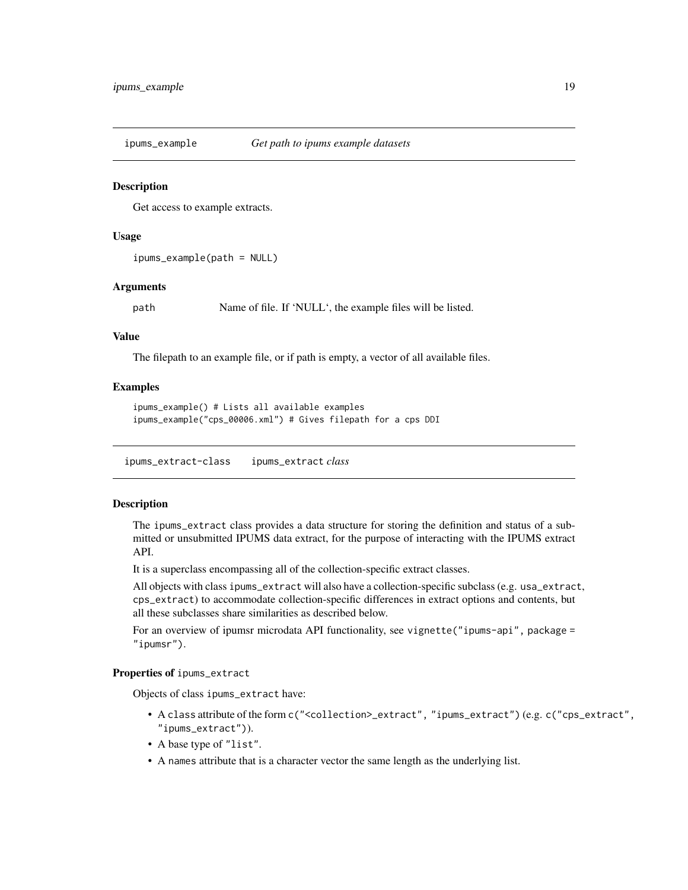## ipums_example *Get path to ipums example datasets*

### Description

Get access to example extracts.

### Usage

```
ipums_example(path = NULL)
```

### Arguments

path Name of file. If 'NULL', the example files will be listed.

### Value

The filepath to an example file, or if path is empty, a vector of all available files.

### Examples

```
ipums_example() # Lists all available examples
ipums_example("cps_00006.xml") # Gives filepath for a cps DDI
```

## ipums_extract-class ipums_extract *class*

### Description

The ipums_extract class provides a data structure for storing the definition and status of a submitted or unsubmitted IPUMS data extract, for the purpose of interacting with the IPUMS extract API.

It is a superclass encompassing all of the collection-specific extract classes.

All objects with class ipums_extract will also have a collection-specific subclass (e.g. usa_extract, cps_extract) to accommodate collection-specific differences in extract options and contents, but all these subclasses share similarities as described below.

For an overview of ipumsr microdata API functionality, see vignette("ipums-api", package = "ipumsr").

### Properties of ipums_extract

Objects of class ipums_extract have:

- A class attribute of the form c("<collection>_extract", "ipums_extract") (e.g. c("cps_extract", "ipums_extract")).
- A base type of "list".
- A names attribute that is a character vector the same length as the underlying list.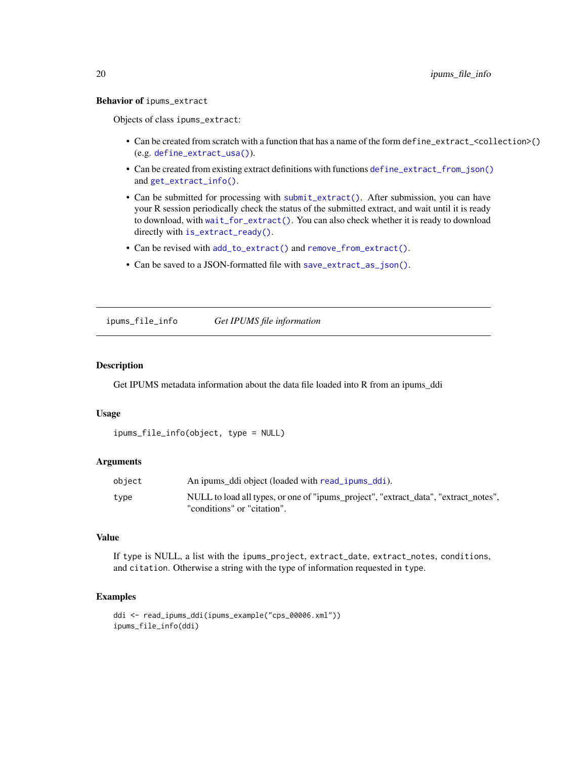**Behavior of `ipums_extract`**

Objects of class `ipums_extract`:

- Can be created from scratch with a function that has a name of the form `define_extract_<collection>()` (e.g. `define_extract_usa()`).
- Can be created from existing extract definitions with functions `define_extract_from_json()` and `get_extract_info()`.
- Can be submitted for processing with `submit_extract()`. After submission, you can have your R session periodically check the status of the submitted extract, and wait until it is ready to download, with `wait_for_extract()`. You can also check whether it is ready to download directly with `is_extract_ready()`.
- Can be revised with `add_to_extract()` and `remove_from_extract()`.
- Can be saved to a JSON-formatted file with `save_extract_as_json()`.

---

## ipums_file_info — *Get IPUMS file information*

### Description

Get IPUMS metadata information about the data file loaded into R from an ipums_ddi

### Usage

```
ipums_file_info(object, type = NULL)
```

### Arguments

| | |
|---|---|
| `object` | An ipums_ddi object (loaded with `read_ipums_ddi`). |
| `type` | NULL to load all types, or one of "ipums_project", "extract_data", "extract_notes", "conditions" or "citation". |

### Value

If `type` is NULL, a list with the `ipums_project`, `extract_date`, `extract_notes`, `conditions`, and `citation`. Otherwise a string with the type of information requested in `type`.

### Examples

```
ddi <- read_ipums_ddi(ipums_example("cps_00006.xml"))
ipums_file_info(ddi)
```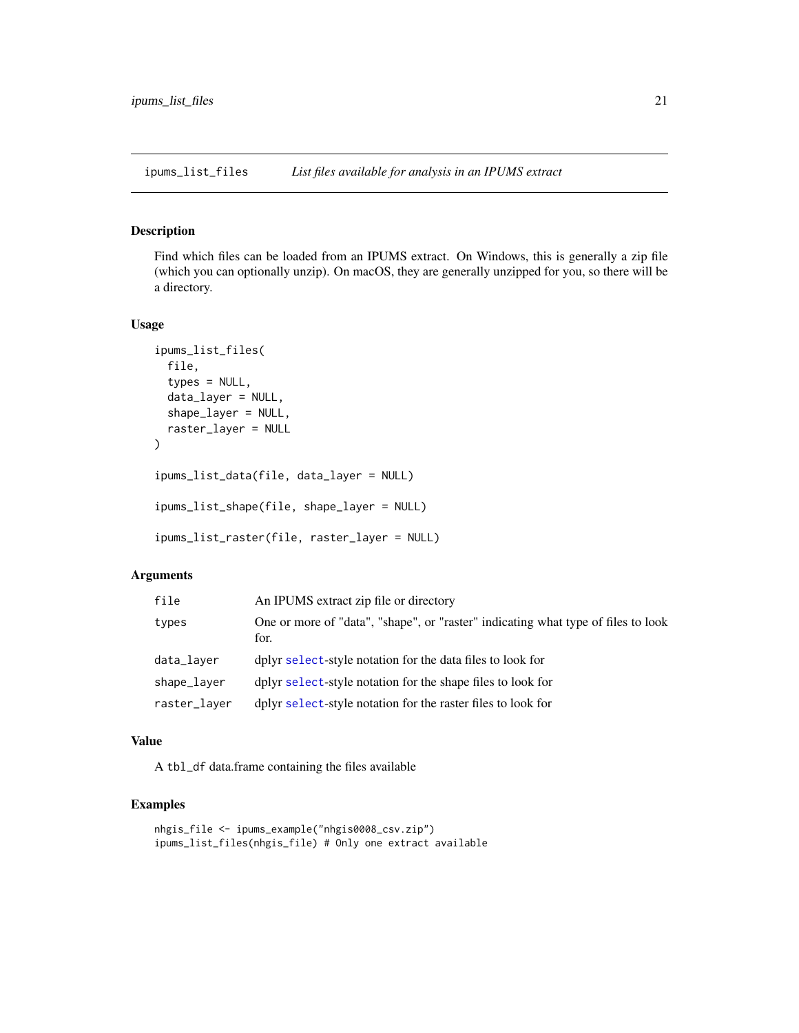## ipums_list_files — *List files available for analysis in an IPUMS extract*

### Description

Find which files can be loaded from an IPUMS extract. On Windows, this is generally a zip file (which you can optionally unzip). On macOS, they are generally unzipped for you, so there will be a directory.

### Usage

```
ipums_list_files(
  file,
  types = NULL,
  data_layer = NULL,
  shape_layer = NULL,
  raster_layer = NULL
)

ipums_list_data(file, data_layer = NULL)

ipums_list_shape(file, shape_layer = NULL)

ipums_list_raster(file, raster_layer = NULL)
```

### Arguments

| | |
|---|---|
| `file` | An IPUMS extract zip file or directory |
| `types` | One or more of "data", "shape", or "raster" indicating what type of files to look for. |
| `data_layer` | dplyr `select`-style notation for the data files to look for |
| `shape_layer` | dplyr `select`-style notation for the shape files to look for |
| `raster_layer` | dplyr `select`-style notation for the raster files to look for |

### Value

A `tbl_df` data.frame containing the files available

### Examples

```
nhgis_file <- ipums_example("nhgis0008_csv.zip")
ipums_list_files(nhgis_file) # Only one extract available
```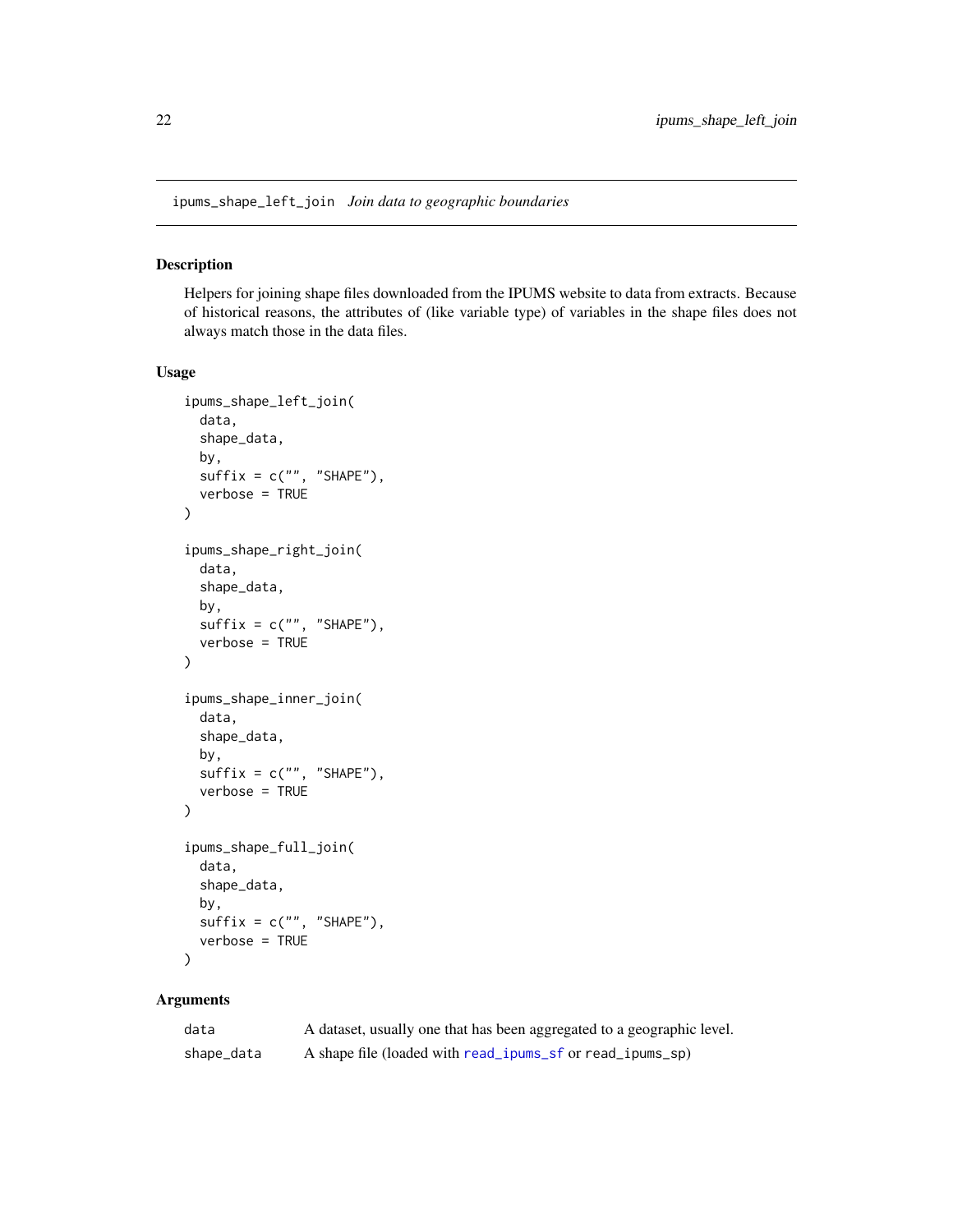ipums_shape_left_join    *Join data to geographic boundaries*

## Description

Helpers for joining shape files downloaded from the IPUMS website to data from extracts. Because of historical reasons, the attributes of (like variable type) of variables in the shape files does not always match those in the data files.

## Usage

```
ipums_shape_left_join(
  data,
  shape_data,
  by,
  suffix = c("", "SHAPE"),
  verbose = TRUE
)

ipums_shape_right_join(
  data,
  shape_data,
  by,
  suffix = c("", "SHAPE"),
  verbose = TRUE
)

ipums_shape_inner_join(
  data,
  shape_data,
  by,
  suffix = c("", "SHAPE"),
  verbose = TRUE
)

ipums_shape_full_join(
  data,
  shape_data,
  by,
  suffix = c("", "SHAPE"),
  verbose = TRUE
)
```

## Arguments

| | |
|---|---|
| data | A dataset, usually one that has been aggregated to a geographic level. |
| shape_data | A shape file (loaded with read_ipums_sf or read_ipums_sp) |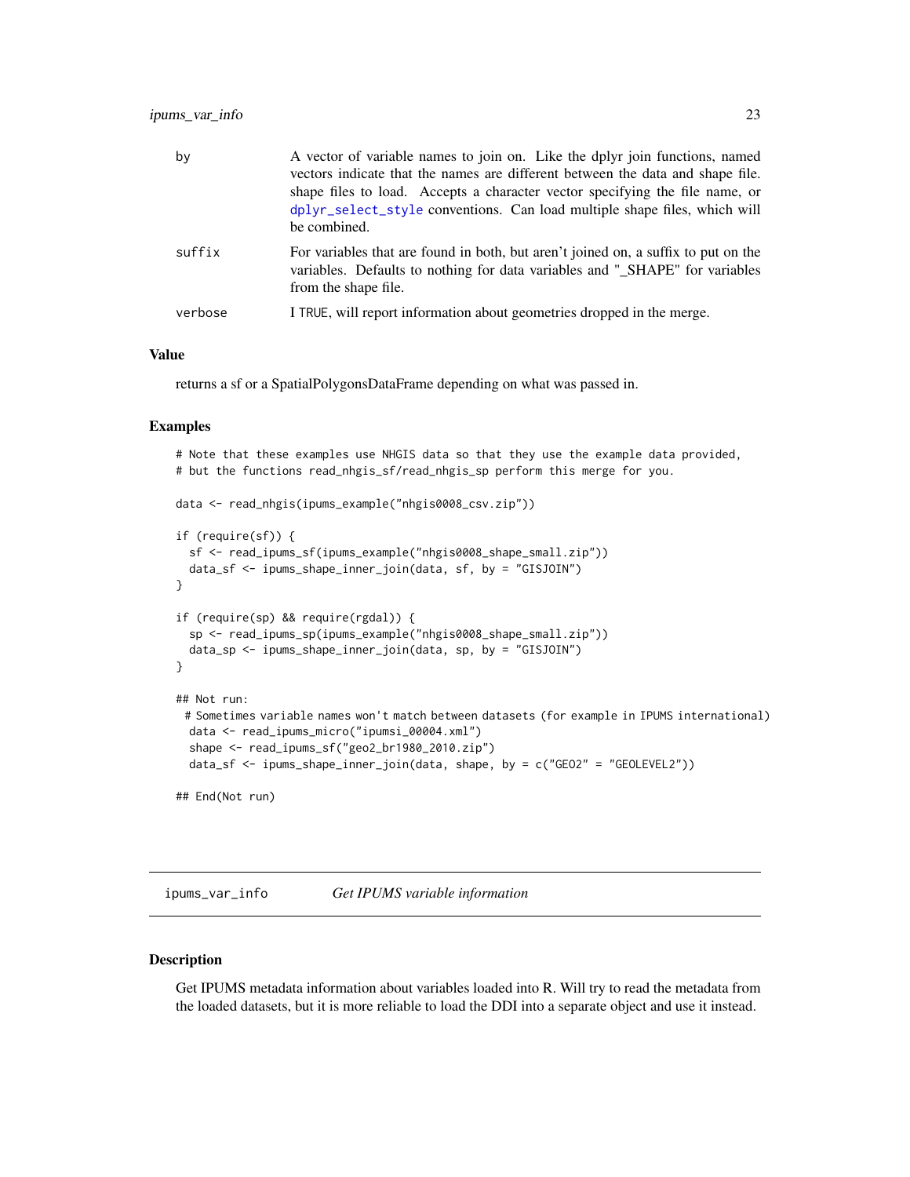| | |
|---|---|
| by | A vector of variable names to join on. Like the dplyr join functions, named vectors indicate that the names are different between the data and shape file. shape files to load. Accepts a character vector specifying the file name, or dplyr_select_style conventions. Can load multiple shape files, which will be combined. |
| suffix | For variables that are found in both, but aren't joined on, a suffix to put on the variables. Defaults to nothing for data variables and "_SHAPE" for variables from the shape file. |
| verbose | I TRUE, will report information about geometries dropped in the merge. |

### Value

returns a sf or a SpatialPolygonsDataFrame depending on what was passed in.

### Examples

```
# Note that these examples use NHGIS data so that they use the example data provided,
# but the functions read_nhgis_sf/read_nhgis_sp perform this merge for you.

data <- read_nhgis(ipums_example("nhgis0008_csv.zip"))

if (require(sf)) {
  sf <- read_ipums_sf(ipums_example("nhgis0008_shape_small.zip"))
  data_sf <- ipums_shape_inner_join(data, sf, by = "GISJOIN")
}

if (require(sp) && require(rgdal)) {
  sp <- read_ipums_sp(ipums_example("nhgis0008_shape_small.zip"))
  data_sp <- ipums_shape_inner_join(data, sp, by = "GISJOIN")
}

## Not run:
 # Sometimes variable names won't match between datasets (for example in IPUMS international)
  data <- read_ipums_micro("ipumsi_00004.xml")
  shape <- read_ipums_sf("geo2_br1980_2010.zip")
  data_sf <- ipums_shape_inner_join(data, shape, by = c("GEO2" = "GEOLEVEL2"))

## End(Not run)
```

---

## ipums_var_info *Get IPUMS variable information*

### Description

Get IPUMS metadata information about variables loaded into R. Will try to read the metadata from the loaded datasets, but it is more reliable to load the DDI into a separate object and use it instead.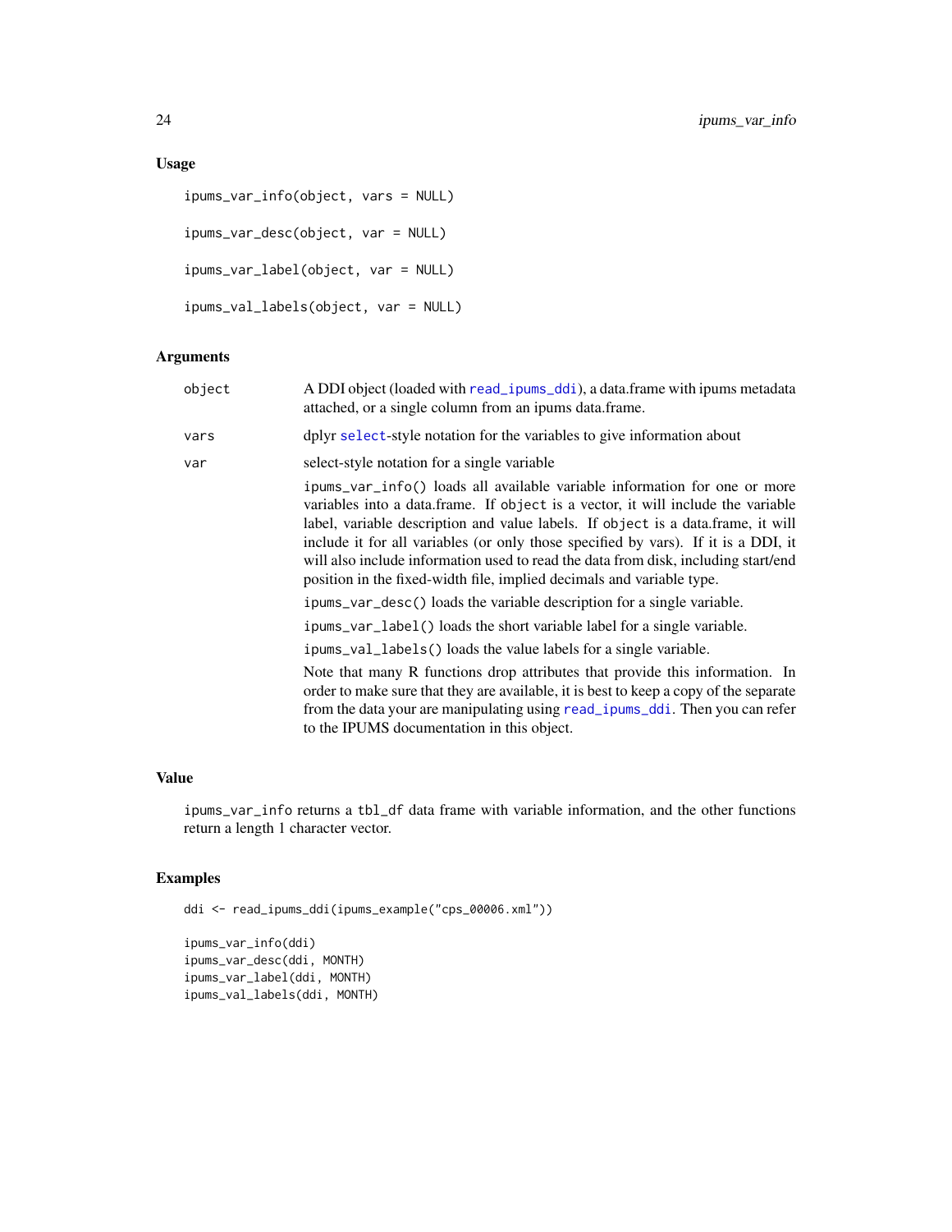## Usage

```
ipums_var_info(object, vars = NULL)

ipums_var_desc(object, var = NULL)

ipums_var_label(object, var = NULL)

ipums_val_labels(object, var = NULL)
```

## Arguments

| | |
|---|---|
| `object` | A DDI object (loaded with `read_ipums_ddi`), a data.frame with ipums metadata attached, or a single column from an ipums data.frame. |
| `vars` | dplyr `select`-style notation for the variables to give information about |
| `var` | select-style notation for a single variable |

`ipums_var_info()` loads all available variable information for one or more variables into a data.frame. If `object` is a vector, it will include the variable label, variable description and value labels. If `object` is a data.frame, it will include it for all variables (or only those specified by vars). If it is a DDI, it will also include information used to read the data from disk, including start/end position in the fixed-width file, implied decimals and variable type.

`ipums_var_desc()` loads the variable description for a single variable.

`ipums_var_label()` loads the short variable label for a single variable.

`ipums_val_labels()` loads the value labels for a single variable.

Note that many R functions drop attributes that provide this information. In order to make sure that they are available, it is best to keep a copy of the separate from the data your are manipulating using `read_ipums_ddi`. Then you can refer to the IPUMS documentation in this object.

## Value

`ipums_var_info` returns a `tbl_df` data frame with variable information, and the other functions return a length 1 character vector.

## Examples

```
ddi <- read_ipums_ddi(ipums_example("cps_00006.xml"))

ipums_var_info(ddi)
ipums_var_desc(ddi, MONTH)
ipums_var_label(ddi, MONTH)
ipums_val_labels(ddi, MONTH)
```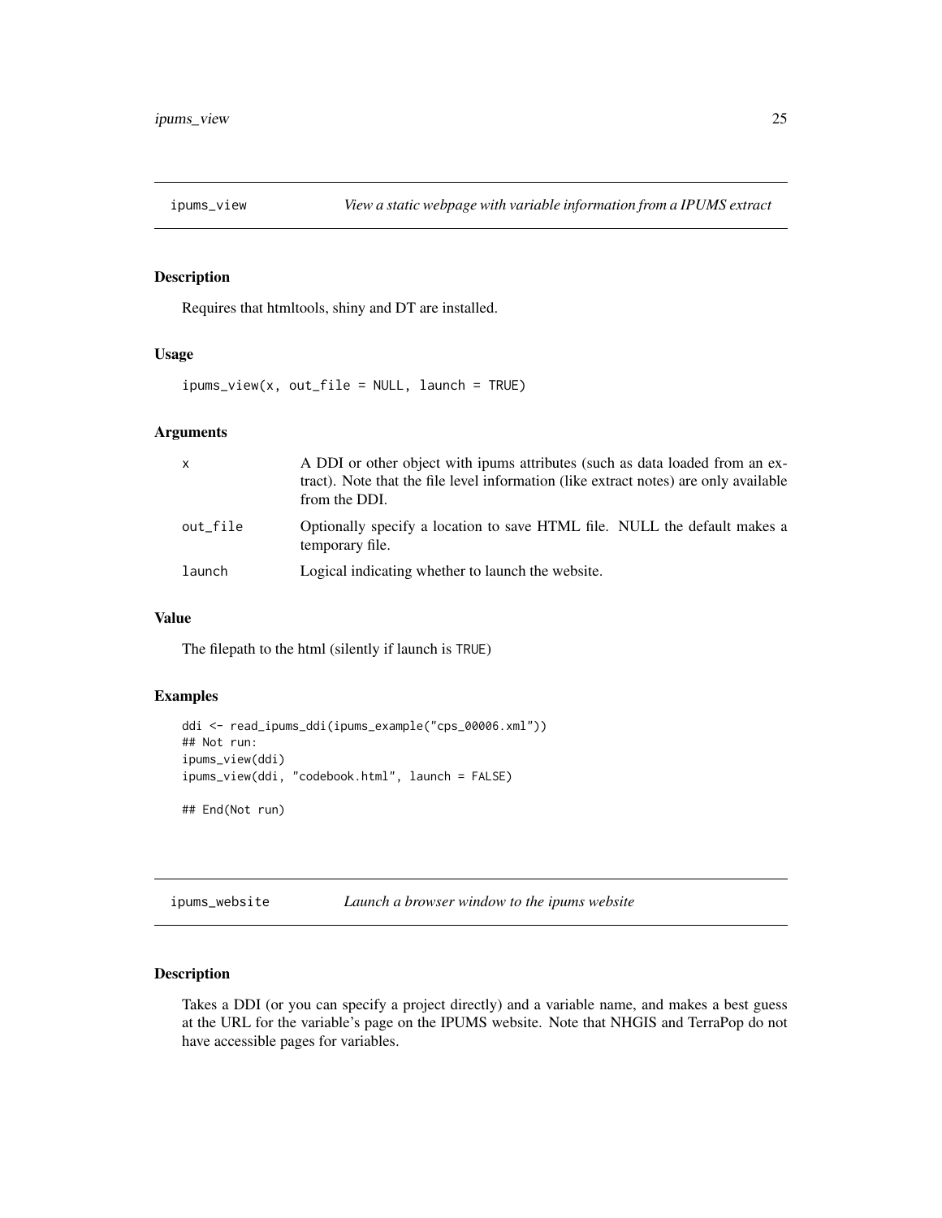## ipums_view — *View a static webpage with variable information from a IPUMS extract*

### Description

Requires that htmltools, shiny and DT are installed.

### Usage

```
ipums_view(x, out_file = NULL, launch = TRUE)
```

### Arguments

| | |
|---|---|
| x | A DDI or other object with ipums attributes (such as data loaded from an extract). Note that the file level information (like extract notes) are only available from the DDI. |
| out_file | Optionally specify a location to save HTML file. NULL the default makes a temporary file. |
| launch | Logical indicating whether to launch the website. |

### Value

The filepath to the html (silently if launch is TRUE)

### Examples

```
ddi <- read_ipums_ddi(ipums_example("cps_00006.xml"))
## Not run:
ipums_view(ddi)
ipums_view(ddi, "codebook.html", launch = FALSE)

## End(Not run)
```

## ipums_website — *Launch a browser window to the ipums website*

### Description

Takes a DDI (or you can specify a project directly) and a variable name, and makes a best guess at the URL for the variable's page on the IPUMS website. Note that NHGIS and TerraPop do not have accessible pages for variables.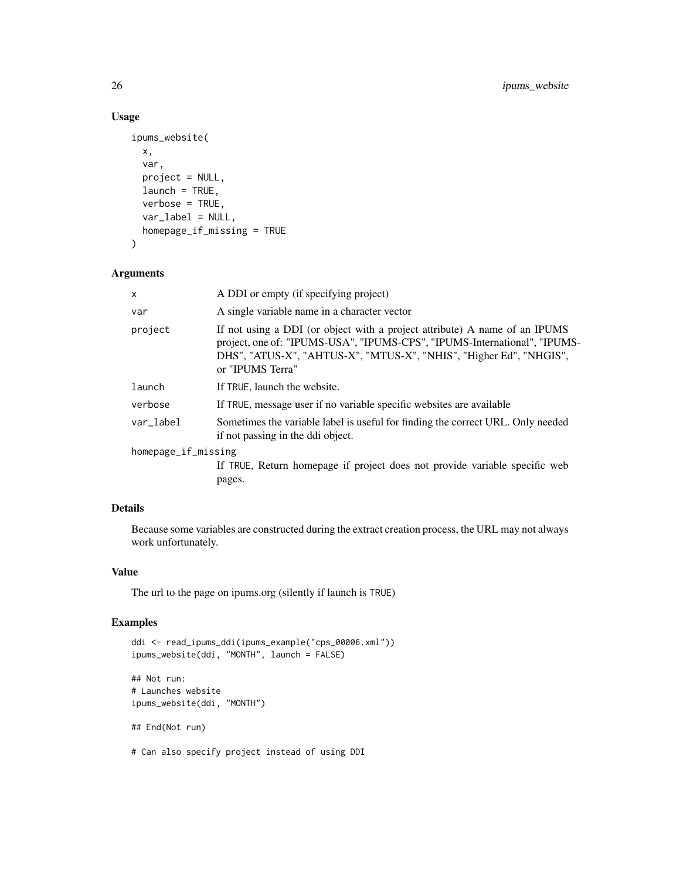### Usage

```
ipums_website(
  x,
  var,
  project = NULL,
  launch = TRUE,
  verbose = TRUE,
  var_label = NULL,
  homepage_if_missing = TRUE
)
```

### Arguments

| | |
|---|---|
| x | A DDI or empty (if specifying project) |
| var | A single variable name in a character vector |
| project | If not using a DDI (or object with a project attribute) A name of an IPUMS project, one of: "IPUMS-USA", "IPUMS-CPS", "IPUMS-International", "IPUMS-DHS", "ATUS-X", "AHTUS-X", "MTUS-X", "NHIS", "Higher Ed", "NHGIS", or "IPUMS Terra" |
| launch | If TRUE, launch the website. |
| verbose | If TRUE, message user if no variable specific websites are available |
| var_label | Sometimes the variable label is useful for finding the correct URL. Only needed if not passing in the ddi object. |
| homepage_if_missing | If TRUE, Return homepage if project does not provide variable specific web pages. |

### Details

Because some variables are constructed during the extract creation process, the URL may not always work unfortunately.

### Value

The url to the page on ipums.org (silently if launch is TRUE)

### Examples

```
ddi <- read_ipums_ddi(ipums_example("cps_00006.xml"))
ipums_website(ddi, "MONTH", launch = FALSE)

## Not run:
# Launches website
ipums_website(ddi, "MONTH")

## End(Not run)

# Can also specify project instead of using DDI
```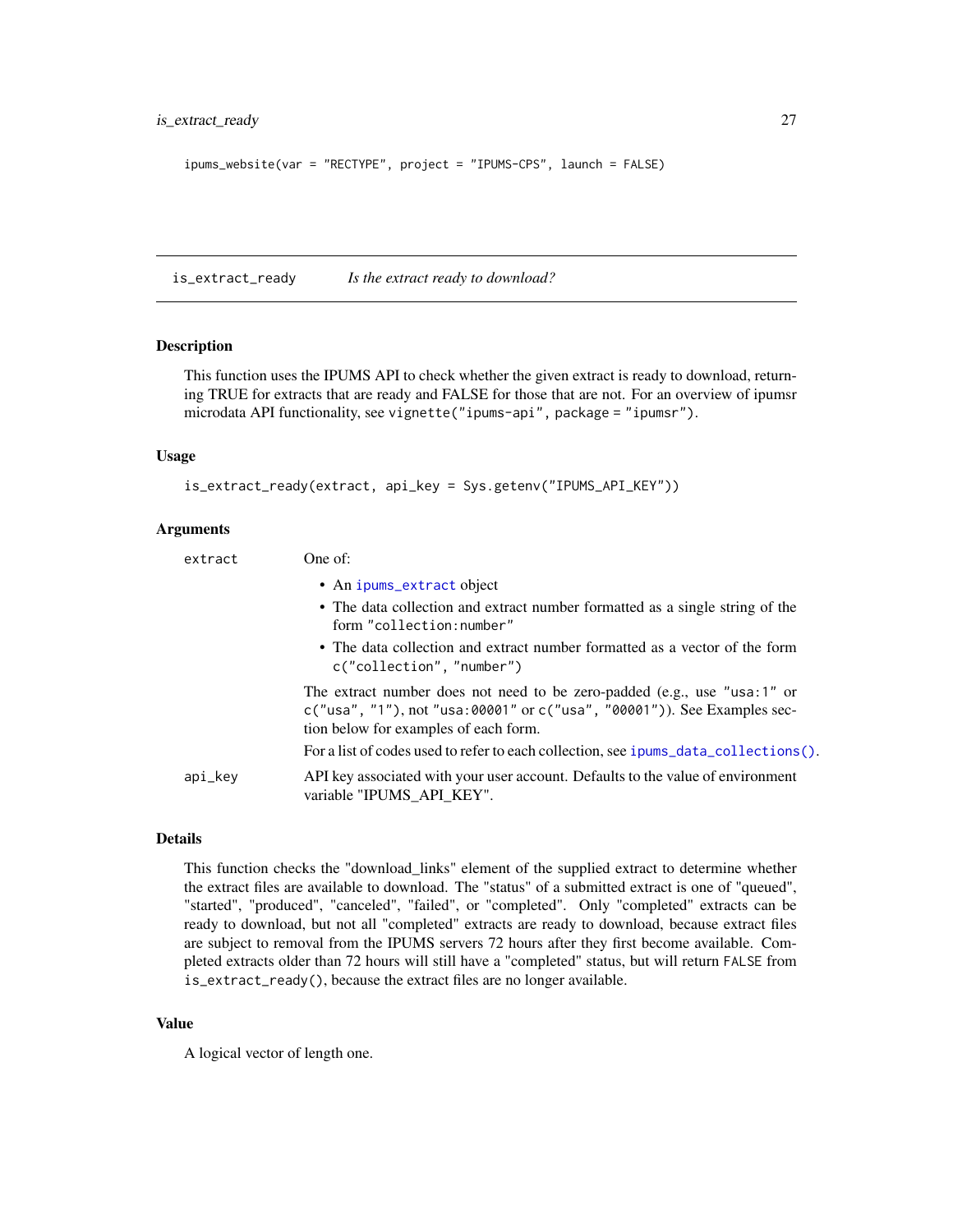```
ipums_website(var = "RECTYPE", project = "IPUMS-CPS", launch = FALSE)
```

## is_extract_ready *Is the extract ready to download?*

### Description

This function uses the IPUMS API to check whether the given extract is ready to download, returning TRUE for extracts that are ready and FALSE for those that are not. For an overview of ipumsr microdata API functionality, see `vignette("ipums-api", package = "ipumsr")`.

### Usage

```
is_extract_ready(extract, api_key = Sys.getenv("IPUMS_API_KEY"))
```

### Arguments

`extract` One of:

- An `ipums_extract` object
- The data collection and extract number formatted as a single string of the form `"collection:number"`
- The data collection and extract number formatted as a vector of the form `c("collection", "number")`

The extract number does not need to be zero-padded (e.g., use `"usa:1"` or `c("usa", "1")`, not `"usa:00001"` or `c("usa", "00001")`). See Examples section below for examples of each form.

For a list of codes used to refer to each collection, see `ipums_data_collections()`.

`api_key` API key associated with your user account. Defaults to the value of environment variable "IPUMS_API_KEY".

### Details

This function checks the "download_links" element of the supplied extract to determine whether the extract files are available to download. The "status" of a submitted extract is one of "queued", "started", "produced", "canceled", "failed", or "completed". Only "completed" extracts can be ready to download, but not all "completed" extracts are ready to download, because extract files are subject to removal from the IPUMS servers 72 hours after they first become available. Completed extracts older than 72 hours will still have a "completed" status, but will return `FALSE` from `is_extract_ready()`, because the extract files are no longer available.

### Value

A logical vector of length one.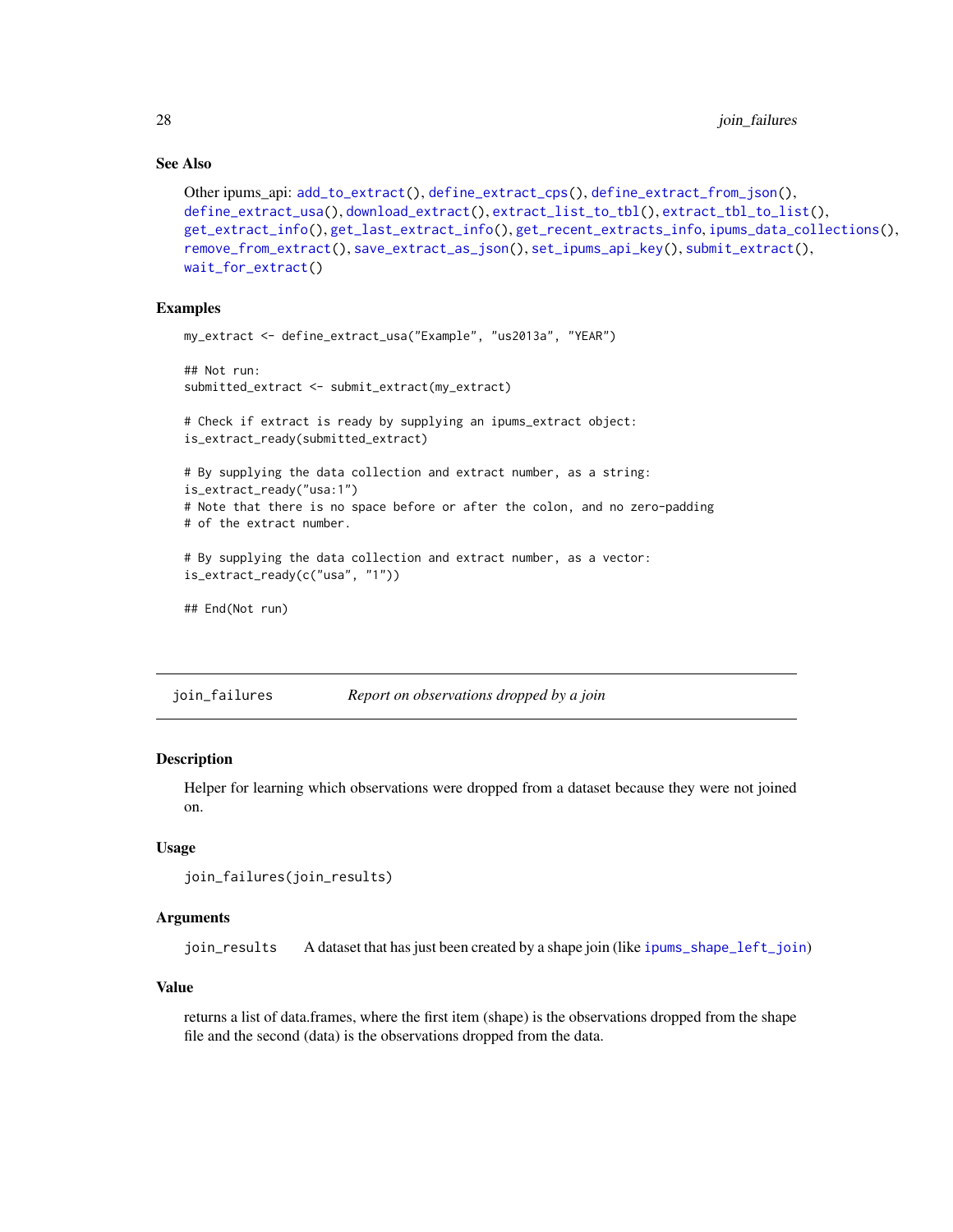### See Also

Other ipums_api: add_to_extract(), define_extract_cps(), define_extract_from_json(), define_extract_usa(), download_extract(), extract_list_to_tbl(), extract_tbl_to_list(), get_extract_info(), get_last_extract_info(), get_recent_extracts_info, ipums_data_collections(), remove_from_extract(), save_extract_as_json(), set_ipums_api_key(), submit_extract(), wait_for_extract()

### Examples

```
my_extract <- define_extract_usa("Example", "us2013a", "YEAR")

## Not run:
submitted_extract <- submit_extract(my_extract)

# Check if extract is ready by supplying an ipums_extract object:
is_extract_ready(submitted_extract)

# By supplying the data collection and extract number, as a string:
is_extract_ready("usa:1")
# Note that there is no space before or after the colon, and no zero-padding
# of the extract number.

# By supplying the data collection and extract number, as a vector:
is_extract_ready(c("usa", "1"))

## End(Not run)
```

---

## join_failures *Report on observations dropped by a join*

### Description

Helper for learning which observations were dropped from a dataset because they were not joined on.

### Usage

```
join_failures(join_results)
```

### Arguments

join_results A dataset that has just been created by a shape join (like ipums_shape_left_join)

### Value

returns a list of data.frames, where the first item (shape) is the observations dropped from the shape file and the second (data) is the observations dropped from the data.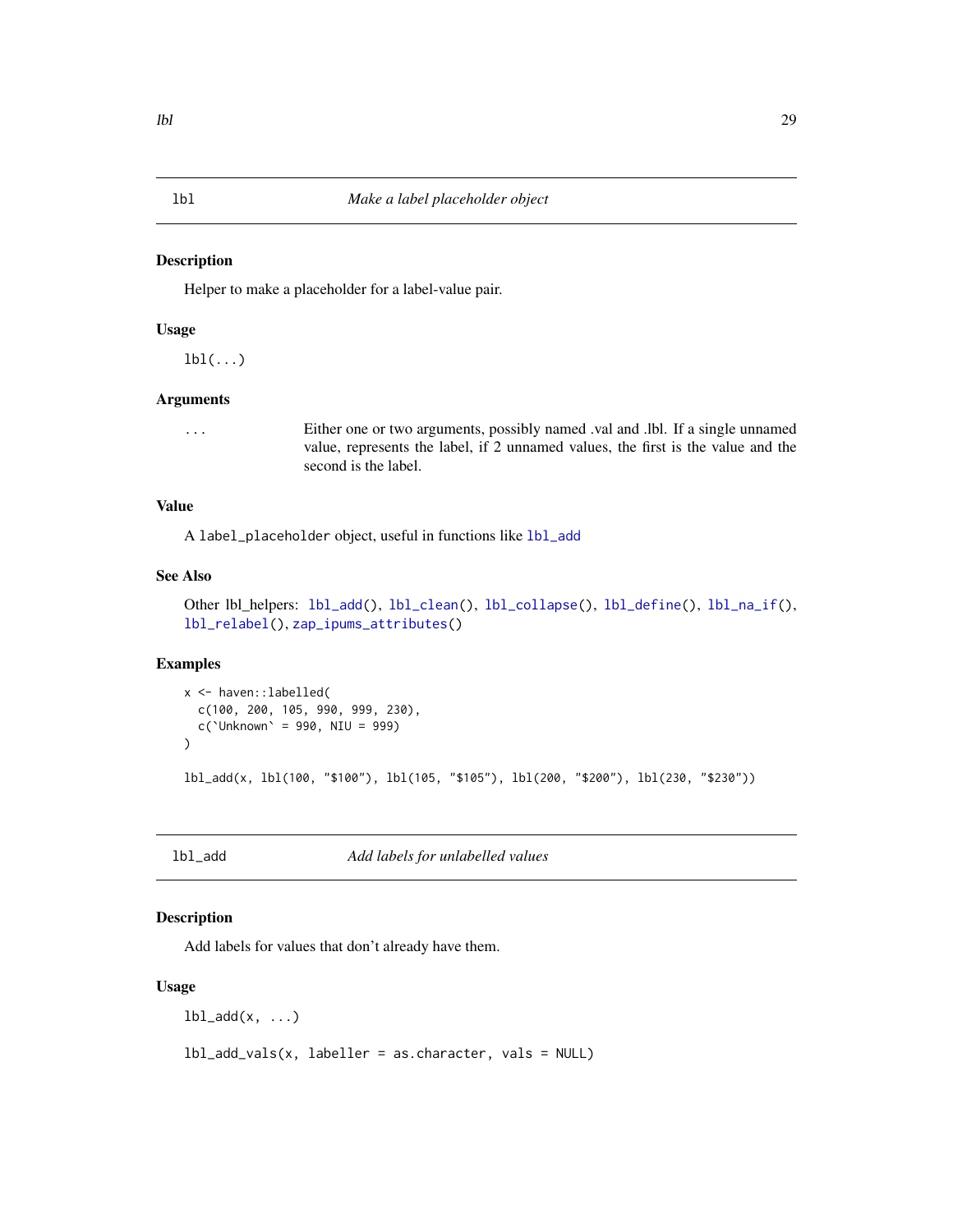## lbl — *Make a label placeholder object*

### Description

Helper to make a placeholder for a label-value pair.

### Usage

```
lbl(...)
```

### Arguments

| | |
|---|---|
| ... | Either one or two arguments, possibly named .val and .lbl. If a single unnamed value, represents the label, if 2 unnamed values, the first is the value and the second is the label. |

### Value

A `label_placeholder` object, useful in functions like `lbl_add`

### See Also

Other lbl_helpers: `lbl_add()`, `lbl_clean()`, `lbl_collapse()`, `lbl_define()`, `lbl_na_if()`, `lbl_relabel()`, `zap_ipums_attributes()`

### Examples

```
x <- haven::labelled(
  c(100, 200, 105, 990, 999, 230),
  c(`Unknown` = 990, NIU = 999)
)

lbl_add(x, lbl(100, "$100"), lbl(105, "$105"), lbl(200, "$200"), lbl(230, "$230"))
```

## lbl_add — *Add labels for unlabelled values*

### Description

Add labels for values that don't already have them.

### Usage

```
lbl_add(x, ...)

lbl_add_vals(x, labeller = as.character, vals = NULL)
```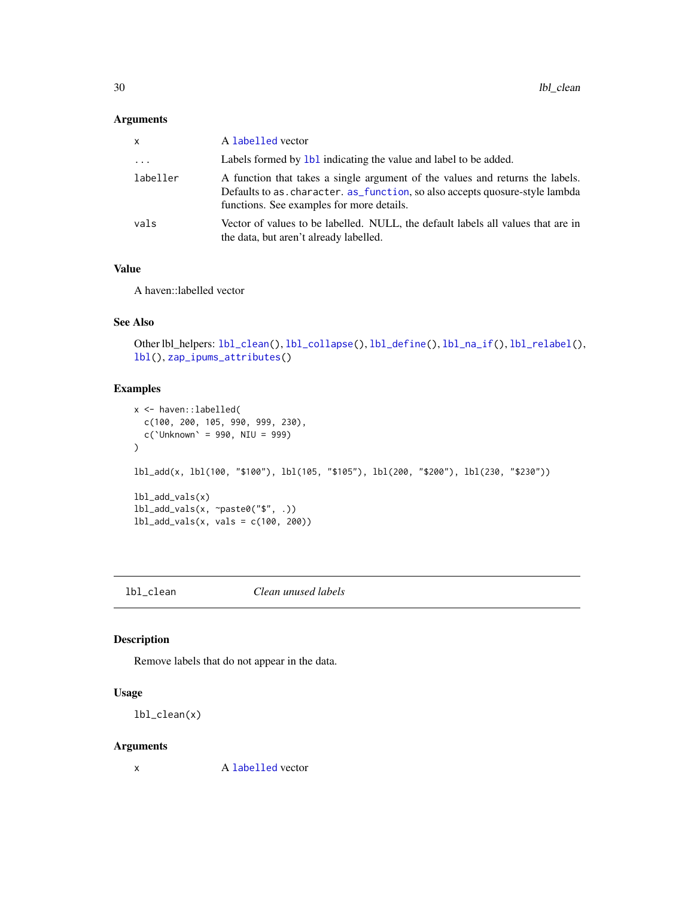### Arguments

| | |
|---|---|
| x | A labelled vector |
| ... | Labels formed by lbl indicating the value and label to be added. |
| labeller | A function that takes a single argument of the values and returns the labels. Defaults to as.character. as_function, so also accepts quosure-style lambda functions. See examples for more details. |
| vals | Vector of values to be labelled. NULL, the default labels all values that are in the data, but aren't already labelled. |

### Value

A haven::labelled vector

### See Also

Other lbl_helpers: lbl_clean(), lbl_collapse(), lbl_define(), lbl_na_if(), lbl_relabel(), lbl(), zap_ipums_attributes()

### Examples

```
x <- haven::labelled(
  c(100, 200, 105, 990, 999, 230),
  c(`Unknown` = 990, NIU = 999)
)

lbl_add(x, lbl(100, "$100"), lbl(105, "$105"), lbl(200, "$200"), lbl(230, "$230"))

lbl_add_vals(x)
lbl_add_vals(x, ~paste0("$", .))
lbl_add_vals(x, vals = c(100, 200))
```

---

## lbl_clean    *Clean unused labels*

### Description

Remove labels that do not appear in the data.

### Usage

```
lbl_clean(x)
```

### Arguments

| | |
|---|---|
| x | A labelled vector |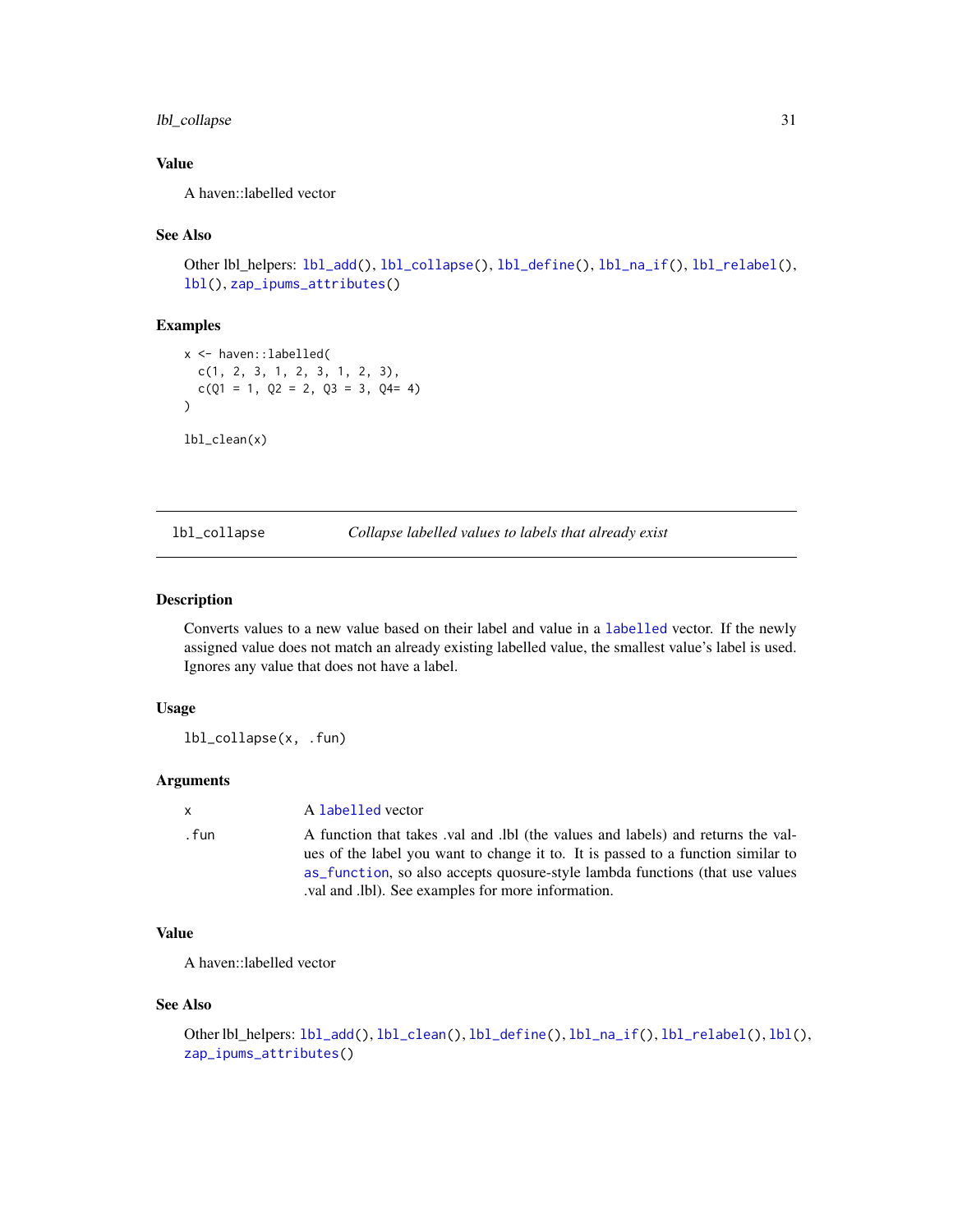### Value

A haven::labelled vector

### See Also

Other lbl_helpers: `lbl_add()`, `lbl_collapse()`, `lbl_define()`, `lbl_na_if()`, `lbl_relabel()`, `lbl()`, `zap_ipums_attributes()`

### Examples

```
x <- haven::labelled(
  c(1, 2, 3, 1, 2, 3, 1, 2, 3),
  c(Q1 = 1, Q2 = 2, Q3 = 3, Q4= 4)
)

lbl_clean(x)
```

---

## lbl_collapse *Collapse labelled values to labels that already exist*

### Description

Converts values to a new value based on their label and value in a `labelled` vector. If the newly assigned value does not match an already existing labelled value, the smallest value's label is used. Ignores any value that does not have a label.

### Usage

```
lbl_collapse(x, .fun)
```

### Arguments

| | |
|---|---|
| x | A `labelled` vector |
| .fun | A function that takes .val and .lbl (the values and labels) and returns the values of the label you want to change it to. It is passed to a function similar to `as_function`, so also accepts quosure-style lambda functions (that use values .val and .lbl). See examples for more information. |

### Value

A haven::labelled vector

### See Also

Other lbl_helpers: `lbl_add()`, `lbl_clean()`, `lbl_define()`, `lbl_na_if()`, `lbl_relabel()`, `lbl()`, `zap_ipums_attributes()`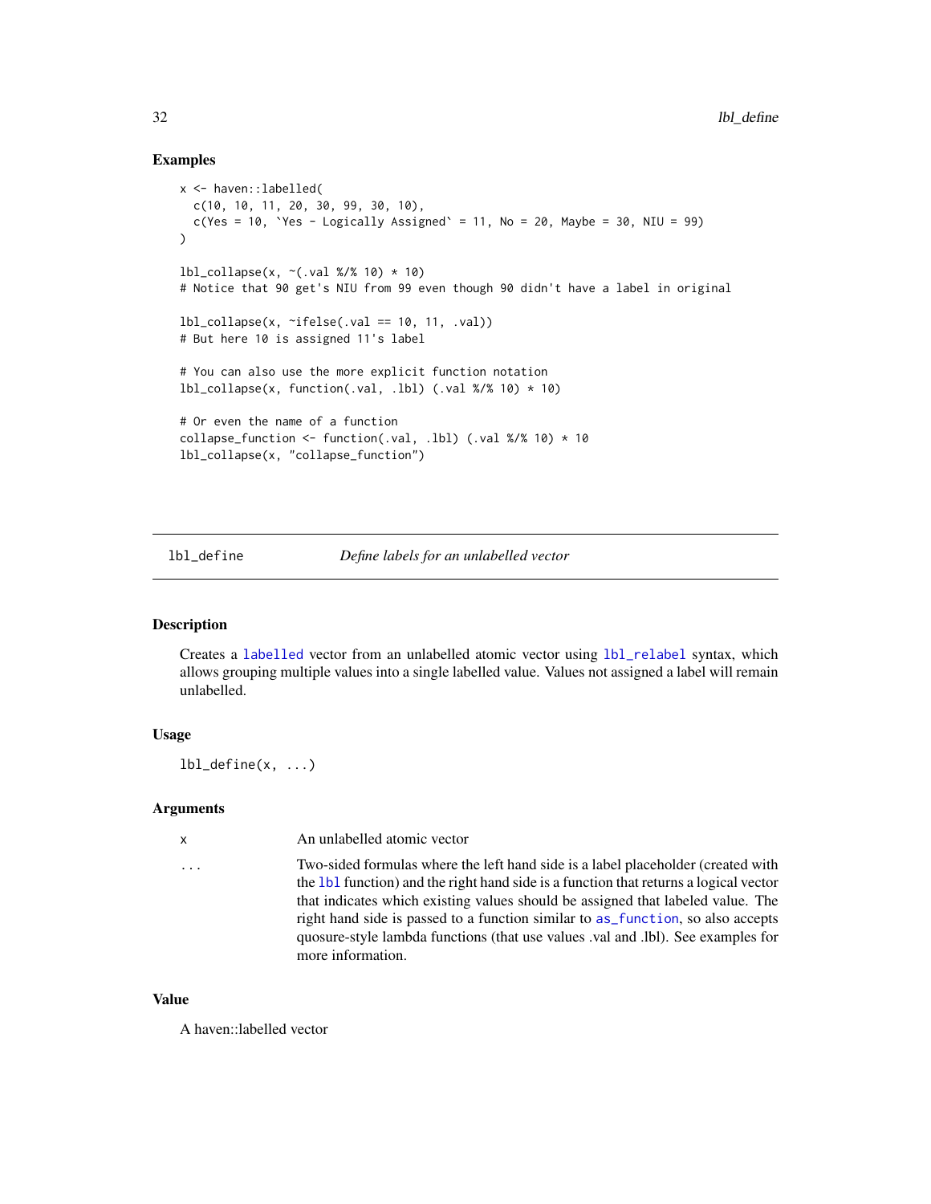## Examples

```
x <- haven::labelled(
  c(10, 10, 11, 20, 30, 99, 30, 10),
  c(Yes = 10, `Yes - Logically Assigned` = 11, No = 20, Maybe = 30, NIU = 99)
)

lbl_collapse(x, ~(.val %/% 10) * 10)
# Notice that 90 get's NIU from 99 even though 90 didn't have a label in original

lbl_collapse(x, ~ifelse(.val == 10, 11, .val))
# But here 10 is assigned 11's label

# You can also use the more explicit function notation
lbl_collapse(x, function(.val, .lbl) (.val %/% 10) * 10)

# Or even the name of a function
collapse_function <- function(.val, .lbl) (.val %/% 10) * 10
lbl_collapse(x, "collapse_function")
```

---

# lbl_define — *Define labels for an unlabelled vector*

## Description

Creates a labelled vector from an unlabelled atomic vector using lbl_relabel syntax, which allows grouping multiple values into a single labelled value. Values not assigned a label will remain unlabelled.

## Usage

```
lbl_define(x, ...)
```

## Arguments

| | |
|---|---|
| x | An unlabelled atomic vector |
| ... | Two-sided formulas where the left hand side is a label placeholder (created with the lbl function) and the right hand side is a function that returns a logical vector that indicates which existing values should be assigned that labeled value. The right hand side is passed to a function similar to as_function, so also accepts quosure-style lambda functions (that use values .val and .lbl). See examples for more information. |

## Value

A haven::labelled vector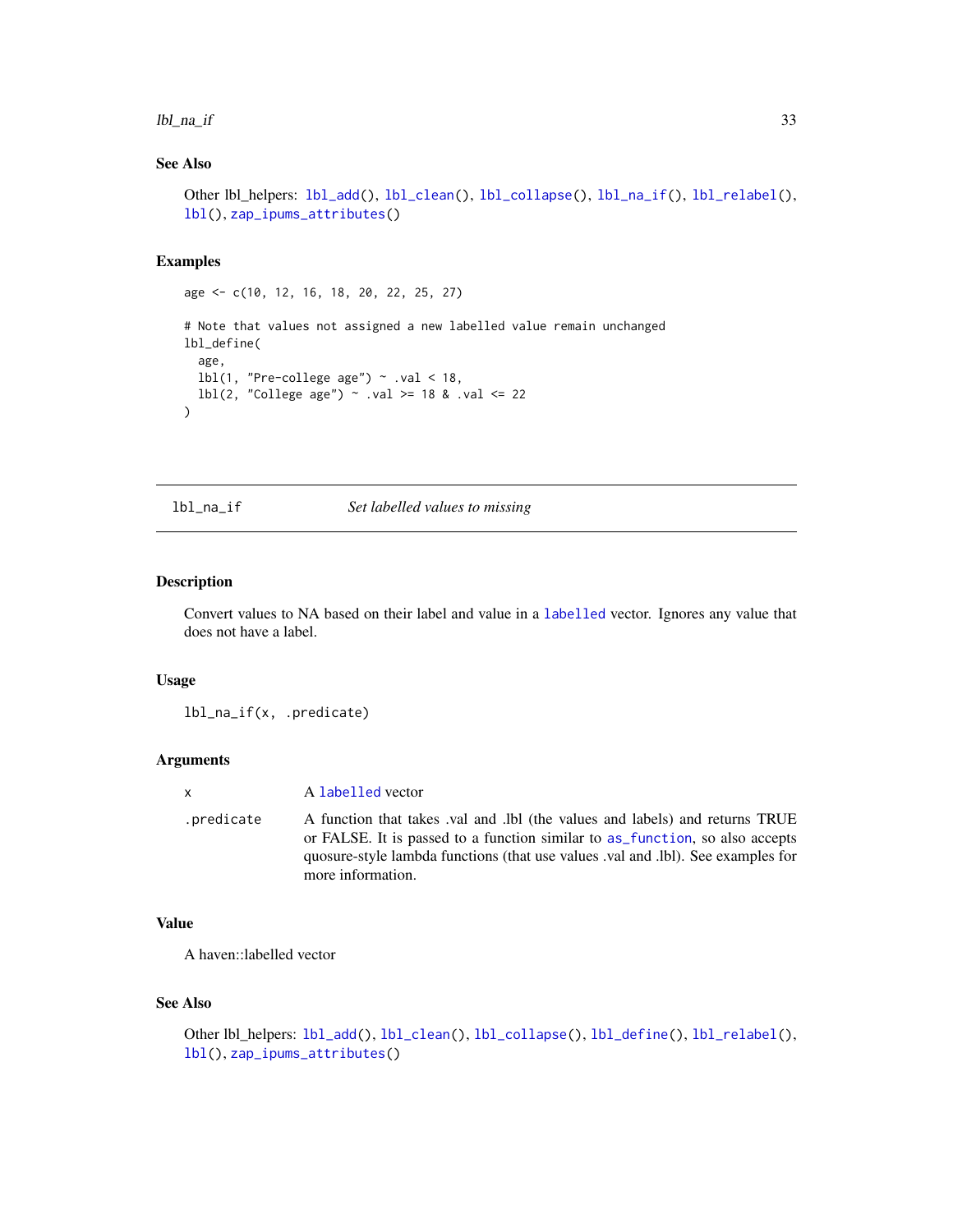### See Also

Other lbl_helpers: lbl_add(), lbl_clean(), lbl_collapse(), lbl_na_if(), lbl_relabel(), lbl(), zap_ipums_attributes()

### Examples

```
age <- c(10, 12, 16, 18, 20, 22, 25, 27)

# Note that values not assigned a new labelled value remain unchanged
lbl_define(
  age,
  lbl(1, "Pre-college age") ~ .val < 18,
  lbl(2, "College age") ~ .val >= 18 & .val <= 22
)
```

---

## lbl_na_if    *Set labelled values to missing*

### Description

Convert values to NA based on their label and value in a labelled vector. Ignores any value that does not have a label.

### Usage

```
lbl_na_if(x, .predicate)
```

### Arguments

| | |
|---|---|
| x | A labelled vector |
| .predicate | A function that takes .val and .lbl (the values and labels) and returns TRUE or FALSE. It is passed to a function similar to as_function, so also accepts quosure-style lambda functions (that use values .val and .lbl). See examples for more information. |

### Value

A haven::labelled vector

### See Also

Other lbl_helpers: lbl_add(), lbl_clean(), lbl_collapse(), lbl_define(), lbl_relabel(), lbl(), zap_ipums_attributes()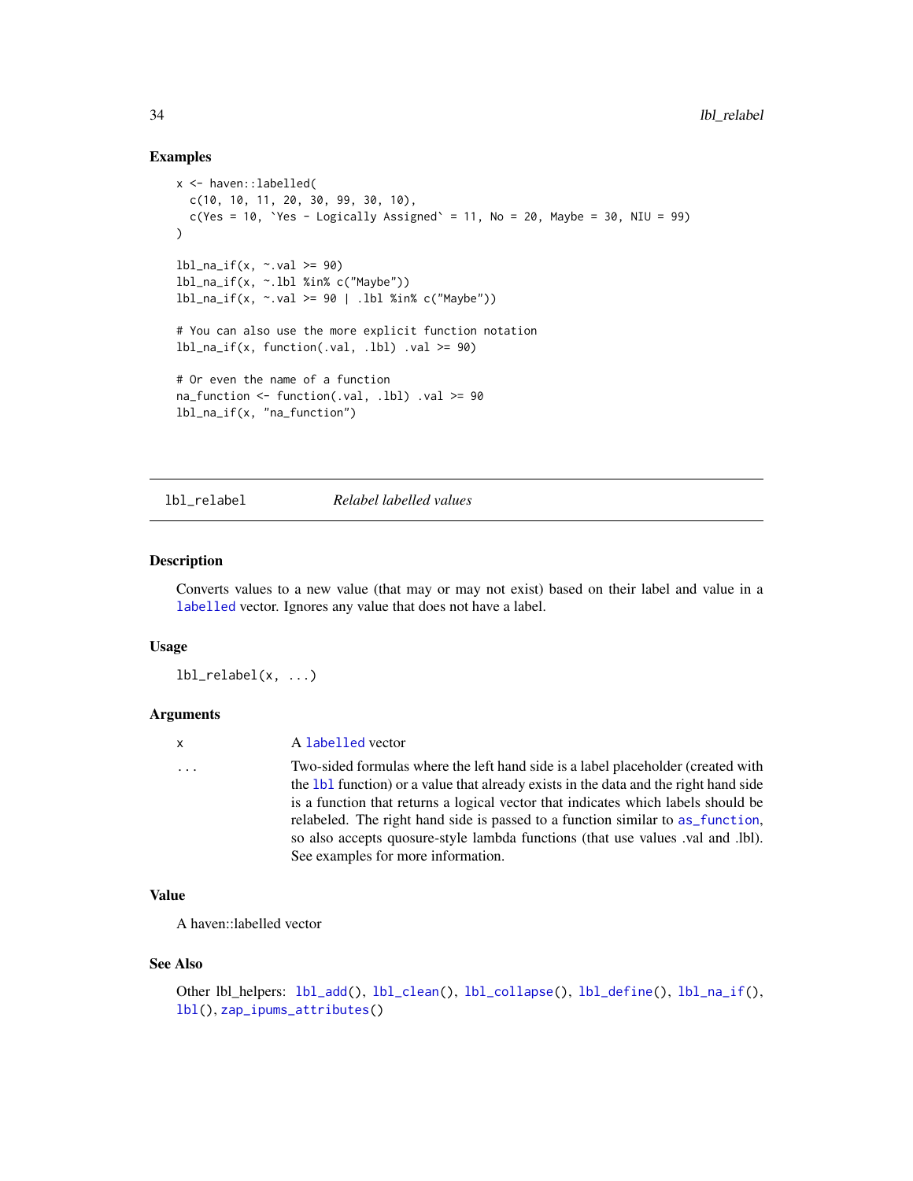### Examples

```
x <- haven::labelled(
  c(10, 10, 11, 20, 30, 99, 30, 10),
  c(Yes = 10, `Yes - Logically Assigned` = 11, No = 20, Maybe = 30, NIU = 99)
)

lbl_na_if(x, ~.val >= 90)
lbl_na_if(x, ~.lbl %in% c("Maybe"))
lbl_na_if(x, ~.val >= 90 | .lbl %in% c("Maybe"))

# You can also use the more explicit function notation
lbl_na_if(x, function(.val, .lbl) .val >= 90)

# Or even the name of a function
na_function <- function(.val, .lbl) .val >= 90
lbl_na_if(x, "na_function")
```

---

## lbl_relabel *Relabel labelled values*

### Description

Converts values to a new value (that may or may not exist) based on their label and value in a labelled vector. Ignores any value that does not have a label.

### Usage

```
lbl_relabel(x, ...)
```

### Arguments

| | |
|---|---|
| x | A labelled vector |
| ... | Two-sided formulas where the left hand side is a label placeholder (created with the lbl function) or a value that already exists in the data and the right hand side is a function that returns a logical vector that indicates which labels should be relabeled. The right hand side is passed to a function similar to as_function, so also accepts quosure-style lambda functions (that use values .val and .lbl). See examples for more information. |

### Value

A haven::labelled vector

### See Also

Other lbl_helpers: lbl_add(), lbl_clean(), lbl_collapse(), lbl_define(), lbl_na_if(), lbl(), zap_ipums_attributes()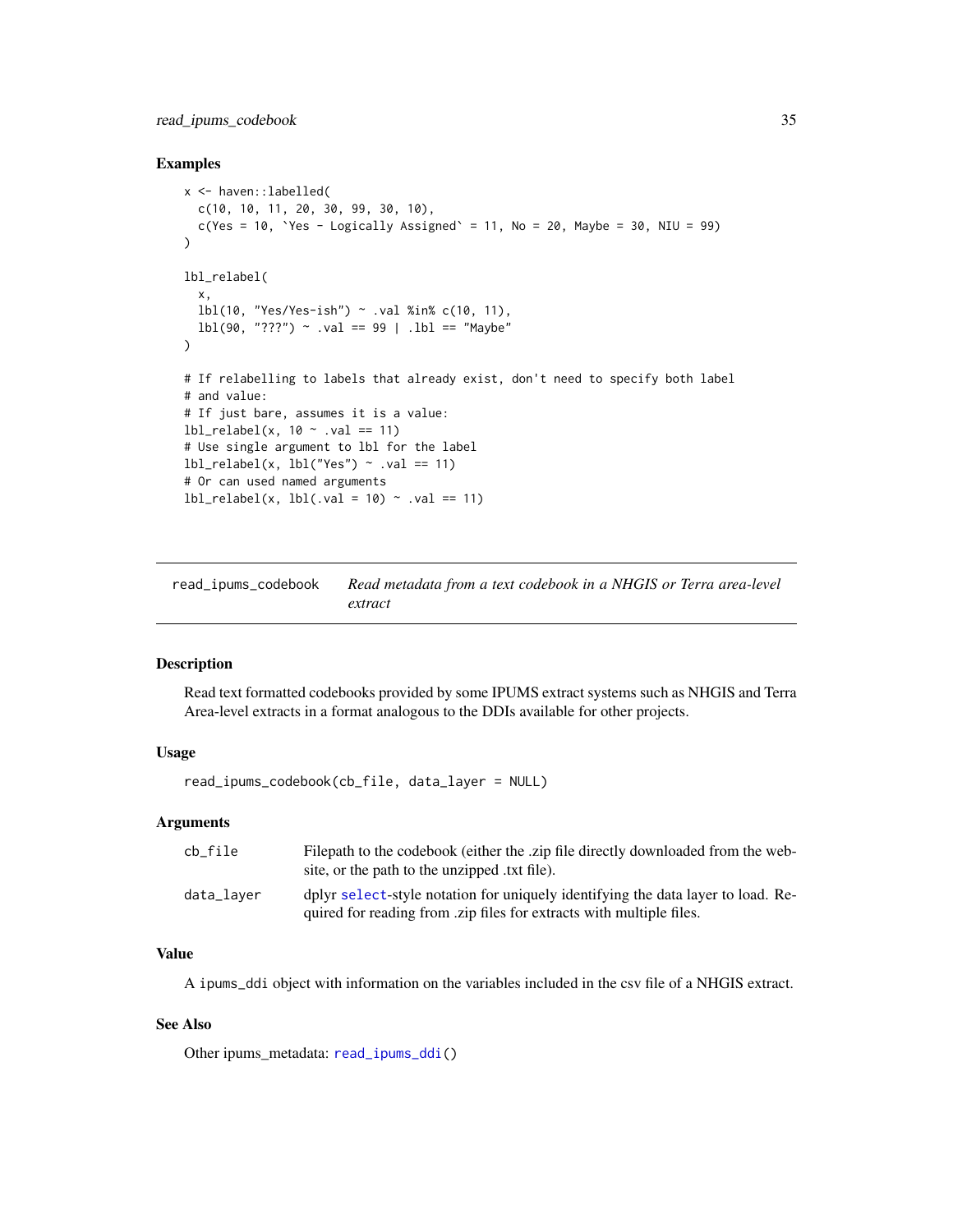## Examples

```
x <- haven::labelled(
  c(10, 10, 11, 20, 30, 99, 30, 10),
  c(Yes = 10, `Yes - Logically Assigned` = 11, No = 20, Maybe = 30, NIU = 99)
)

lbl_relabel(
  x,
  lbl(10, "Yes/Yes-ish") ~ .val %in% c(10, 11),
  lbl(90, "???") ~ .val == 99 | .lbl == "Maybe"
)

# If relabelling to labels that already exist, don't need to specify both label
# and value:
# If just bare, assumes it is a value:
lbl_relabel(x, 10 ~ .val == 11)
# Use single argument to lbl for the label
lbl_relabel(x, lbl("Yes") ~ .val == 11)
# Or can used named arguments
lbl_relabel(x, lbl(.val = 10) ~ .val == 11)
```

---

# read_ipums_codebook — *Read metadata from a text codebook in a NHGIS or Terra area-level extract*

## Description

Read text formatted codebooks provided by some IPUMS extract systems such as NHGIS and Terra Area-level extracts in a format analogous to the DDIs available for other projects.

## Usage

```
read_ipums_codebook(cb_file, data_layer = NULL)
```

## Arguments

| | |
|---|---|
| `cb_file` | Filepath to the codebook (either the .zip file directly downloaded from the website, or the path to the unzipped .txt file). |
| `data_layer` | dplyr `select`-style notation for uniquely identifying the data layer to load. Required for reading from .zip files for extracts with multiple files. |

## Value

A `ipums_ddi` object with information on the variables included in the csv file of a NHGIS extract.

## See Also

Other ipums_metadata: `read_ipums_ddi()`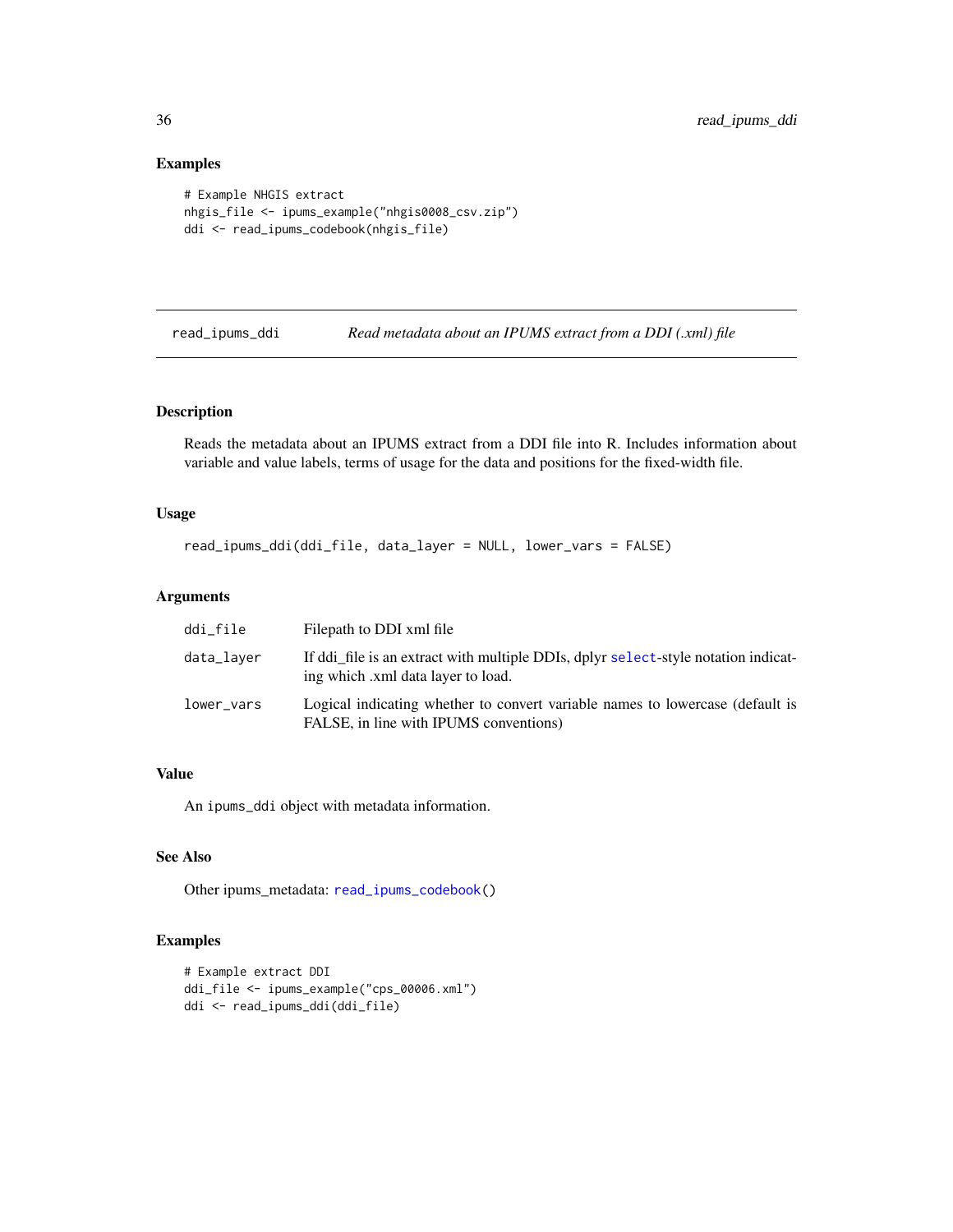## Examples

```
# Example NHGIS extract
nhgis_file <- ipums_example("nhgis0008_csv.zip")
ddi <- read_ipums_codebook(nhgis_file)
```

---

# read_ipums_ddi — *Read metadata about an IPUMS extract from a DDI (.xml) file*

---

## Description

Reads the metadata about an IPUMS extract from a DDI file into R. Includes information about variable and value labels, terms of usage for the data and positions for the fixed-width file.

## Usage

```
read_ipums_ddi(ddi_file, data_layer = NULL, lower_vars = FALSE)
```

## Arguments

| | |
|---|---|
| `ddi_file` | Filepath to DDI xml file |
| `data_layer` | If ddi_file is an extract with multiple DDIs, dplyr `select`-style notation indicating which .xml data layer to load. |
| `lower_vars` | Logical indicating whether to convert variable names to lowercase (default is FALSE, in line with IPUMS conventions) |

## Value

An `ipums_ddi` object with metadata information.

## See Also

Other ipums_metadata: `read_ipums_codebook()`

## Examples

```
# Example extract DDI
ddi_file <- ipums_example("cps_00006.xml")
ddi <- read_ipums_ddi(ddi_file)
```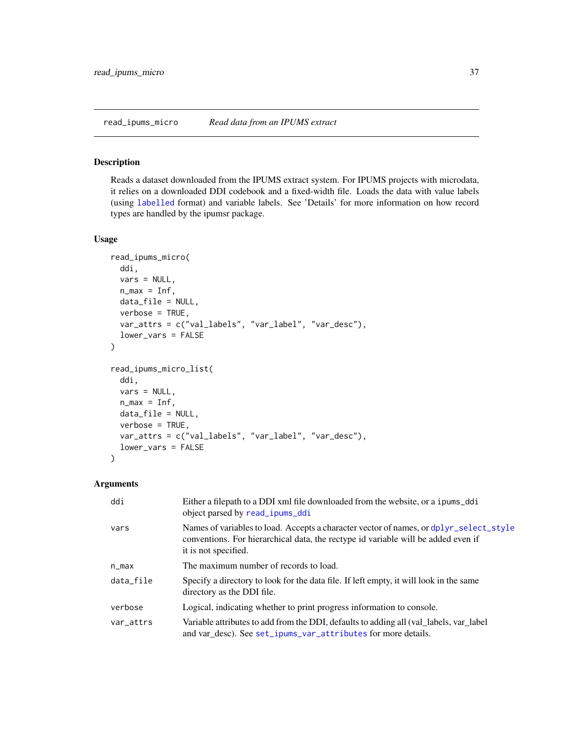## read_ipums_micro — *Read data from an IPUMS extract*

### Description

Reads a dataset downloaded from the IPUMS extract system. For IPUMS projects with microdata, it relies on a downloaded DDI codebook and a fixed-width file. Loads the data with value labels (using labelled format) and variable labels. See 'Details' for more information on how record types are handled by the ipumsr package.

### Usage

```
read_ipums_micro(
  ddi,
  vars = NULL,
  n_max = Inf,
  data_file = NULL,
  verbose = TRUE,
  var_attrs = c("val_labels", "var_label", "var_desc"),
  lower_vars = FALSE
)

read_ipums_micro_list(
  ddi,
  vars = NULL,
  n_max = Inf,
  data_file = NULL,
  verbose = TRUE,
  var_attrs = c("val_labels", "var_label", "var_desc"),
  lower_vars = FALSE
)
```

### Arguments

| Argument | Description |
|---|---|
| `ddi` | Either a filepath to a DDI xml file downloaded from the website, or a `ipums_ddi` object parsed by `read_ipums_ddi` |
| `vars` | Names of variables to load. Accepts a character vector of names, or `dplyr_select_style` conventions. For hierarchical data, the rectype id variable will be added even if it is not specified. |
| `n_max` | The maximum number of records to load. |
| `data_file` | Specify a directory to look for the data file. If left empty, it will look in the same directory as the DDI file. |
| `verbose` | Logical, indicating whether to print progress information to console. |
| `var_attrs` | Variable attributes to add from the DDI, defaults to adding all (val_labels, var_label and var_desc). See `set_ipums_var_attributes` for more details. |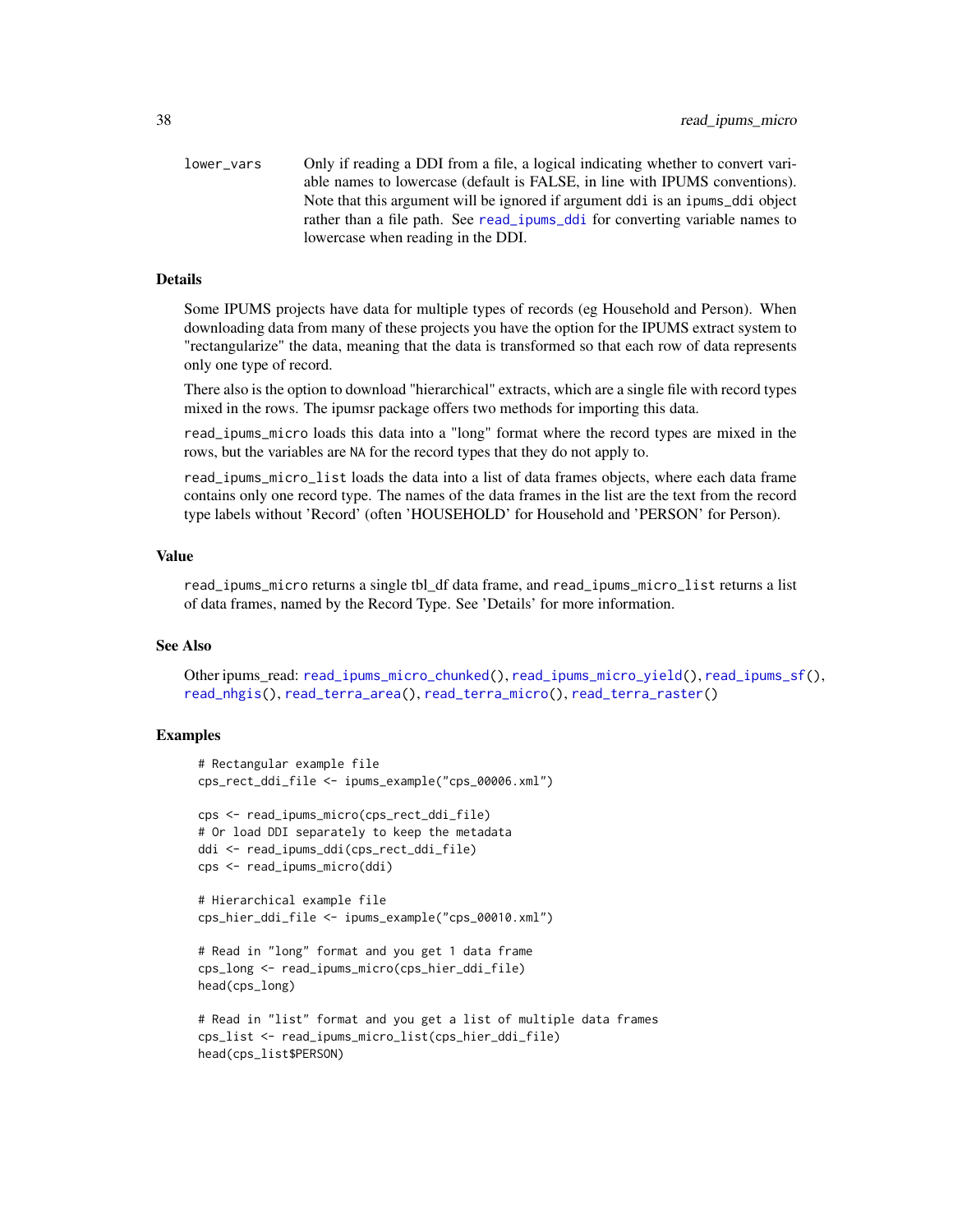lower_vars	Only if reading a DDI from a file, a logical indicating whether to convert variable names to lowercase (default is FALSE, in line with IPUMS conventions). Note that this argument will be ignored if argument ddi is an ipums_ddi object rather than a file path. See read_ipums_ddi for converting variable names to lowercase when reading in the DDI.

### Details

Some IPUMS projects have data for multiple types of records (eg Household and Person). When downloading data from many of these projects you have the option for the IPUMS extract system to "rectangularize" the data, meaning that the data is transformed so that each row of data represents only one type of record.

There also is the option to download "hierarchical" extracts, which are a single file with record types mixed in the rows. The ipumsr package offers two methods for importing this data.

read_ipums_micro loads this data into a "long" format where the record types are mixed in the rows, but the variables are NA for the record types that they do not apply to.

read_ipums_micro_list loads the data into a list of data frames objects, where each data frame contains only one record type. The names of the data frames in the list are the text from the record type labels without 'Record' (often 'HOUSEHOLD' for Household and 'PERSON' for Person).

### Value

read_ipums_micro returns a single tbl_df data frame, and read_ipums_micro_list returns a list of data frames, named by the Record Type. See 'Details' for more information.

### See Also

Other ipums_read: read_ipums_micro_chunked(), read_ipums_micro_yield(), read_ipums_sf(), read_nhgis(), read_terra_area(), read_terra_micro(), read_terra_raster()

### Examples

```
# Rectangular example file
cps_rect_ddi_file <- ipums_example("cps_00006.xml")

cps <- read_ipums_micro(cps_rect_ddi_file)
# Or load DDI separately to keep the metadata
ddi <- read_ipums_ddi(cps_rect_ddi_file)
cps <- read_ipums_micro(ddi)

# Hierarchical example file
cps_hier_ddi_file <- ipums_example("cps_00010.xml")

# Read in "long" format and you get 1 data frame
cps_long <- read_ipums_micro(cps_hier_ddi_file)
head(cps_long)

# Read in "list" format and you get a list of multiple data frames
cps_list <- read_ipums_micro_list(cps_hier_ddi_file)
head(cps_list$PERSON)
```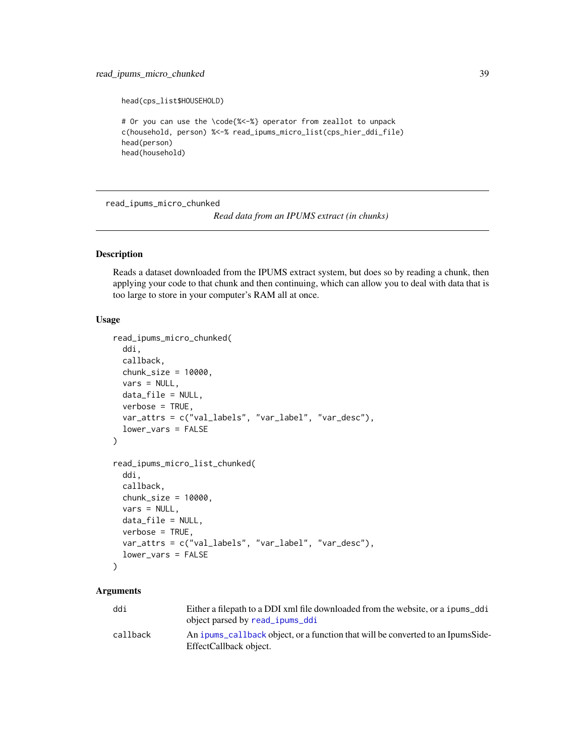```
head(cps_list$HOUSEHOLD)

# Or you can use the \code{%<-%} operator from zeallot to unpack
c(household, person) %<-% read_ipums_micro_list(cps_hier_ddi_file)
head(person)
head(household)
```

---

read_ipums_micro_chunked

*Read data from an IPUMS extract (in chunks)*

---

## Description

Reads a dataset downloaded from the IPUMS extract system, but does so by reading a chunk, then applying your code to that chunk and then continuing, which can allow you to deal with data that is too large to store in your computer's RAM all at once.

## Usage

```
read_ipums_micro_chunked(
  ddi,
  callback,
  chunk_size = 10000,
  vars = NULL,
  data_file = NULL,
  verbose = TRUE,
  var_attrs = c("val_labels", "var_label", "var_desc"),
  lower_vars = FALSE
)

read_ipums_micro_list_chunked(
  ddi,
  callback,
  chunk_size = 10000,
  vars = NULL,
  data_file = NULL,
  verbose = TRUE,
  var_attrs = c("val_labels", "var_label", "var_desc"),
  lower_vars = FALSE
)
```

## Arguments

| | |
|---|---|
| `ddi` | Either a filepath to a DDI xml file downloaded from the website, or a `ipums_ddi` object parsed by `read_ipums_ddi` |
| `callback` | An `ipums_callback` object, or a function that will be converted to an IpumsSideEffectCallback object. |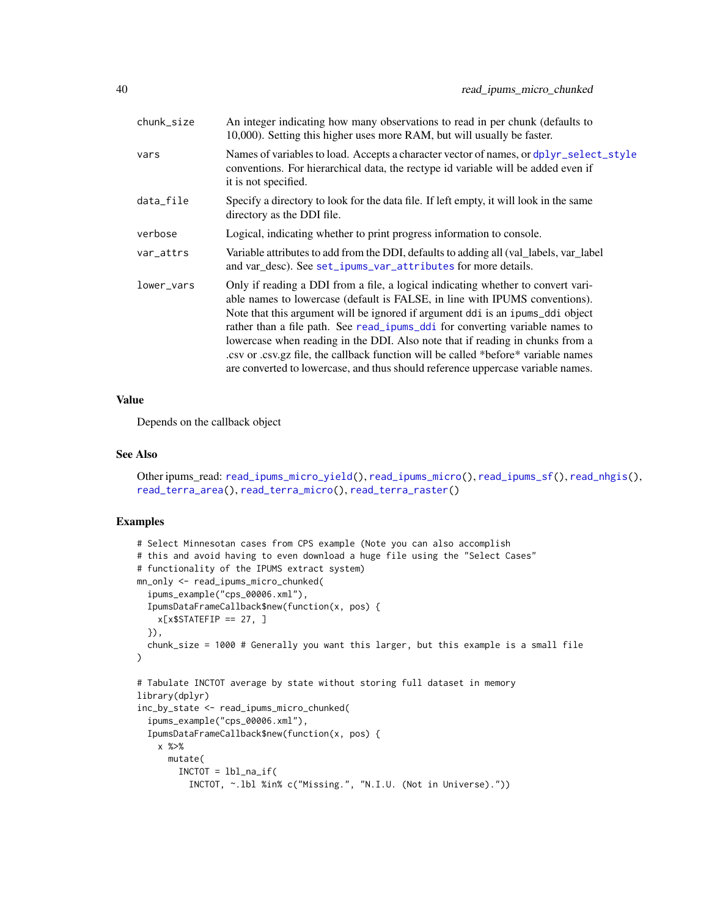| | |
|---|---|
| `chunk_size` | An integer indicating how many observations to read in per chunk (defaults to 10,000). Setting this higher uses more RAM, but will usually be faster. |
| `vars` | Names of variables to load. Accepts a character vector of names, or `dplyr_select_style` conventions. For hierarchical data, the rectype id variable will be added even if it is not specified. |
| `data_file` | Specify a directory to look for the data file. If left empty, it will look in the same directory as the DDI file. |
| `verbose` | Logical, indicating whether to print progress information to console. |
| `var_attrs` | Variable attributes to add from the DDI, defaults to adding all (val_labels, var_label and var_desc). See `set_ipums_var_attributes` for more details. |
| `lower_vars` | Only if reading a DDI from a file, a logical indicating whether to convert variable names to lowercase (default is FALSE, in line with IPUMS conventions). Note that this argument will be ignored if argument `ddi` is an `ipums_ddi` object rather than a file path. See `read_ipums_ddi` for converting variable names to lowercase when reading in the DDI. Also note that if reading in chunks from a .csv or .csv.gz file, the callback function will be called *before* variable names are converted to lowercase, and thus should reference uppercase variable names. |

## Value

Depends on the callback object

## See Also

Other ipums_read: `read_ipums_micro_yield()`, `read_ipums_micro()`, `read_ipums_sf()`, `read_nhgis()`, `read_terra_area()`, `read_terra_micro()`, `read_terra_raster()`

## Examples

```
# Select Minnesotan cases from CPS example (Note you can also accomplish
# this and avoid having to even download a huge file using the "Select Cases"
# functionality of the IPUMS extract system)
mn_only <- read_ipums_micro_chunked(
  ipums_example("cps_00006.xml"),
  IpumsDataFrameCallback$new(function(x, pos) {
    x[x$STATEFIP == 27, ]
  }),
  chunk_size = 1000 # Generally you want this larger, but this example is a small file
)

# Tabulate INCTOT average by state without storing full dataset in memory
library(dplyr)
inc_by_state <- read_ipums_micro_chunked(
  ipums_example("cps_00006.xml"),
  IpumsDataFrameCallback$new(function(x, pos) {
    x %>%
      mutate(
        INCTOT = lbl_na_if(
          INCTOT, ~.lbl %in% c("Missing.", "N.I.U. (Not in Universe)."))
```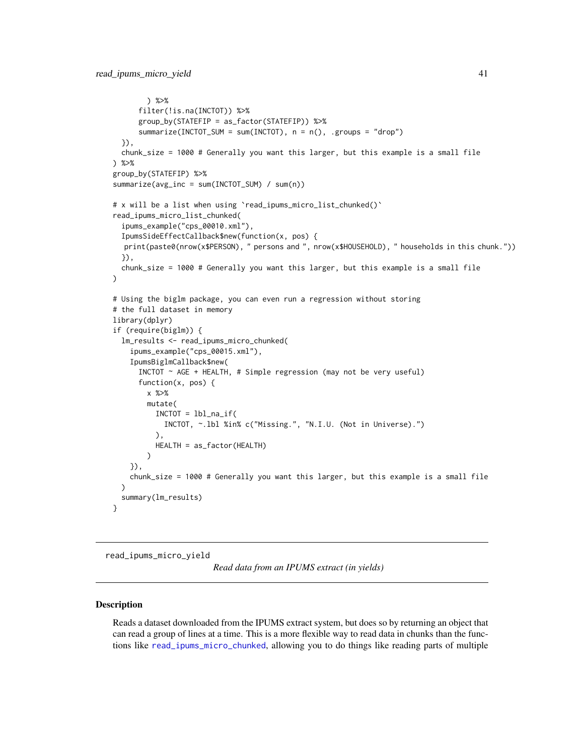```
      ) %>%
      filter(!is.na(INCTOT)) %>%
      group_by(STATEFIP = as_factor(STATEFIP)) %>%
      summarize(INCTOT_SUM = sum(INCTOT), n = n(), .groups = "drop")
  }),
  chunk_size = 1000 # Generally you want this larger, but this example is a small file
) %>%
group_by(STATEFIP) %>%
summarize(avg_inc = sum(INCTOT_SUM) / sum(n))

# x will be a list when using `read_ipums_micro_list_chunked()`
read_ipums_micro_list_chunked(
  ipums_example("cps_00010.xml"),
  IpumsSideEffectCallback$new(function(x, pos) {
   print(paste0(nrow(x$PERSON), " persons and ", nrow(x$HOUSEHOLD), " households in this chunk."))
  }),
  chunk_size = 1000 # Generally you want this larger, but this example is a small file
)

# Using the biglm package, you can even run a regression without storing
# the full dataset in memory
library(dplyr)
if (require(biglm)) {
  lm_results <- read_ipums_micro_chunked(
    ipums_example("cps_00015.xml"),
    IpumsBiglmCallback$new(
      INCTOT ~ AGE + HEALTH, # Simple regression (may not be very useful)
      function(x, pos) {
        x %>%
        mutate(
          INCTOT = lbl_na_if(
            INCTOT, ~.lbl %in% c("Missing.", "N.I.U. (Not in Universe).")
          ),
          HEALTH = as_factor(HEALTH)
        )
    }),
    chunk_size = 1000 # Generally you want this larger, but this example is a small file
  )
  summary(lm_results)
}
```

## read_ipums_micro_yield

*Read data from an IPUMS extract (in yields)*

### Description

Reads a dataset downloaded from the IPUMS extract system, but does so by returning an object that can read a group of lines at a time. This is a more flexible way to read data in chunks than the functions like read_ipums_micro_chunked, allowing you to do things like reading parts of multiple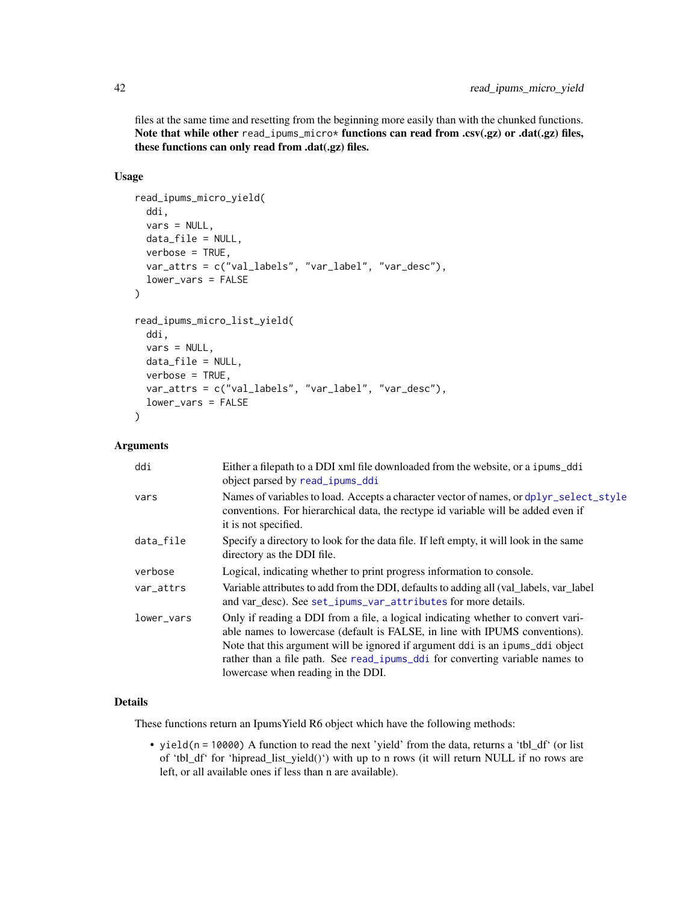files at the same time and resetting from the beginning more easily than with the chunked functions. **Note that while other `read_ipums_micro*` functions can read from .csv(.gz) or .dat(.gz) files, these functions can only read from .dat(.gz) files.**

### Usage

```
read_ipums_micro_yield(
  ddi,
  vars = NULL,
  data_file = NULL,
  verbose = TRUE,
  var_attrs = c("val_labels", "var_label", "var_desc"),
  lower_vars = FALSE
)

read_ipums_micro_list_yield(
  ddi,
  vars = NULL,
  data_file = NULL,
  verbose = TRUE,
  var_attrs = c("val_labels", "var_label", "var_desc"),
  lower_vars = FALSE
)
```

### Arguments

| | |
|---|---|
| `ddi` | Either a filepath to a DDI xml file downloaded from the website, or a `ipums_ddi` object parsed by `read_ipums_ddi` |
| `vars` | Names of variables to load. Accepts a character vector of names, or `dplyr_select_style` conventions. For hierarchical data, the rectype id variable will be added even if it is not specified. |
| `data_file` | Specify a directory to look for the data file. If left empty, it will look in the same directory as the DDI file. |
| `verbose` | Logical, indicating whether to print progress information to console. |
| `var_attrs` | Variable attributes to add from the DDI, defaults to adding all (val_labels, var_label and var_desc). See `set_ipums_var_attributes` for more details. |
| `lower_vars` | Only if reading a DDI from a file, a logical indicating whether to convert variable names to lowercase (default is FALSE, in line with IPUMS conventions). Note that this argument will be ignored if argument `ddi` is an `ipums_ddi` object rather than a file path. See `read_ipums_ddi` for converting variable names to lowercase when reading in the DDI. |

### Details

These functions return an IpumsYield R6 object which have the following methods:

- `yield(n = 10000)` A function to read the next 'yield' from the data, returns a 'tbl_df' (or list of 'tbl_df' for 'hipread_list_yield()') with up to n rows (it will return NULL if no rows are left, or all available ones if less than n are available).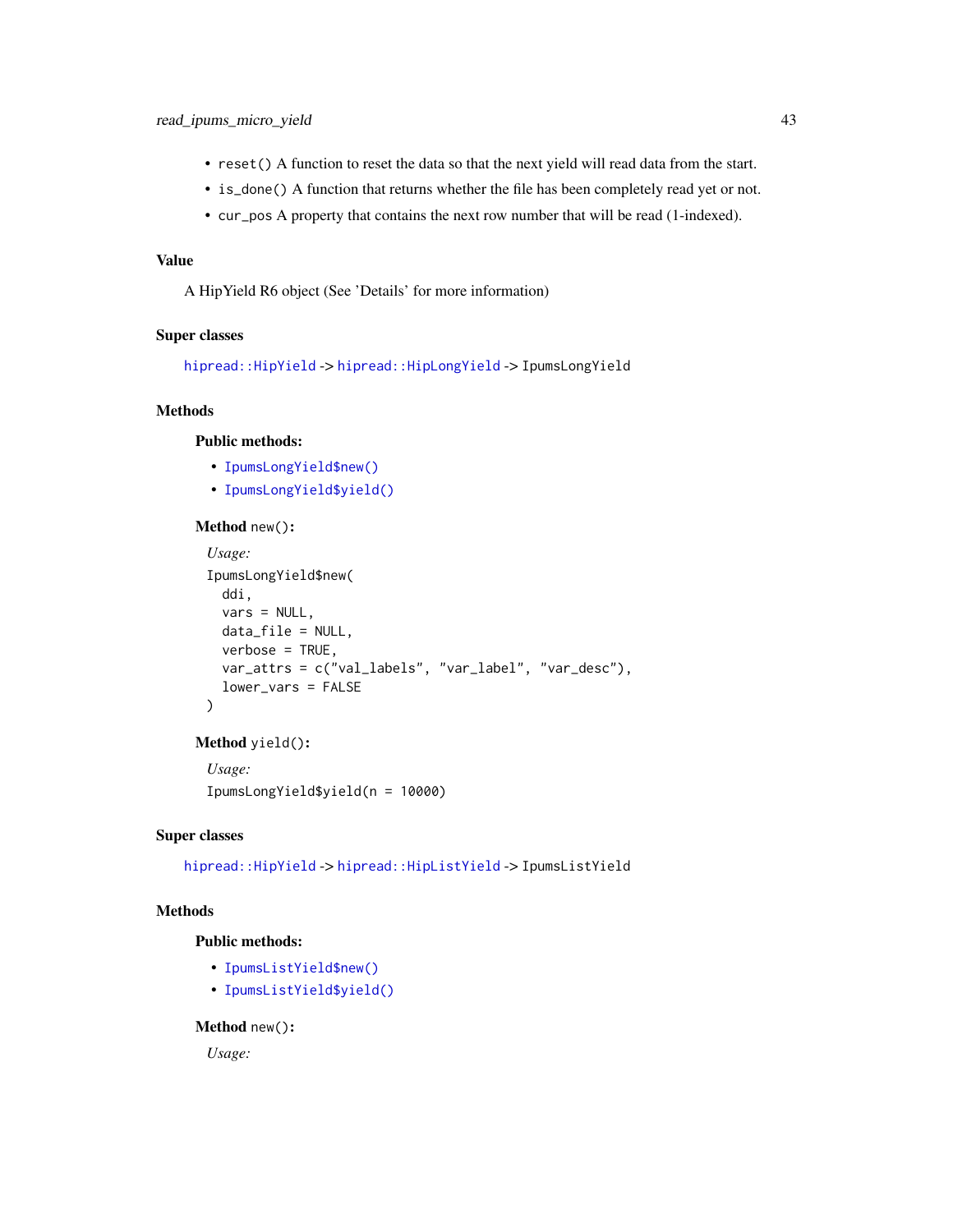- `reset()` A function to reset the data so that the next yield will read data from the start.
- `is_done()` A function that returns whether the file has been completely read yet or not.
- `cur_pos` A property that contains the next row number that will be read (1-indexed).

## Value

A HipYield R6 object (See 'Details' for more information)

## Super classes

`hipread::HipYield` -> `hipread::HipLongYield` -> `IpumsLongYield`

## Methods

### Public methods:

- `IpumsLongYield$new()`
- `IpumsLongYield$yield()`

#### Method `new()`:

*Usage:*

```
IpumsLongYield$new(
  ddi,
  vars = NULL,
  data_file = NULL,
  verbose = TRUE,
  var_attrs = c("val_labels", "var_label", "var_desc"),
  lower_vars = FALSE
)
```

#### Method `yield()`:

*Usage:*

```
IpumsLongYield$yield(n = 10000)
```

## Super classes

`hipread::HipYield` -> `hipread::HipListYield` -> `IpumsListYield`

## Methods

### Public methods:

- `IpumsListYield$new()`
- `IpumsListYield$yield()`

#### Method `new()`:

*Usage:*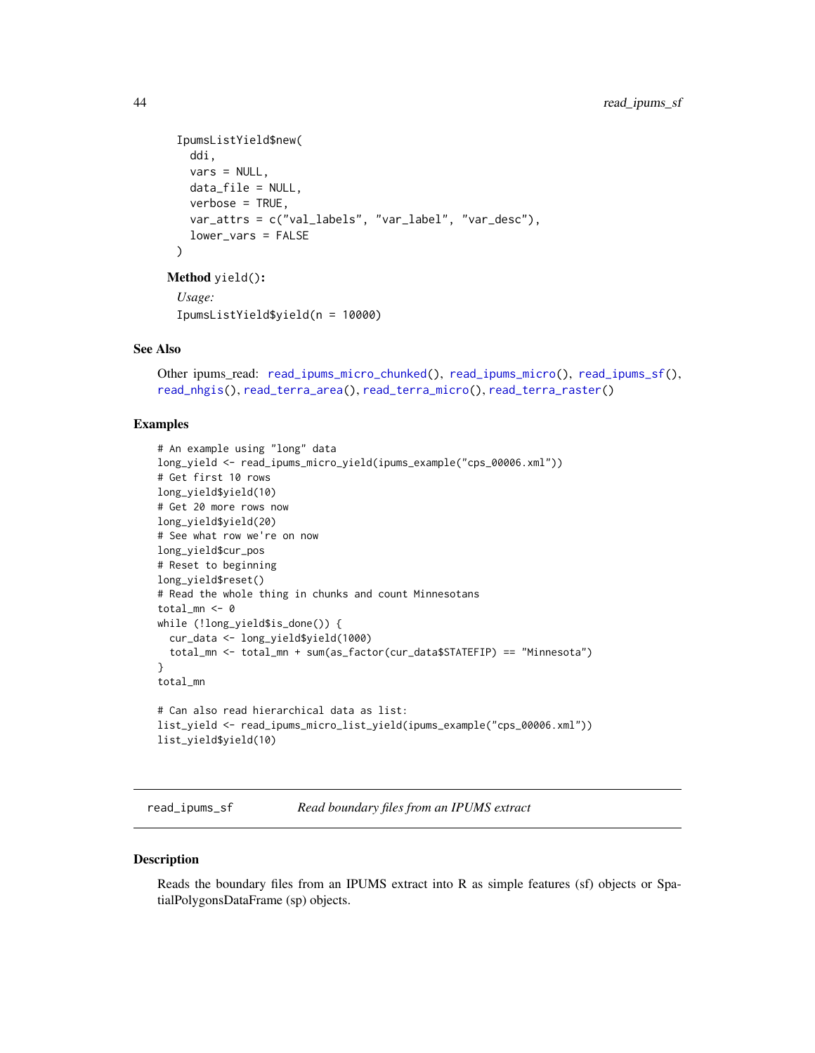```
IpumsListYield$new(
  ddi,
  vars = NULL,
  data_file = NULL,
  verbose = TRUE,
  var_attrs = c("val_labels", "var_label", "var_desc"),
  lower_vars = FALSE
)
```

**Method** `yield()`:

*Usage:*

```
IpumsListYield$yield(n = 10000)
```

## See Also

Other ipums_read: read_ipums_micro_chunked(), read_ipums_micro(), read_ipums_sf(), read_nhgis(), read_terra_area(), read_terra_micro(), read_terra_raster()

## Examples

```
# An example using "long" data
long_yield <- read_ipums_micro_yield(ipums_example("cps_00006.xml"))
# Get first 10 rows
long_yield$yield(10)
# Get 20 more rows now
long_yield$yield(20)
# See what row we're on now
long_yield$cur_pos
# Reset to beginning
long_yield$reset()
# Read the whole thing in chunks and count Minnesotans
total_mn <- 0
while (!long_yield$is_done()) {
  cur_data <- long_yield$yield(1000)
  total_mn <- total_mn + sum(as_factor(cur_data$STATEFIP) == "Minnesota")
}
total_mn

# Can also read hierarchical data as list:
list_yield <- read_ipums_micro_list_yield(ipums_example("cps_00006.xml"))
list_yield$yield(10)
```

---

# read_ipums_sf — *Read boundary files from an IPUMS extract*

## Description

Reads the boundary files from an IPUMS extract into R as simple features (sf) objects or SpatialPolygonsDataFrame (sp) objects.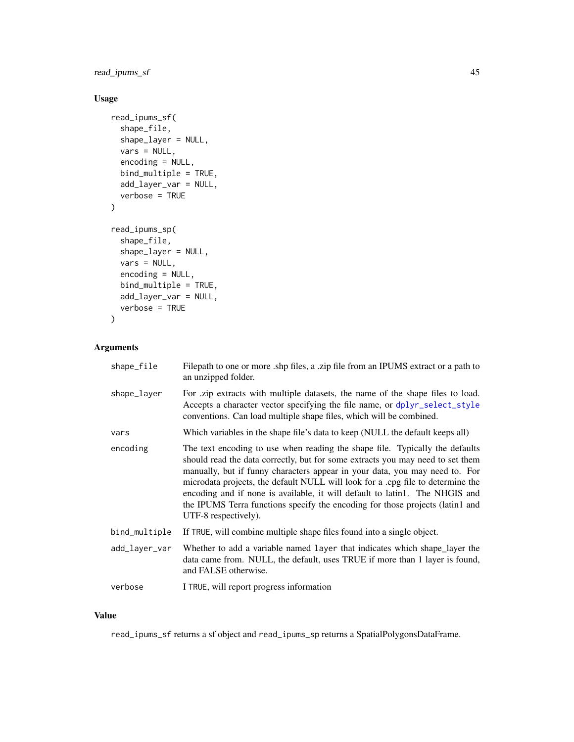## Usage

```
read_ipums_sf(
  shape_file,
  shape_layer = NULL,
  vars = NULL,
  encoding = NULL,
  bind_multiple = TRUE,
  add_layer_var = NULL,
  verbose = TRUE
)

read_ipums_sp(
  shape_file,
  shape_layer = NULL,
  vars = NULL,
  encoding = NULL,
  bind_multiple = TRUE,
  add_layer_var = NULL,
  verbose = TRUE
)
```

## Arguments

| | |
|---|---|
| `shape_file` | Filepath to one or more .shp files, a .zip file from an IPUMS extract or a path to an unzipped folder. |
| `shape_layer` | For .zip extracts with multiple datasets, the name of the shape files to load. Accepts a character vector specifying the file name, or `dplyr_select_style` conventions. Can load multiple shape files, which will be combined. |
| `vars` | Which variables in the shape file's data to keep (NULL the default keeps all) |
| `encoding` | The text encoding to use when reading the shape file. Typically the defaults should read the data correctly, but for some extracts you may need to set them manually, but if funny characters appear in your data, you may need to. For microdata projects, the default NULL will look for a .cpg file to determine the encoding and if none is available, it will default to latin1. The NHGIS and the IPUMS Terra functions specify the encoding for those projects (latin1 and UTF-8 respectively). |
| `bind_multiple` | If `TRUE`, will combine multiple shape files found into a single object. |
| `add_layer_var` | Whether to add a variable named `layer` that indicates which shape_layer the data came from. NULL, the default, uses TRUE if more than 1 layer is found, and FALSE otherwise. |
| `verbose` | I `TRUE`, will report progress information |

## Value

`read_ipums_sf` returns a sf object and `read_ipums_sp` returns a SpatialPolygonsDataFrame.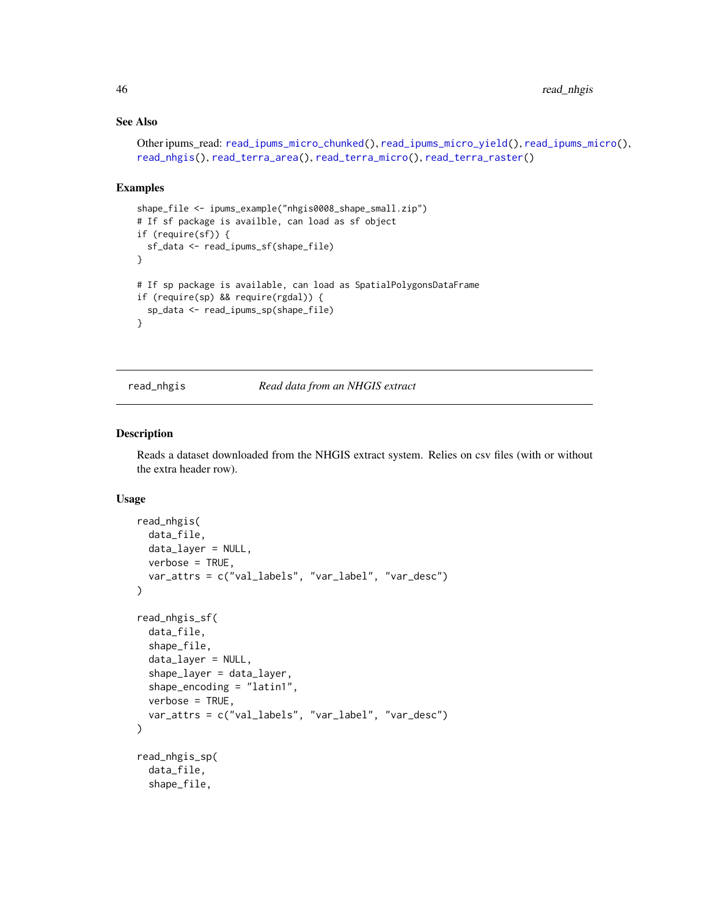### See Also

Other ipums_read: read_ipums_micro_chunked(), read_ipums_micro_yield(), read_ipums_micro(), read_nhgis(), read_terra_area(), read_terra_micro(), read_terra_raster()

### Examples

```
shape_file <- ipums_example("nhgis0008_shape_small.zip")
# If sf package is availble, can load as sf object
if (require(sf)) {
  sf_data <- read_ipums_sf(shape_file)
}

# If sp package is available, can load as SpatialPolygonsDataFrame
if (require(sp) && require(rgdal)) {
  sp_data <- read_ipums_sp(shape_file)
}
```

---

## read_nhgis    *Read data from an NHGIS extract*

---

### Description

Reads a dataset downloaded from the NHGIS extract system. Relies on csv files (with or without the extra header row).

### Usage

```
read_nhgis(
  data_file,
  data_layer = NULL,
  verbose = TRUE,
  var_attrs = c("val_labels", "var_label", "var_desc")
)

read_nhgis_sf(
  data_file,
  shape_file,
  data_layer = NULL,
  shape_layer = data_layer,
  shape_encoding = "latin1",
  verbose = TRUE,
  var_attrs = c("val_labels", "var_label", "var_desc")
)

read_nhgis_sp(
  data_file,
  shape_file,
```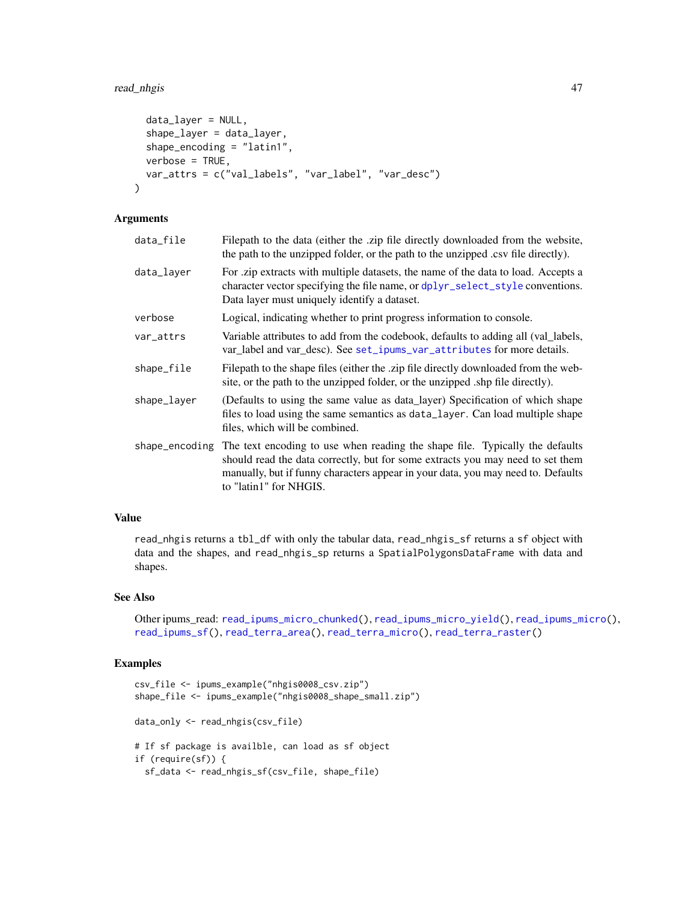```
  data_layer = NULL,
  shape_layer = data_layer,
  shape_encoding = "latin1",
  verbose = TRUE,
  var_attrs = c("val_labels", "var_label", "var_desc")
)
```

## Arguments

| | |
|---|---|
| `data_file` | Filepath to the data (either the .zip file directly downloaded from the website, the path to the unzipped folder, or the path to the unzipped .csv file directly). |
| `data_layer` | For .zip extracts with multiple datasets, the name of the data to load. Accepts a character vector specifying the file name, or `dplyr_select_style` conventions. Data layer must uniquely identify a dataset. |
| `verbose` | Logical, indicating whether to print progress information to console. |
| `var_attrs` | Variable attributes to add from the codebook, defaults to adding all (val_labels, var_label and var_desc). See `set_ipums_var_attributes` for more details. |
| `shape_file` | Filepath to the shape files (either the .zip file directly downloaded from the website, or the path to the unzipped folder, or the unzipped .shp file directly). |
| `shape_layer` | (Defaults to using the same value as data_layer) Specification of which shape files to load using the same semantics as `data_layer`. Can load multiple shape files, which will be combined. |
| `shape_encoding` | The text encoding to use when reading the shape file. Typically the defaults should read the data correctly, but for some extracts you may need to set them manually, but if funny characters appear in your data, you may need to. Defaults to "latin1" for NHGIS. |

## Value

`read_nhgis` returns a `tbl_df` with only the tabular data, `read_nhgis_sf` returns a `sf` object with data and the shapes, and `read_nhgis_sp` returns a `SpatialPolygonsDataFrame` with data and shapes.

## See Also

Other ipums_read: `read_ipums_micro_chunked()`, `read_ipums_micro_yield()`, `read_ipums_micro()`, `read_ipums_sf()`, `read_terra_area()`, `read_terra_micro()`, `read_terra_raster()`

## Examples

```
csv_file <- ipums_example("nhgis0008_csv.zip")
shape_file <- ipums_example("nhgis0008_shape_small.zip")

data_only <- read_nhgis(csv_file)

# If sf package is availble, can load as sf object
if (require(sf)) {
  sf_data <- read_nhgis_sf(csv_file, shape_file)
```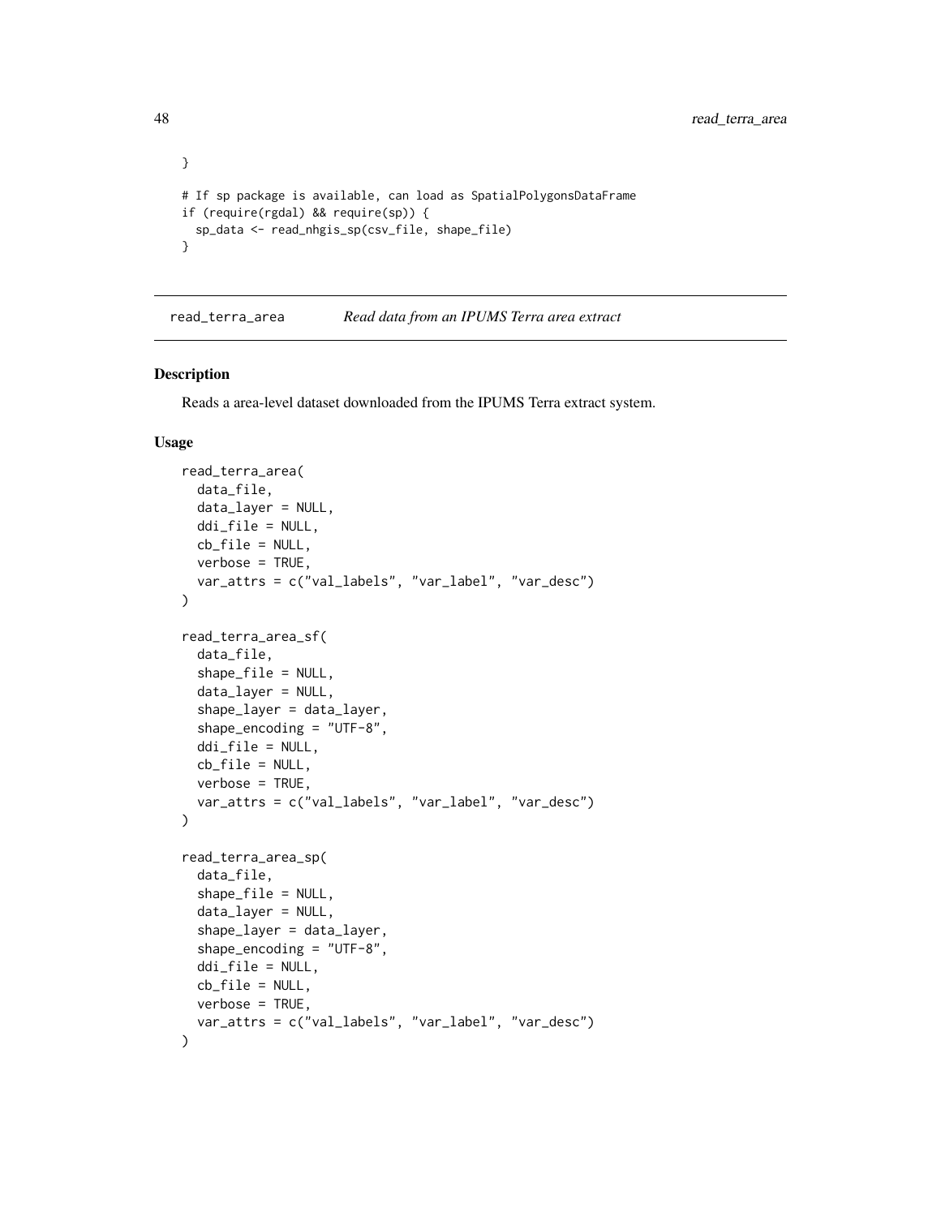```
}

# If sp package is available, can load as SpatialPolygonsDataFrame
if (require(rgdal) && require(sp)) {
  sp_data <- read_nhgis_sp(csv_file, shape_file)
}
```

---

read_terra_area    *Read data from an IPUMS Terra area extract*

---

## Description

Reads a area-level dataset downloaded from the IPUMS Terra extract system.

## Usage

```
read_terra_area(
  data_file,
  data_layer = NULL,
  ddi_file = NULL,
  cb_file = NULL,
  verbose = TRUE,
  var_attrs = c("val_labels", "var_label", "var_desc")
)

read_terra_area_sf(
  data_file,
  shape_file = NULL,
  data_layer = NULL,
  shape_layer = data_layer,
  shape_encoding = "UTF-8",
  ddi_file = NULL,
  cb_file = NULL,
  verbose = TRUE,
  var_attrs = c("val_labels", "var_label", "var_desc")
)

read_terra_area_sp(
  data_file,
  shape_file = NULL,
  data_layer = NULL,
  shape_layer = data_layer,
  shape_encoding = "UTF-8",
  ddi_file = NULL,
  cb_file = NULL,
  verbose = TRUE,
  var_attrs = c("val_labels", "var_label", "var_desc")
)
```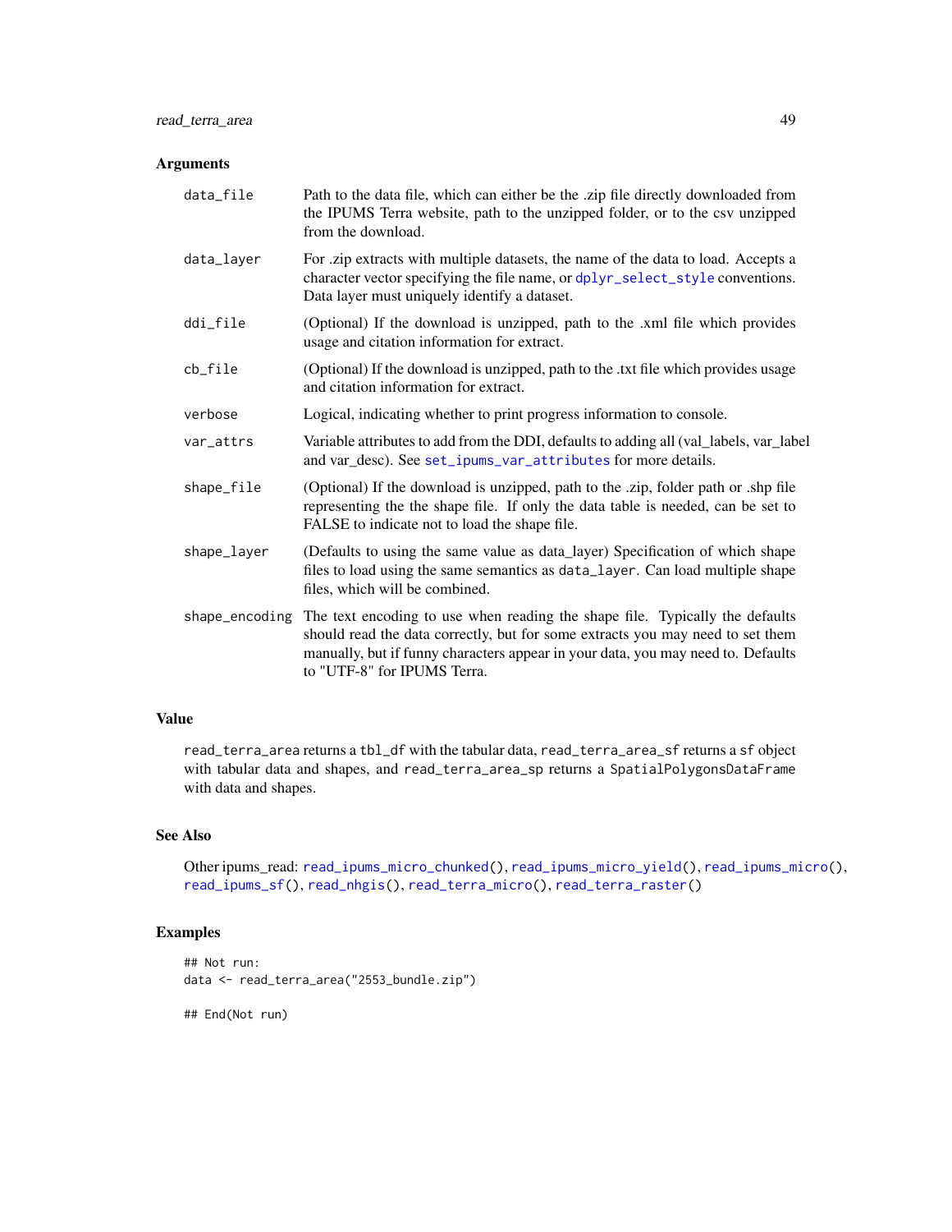### Arguments

| | |
|---|---|
| `data_file` | Path to the data file, which can either be the .zip file directly downloaded from the IPUMS Terra website, path to the unzipped folder, or to the csv unzipped from the download. |
| `data_layer` | For .zip extracts with multiple datasets, the name of the data to load. Accepts a character vector specifying the file name, or `dplyr_select_style` conventions. Data layer must uniquely identify a dataset. |
| `ddi_file` | (Optional) If the download is unzipped, path to the .xml file which provides usage and citation information for extract. |
| `cb_file` | (Optional) If the download is unzipped, path to the .txt file which provides usage and citation information for extract. |
| `verbose` | Logical, indicating whether to print progress information to console. |
| `var_attrs` | Variable attributes to add from the DDI, defaults to adding all (val_labels, var_label and var_desc). See `set_ipums_var_attributes` for more details. |
| `shape_file` | (Optional) If the download is unzipped, path to the .zip, folder path or .shp file representing the the shape file. If only the data table is needed, can be set to FALSE to indicate not to load the shape file. |
| `shape_layer` | (Defaults to using the same value as data_layer) Specification of which shape files to load using the same semantics as `data_layer`. Can load multiple shape files, which will be combined. |
| `shape_encoding` | The text encoding to use when reading the shape file. Typically the defaults should read the data correctly, but for some extracts you may need to set them manually, but if funny characters appear in your data, you may need to. Defaults to "UTF-8" for IPUMS Terra. |

### Value

`read_terra_area` returns a `tbl_df` with the tabular data, `read_terra_area_sf` returns a `sf` object with tabular data and shapes, and `read_terra_area_sp` returns a `SpatialPolygonsDataFrame` with data and shapes.

### See Also

Other ipums_read: `read_ipums_micro_chunked()`, `read_ipums_micro_yield()`, `read_ipums_micro()`, `read_ipums_sf()`, `read_nhgis()`, `read_terra_micro()`, `read_terra_raster()`

### Examples

```
## Not run:
data <- read_terra_area("2553_bundle.zip")

## End(Not run)
```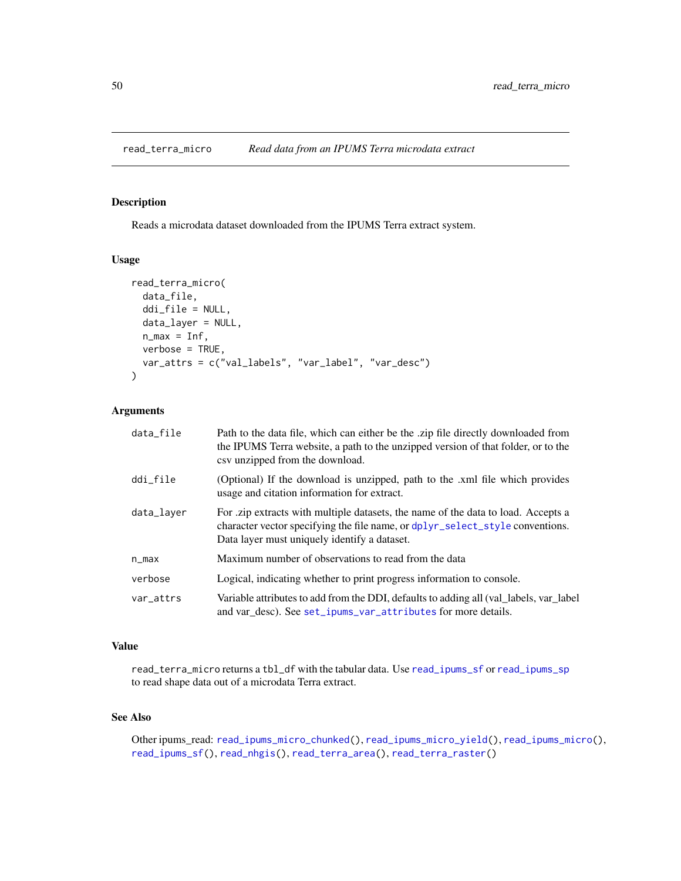# read_terra_micro *Read data from an IPUMS Terra microdata extract*

## Description

Reads a microdata dataset downloaded from the IPUMS Terra extract system.

## Usage

```
read_terra_micro(
  data_file,
  ddi_file = NULL,
  data_layer = NULL,
  n_max = Inf,
  verbose = TRUE,
  var_attrs = c("val_labels", "var_label", "var_desc")
)
```

## Arguments

| | |
|---|---|
| `data_file` | Path to the data file, which can either be the .zip file directly downloaded from the IPUMS Terra website, a path to the unzipped version of that folder, or to the csv unzipped from the download. |
| `ddi_file` | (Optional) If the download is unzipped, path to the .xml file which provides usage and citation information for extract. |
| `data_layer` | For .zip extracts with multiple datasets, the name of the data to load. Accepts a character vector specifying the file name, or `dplyr_select_style` conventions. Data layer must uniquely identify a dataset. |
| `n_max` | Maximum number of observations to read from the data |
| `verbose` | Logical, indicating whether to print progress information to console. |
| `var_attrs` | Variable attributes to add from the DDI, defaults to adding all (val_labels, var_label and var_desc). See `set_ipums_var_attributes` for more details. |

## Value

`read_terra_micro` returns a `tbl_df` with the tabular data. Use `read_ipums_sf` or `read_ipums_sp` to read shape data out of a microdata Terra extract.

## See Also

Other ipums_read: `read_ipums_micro_chunked()`, `read_ipums_micro_yield()`, `read_ipums_micro()`, `read_ipums_sf()`, `read_nhgis()`, `read_terra_area()`, `read_terra_raster()`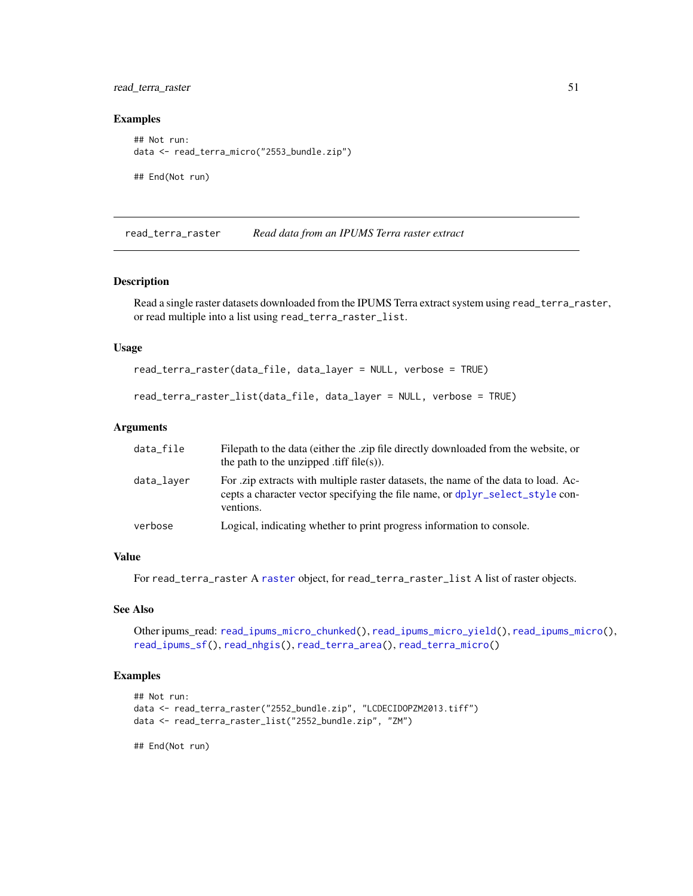## Examples

```
## Not run:
data <- read_terra_micro("2553_bundle.zip")

## End(Not run)
```

---

# read_terra_raster &nbsp;&nbsp;&nbsp; *Read data from an IPUMS Terra raster extract*

---

### Description

Read a single raster datasets downloaded from the IPUMS Terra extract system using `read_terra_raster`, or read multiple into a list using `read_terra_raster_list`.

### Usage

```
read_terra_raster(data_file, data_layer = NULL, verbose = TRUE)

read_terra_raster_list(data_file, data_layer = NULL, verbose = TRUE)
```

### Arguments

| | |
|---|---|
| `data_file` | Filepath to the data (either the .zip file directly downloaded from the website, or the path to the unzipped .tiff file(s)). |
| `data_layer` | For .zip extracts with multiple raster datasets, the name of the data to load. Accepts a character vector specifying the file name, or `dplyr_select_style` conventions. |
| `verbose` | Logical, indicating whether to print progress information to console. |

### Value

For `read_terra_raster` A `raster` object, for `read_terra_raster_list` A list of raster objects.

### See Also

Other ipums_read: `read_ipums_micro_chunked()`, `read_ipums_micro_yield()`, `read_ipums_micro()`, `read_ipums_sf()`, `read_nhgis()`, `read_terra_area()`, `read_terra_micro()`

### Examples

```
## Not run:
data <- read_terra_raster("2552_bundle.zip", "LCDECIDOPZM2013.tiff")
data <- read_terra_raster_list("2552_bundle.zip", "ZM")

## End(Not run)
```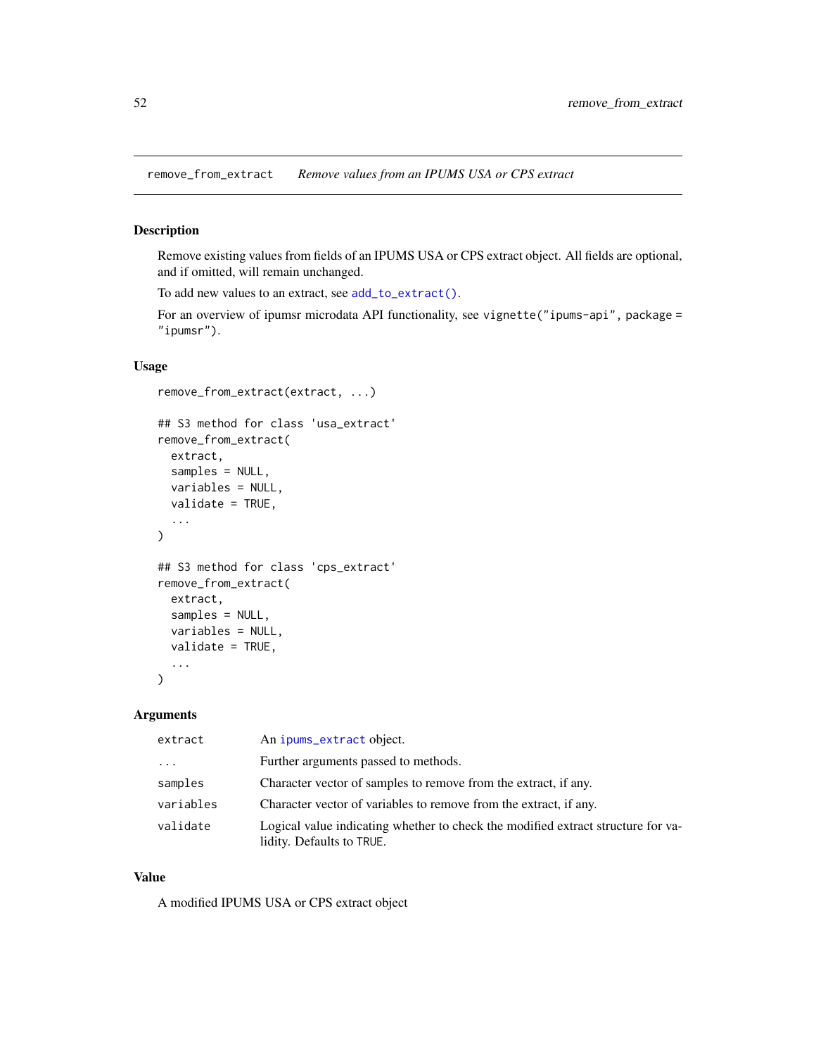## remove_from_extract — *Remove values from an IPUMS USA or CPS extract*

### Description

Remove existing values from fields of an IPUMS USA or CPS extract object. All fields are optional, and if omitted, will remain unchanged.

To add new values to an extract, see `add_to_extract()`.

For an overview of ipumsr microdata API functionality, see `vignette("ipums-api", package = "ipumsr")`.

### Usage

```
remove_from_extract(extract, ...)

## S3 method for class 'usa_extract'
remove_from_extract(
  extract,
  samples = NULL,
  variables = NULL,
  validate = TRUE,
  ...
)

## S3 method for class 'cps_extract'
remove_from_extract(
  extract,
  samples = NULL,
  variables = NULL,
  validate = TRUE,
  ...
)
```

### Arguments

| | |
|---|---|
| `extract` | An `ipums_extract` object. |
| `...` | Further arguments passed to methods. |
| `samples` | Character vector of samples to remove from the extract, if any. |
| `variables` | Character vector of variables to remove from the extract, if any. |
| `validate` | Logical value indicating whether to check the modified extract structure for validity. Defaults to `TRUE`. |

### Value

A modified IPUMS USA or CPS extract object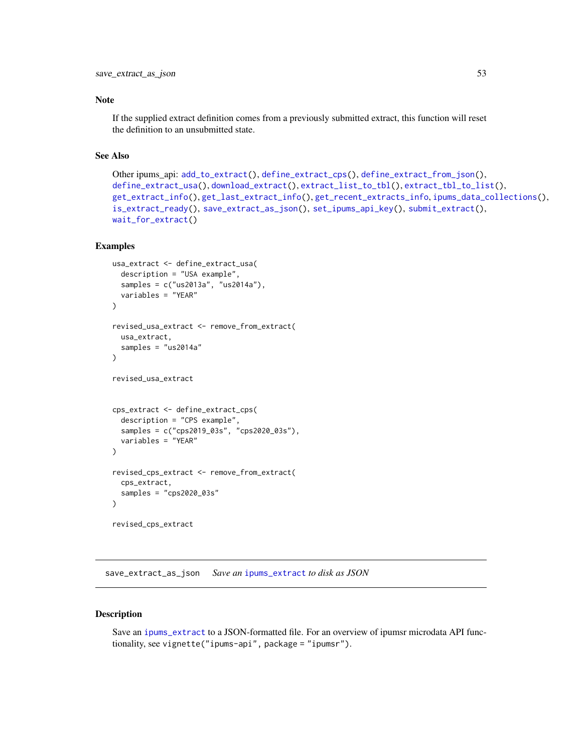## Note

If the supplied extract definition comes from a previously submitted extract, this function will reset the definition to an unsubmitted state.

## See Also

Other ipums_api: add_to_extract(), define_extract_cps(), define_extract_from_json(), define_extract_usa(), download_extract(), extract_list_to_tbl(), extract_tbl_to_list(), get_extract_info(), get_last_extract_info(), get_recent_extracts_info, ipums_data_collections(), is_extract_ready(), save_extract_as_json(), set_ipums_api_key(), submit_extract(), wait_for_extract()

## Examples

```
usa_extract <- define_extract_usa(
  description = "USA example",
  samples = c("us2013a", "us2014a"),
  variables = "YEAR"
)

revised_usa_extract <- remove_from_extract(
  usa_extract,
  samples = "us2014a"
)

revised_usa_extract


cps_extract <- define_extract_cps(
  description = "CPS example",
  samples = c("cps2019_03s", "cps2020_03s"),
  variables = "YEAR"
)

revised_cps_extract <- remove_from_extract(
  cps_extract,
  samples = "cps2020_03s"
)

revised_cps_extract
```

---

# save_extract_as_json    *Save an ipums_extract to disk as JSON*

## Description

Save an ipums_extract to a JSON-formatted file. For an overview of ipumsr microdata API functionality, see vignette("ipums-api", package = "ipumsr").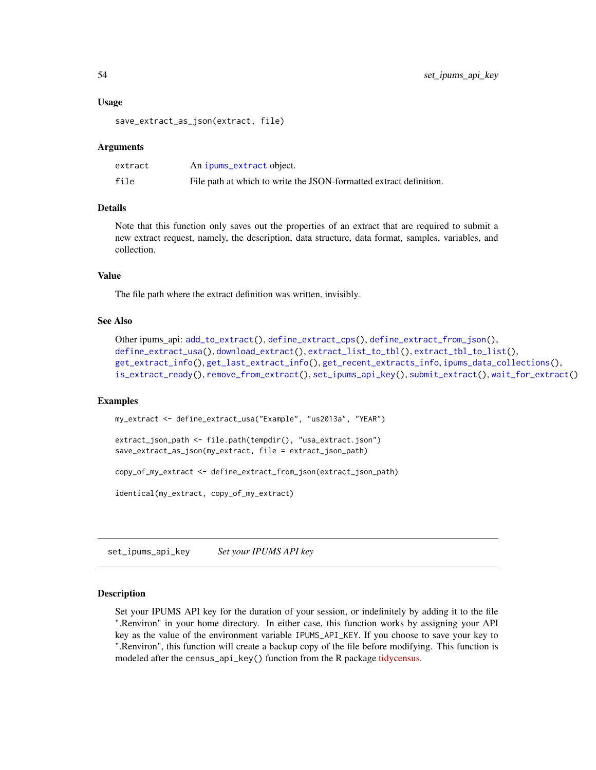### Usage

```
save_extract_as_json(extract, file)
```

### Arguments

| | |
|---|---|
| extract | An ipums_extract object. |
| file | File path at which to write the JSON-formatted extract definition. |

### Details

Note that this function only saves out the properties of an extract that are required to submit a new extract request, namely, the description, data structure, data format, samples, variables, and collection.

### Value

The file path where the extract definition was written, invisibly.

### See Also

Other ipums_api: add_to_extract(), define_extract_cps(), define_extract_from_json(), define_extract_usa(), download_extract(), extract_list_to_tbl(), extract_tbl_to_list(), get_extract_info(), get_last_extract_info(), get_recent_extracts_info, ipums_data_collections(), is_extract_ready(), remove_from_extract(), set_ipums_api_key(), submit_extract(), wait_for_extract()

### Examples

```
my_extract <- define_extract_usa("Example", "us2013a", "YEAR")

extract_json_path <- file.path(tempdir(), "usa_extract.json")
save_extract_as_json(my_extract, file = extract_json_path)

copy_of_my_extract <- define_extract_from_json(extract_json_path)

identical(my_extract, copy_of_my_extract)
```

---

## set_ipums_api_key &nbsp;&nbsp;&nbsp; *Set your IPUMS API key*

---

### Description

Set your IPUMS API key for the duration of your session, or indefinitely by adding it to the file ".Renviron" in your home directory. In either case, this function works by assigning your API key as the value of the environment variable IPUMS_API_KEY. If you choose to save your key to ".Renviron", this function will create a backup copy of the file before modifying. This function is modeled after the census_api_key() function from the R package tidycensus.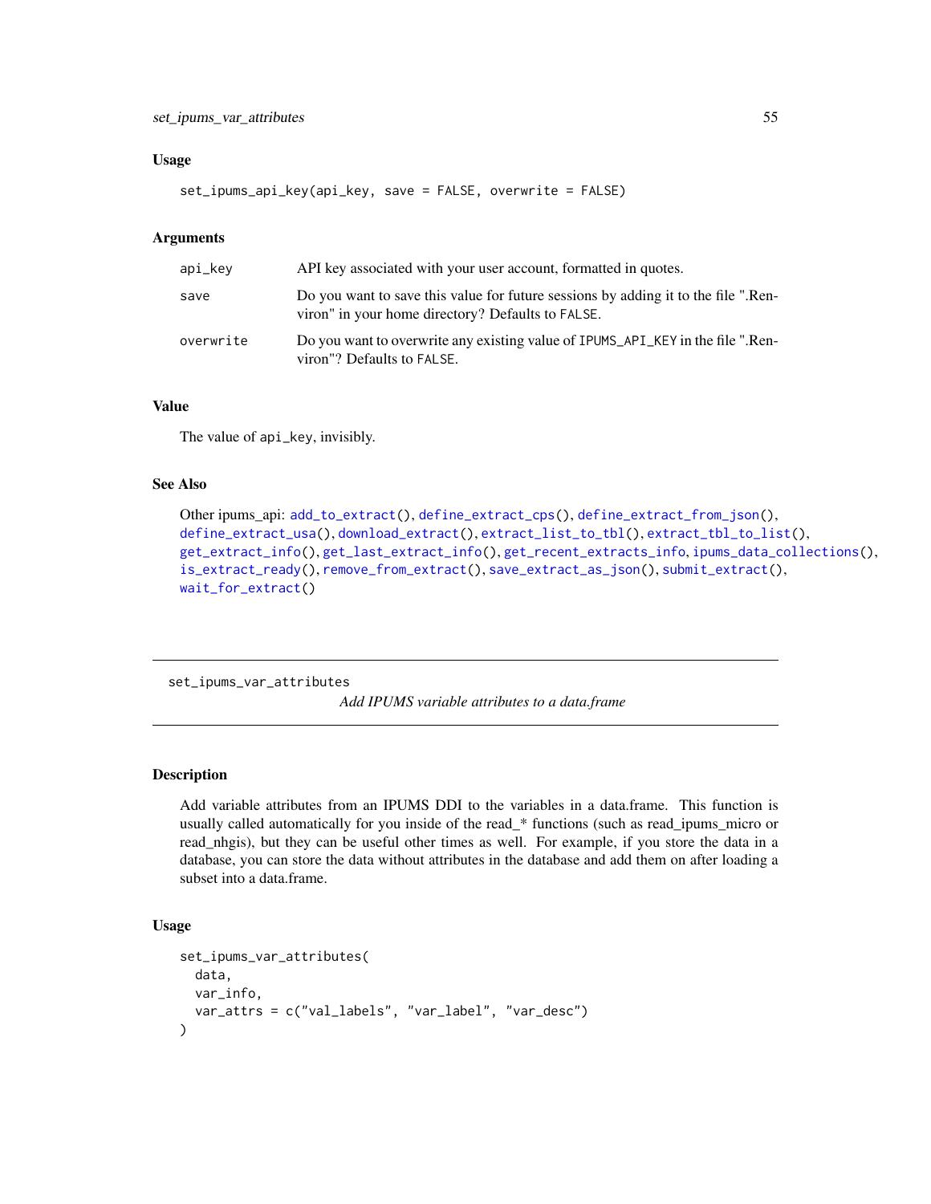### Usage

```
set_ipums_api_key(api_key, save = FALSE, overwrite = FALSE)
```

### Arguments

| | |
|---|---|
| `api_key` | API key associated with your user account, formatted in quotes. |
| `save` | Do you want to save this value for future sessions by adding it to the file ".Renviron" in your home directory? Defaults to `FALSE`. |
| `overwrite` | Do you want to overwrite any existing value of `IPUMS_API_KEY` in the file ".Renviron"? Defaults to `FALSE`. |

### Value

The value of `api_key`, invisibly.

### See Also

Other ipums_api: `add_to_extract()`, `define_extract_cps()`, `define_extract_from_json()`, `define_extract_usa()`, `download_extract()`, `extract_list_to_tbl()`, `extract_tbl_to_list()`, `get_extract_info()`, `get_last_extract_info()`, `get_recent_extracts_info`, `ipums_data_collections()`, `is_extract_ready()`, `remove_from_extract()`, `save_extract_as_json()`, `submit_extract()`, `wait_for_extract()`

---

## set_ipums_var_attributes

*Add IPUMS variable attributes to a data.frame*

---

### Description

Add variable attributes from an IPUMS DDI to the variables in a data.frame. This function is usually called automatically for you inside of the read_* functions (such as read_ipums_micro or read_nhgis), but they can be useful other times as well. For example, if you store the data in a database, you can store the data without attributes in the database and add them on after loading a subset into a data.frame.

### Usage

```
set_ipums_var_attributes(
  data,
  var_info,
  var_attrs = c("val_labels", "var_label", "var_desc")
)
```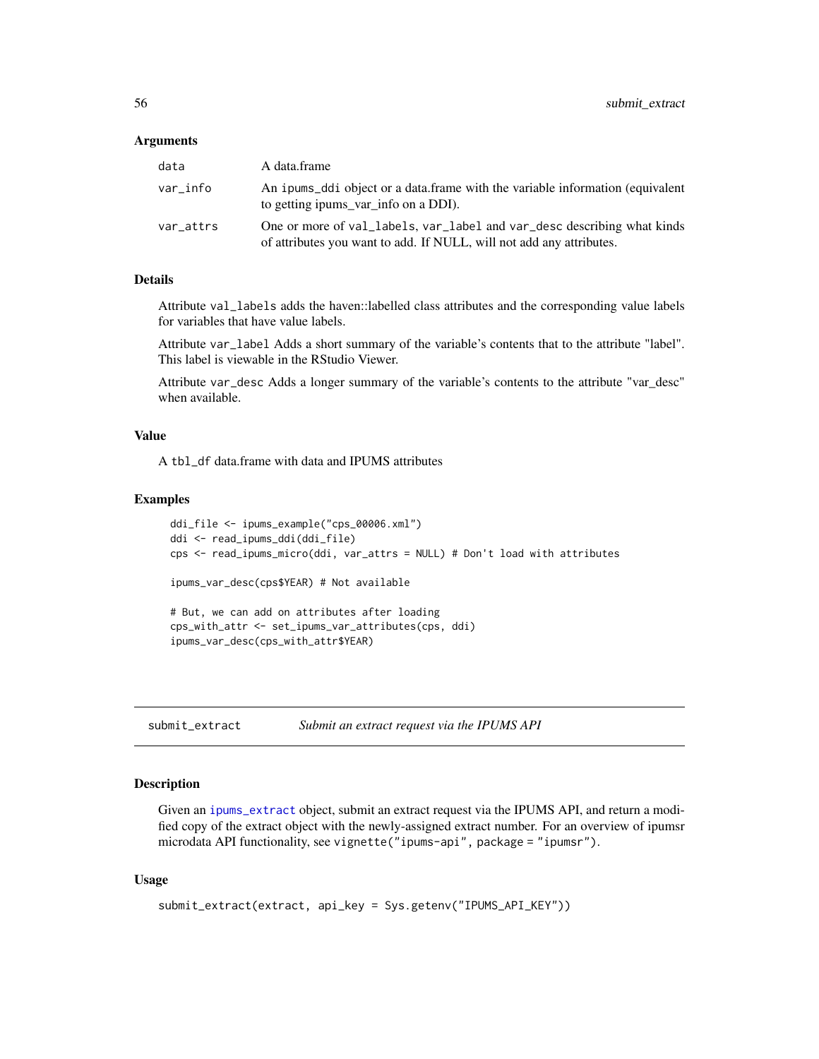### Arguments

| | |
|---|---|
| `data` | A data.frame |
| `var_info` | An `ipums_ddi` object or a data.frame with the variable information (equivalent to getting ipums_var_info on a DDI). |
| `var_attrs` | One or more of `val_labels`, `var_label` and `var_desc` describing what kinds of attributes you want to add. If NULL, will not add any attributes. |

### Details

Attribute `val_labels` adds the haven::labelled class attributes and the corresponding value labels for variables that have value labels.

Attribute `var_label` Adds a short summary of the variable's contents that to the attribute "label". This label is viewable in the RStudio Viewer.

Attribute `var_desc` Adds a longer summary of the variable's contents to the attribute "var_desc" when available.

### Value

A `tbl_df` data.frame with data and IPUMS attributes

### Examples

```
ddi_file <- ipums_example("cps_00006.xml")
ddi <- read_ipums_ddi(ddi_file)
cps <- read_ipums_micro(ddi, var_attrs = NULL) # Don't load with attributes

ipums_var_desc(cps$YEAR) # Not available

# But, we can add on attributes after loading
cps_with_attr <- set_ipums_var_attributes(cps, ddi)
ipums_var_desc(cps_with_attr$YEAR)
```

---

## submit_extract — *Submit an extract request via the IPUMS API*

### Description

Given an `ipums_extract` object, submit an extract request via the IPUMS API, and return a modified copy of the extract object with the newly-assigned extract number. For an overview of ipumsr microdata API functionality, see `vignette("ipums-api", package = "ipumsr")`.

### Usage

```
submit_extract(extract, api_key = Sys.getenv("IPUMS_API_KEY"))
```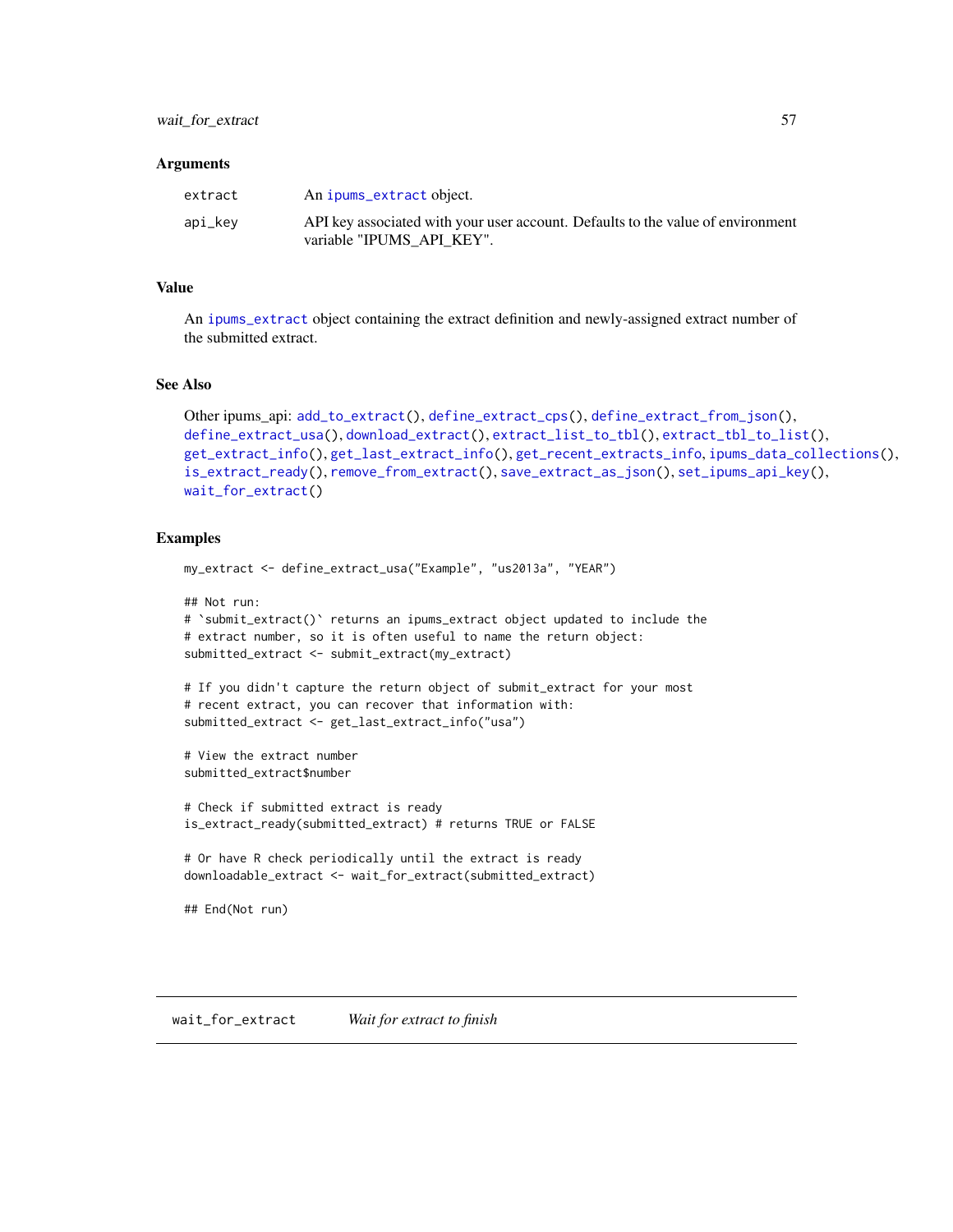### Arguments

| | |
|---|---|
| extract | An `ipums_extract` object. |
| api_key | API key associated with your user account. Defaults to the value of environment variable "IPUMS_API_KEY". |

### Value

An `ipums_extract` object containing the extract definition and newly-assigned extract number of the submitted extract.

### See Also

Other ipums_api: `add_to_extract()`, `define_extract_cps()`, `define_extract_from_json()`, `define_extract_usa()`, `download_extract()`, `extract_list_to_tbl()`, `extract_tbl_to_list()`, `get_extract_info()`, `get_last_extract_info()`, `get_recent_extracts_info`, `ipums_data_collections()`, `is_extract_ready()`, `remove_from_extract()`, `save_extract_as_json()`, `set_ipums_api_key()`, `wait_for_extract()`

### Examples

```
my_extract <- define_extract_usa("Example", "us2013a", "YEAR")

## Not run:
# `submit_extract()` returns an ipums_extract object updated to include the
# extract number, so it is often useful to name the return object:
submitted_extract <- submit_extract(my_extract)

# If you didn't capture the return object of submit_extract for your most
# recent extract, you can recover that information with:
submitted_extract <- get_last_extract_info("usa")

# View the extract number
submitted_extract$number

# Check if submitted extract is ready
is_extract_ready(submitted_extract) # returns TRUE or FALSE

# Or have R check periodically until the extract is ready
downloadable_extract <- wait_for_extract(submitted_extract)

## End(Not run)
```

## wait_for_extract *Wait for extract to finish*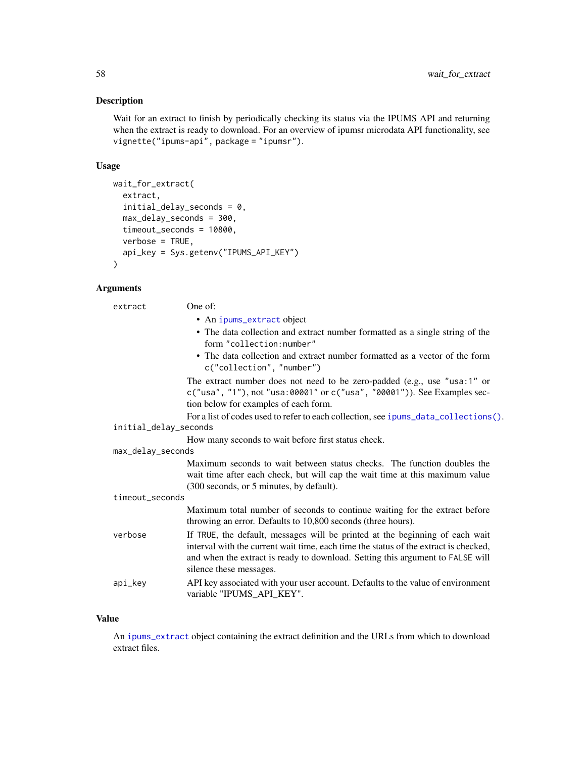### Description

Wait for an extract to finish by periodically checking its status via the IPUMS API and returning when the extract is ready to download. For an overview of ipumsr microdata API functionality, see `vignette("ipums-api", package = "ipumsr")`.

### Usage

```
wait_for_extract(
  extract,
  initial_delay_seconds = 0,
  max_delay_seconds = 300,
  timeout_seconds = 10800,
  verbose = TRUE,
  api_key = Sys.getenv("IPUMS_API_KEY")
)
```

### Arguments

`extract`
: One of:
  - An `ipums_extract` object
  - The data collection and extract number formatted as a single string of the form `"collection:number"`
  - The data collection and extract number formatted as a vector of the form `c("collection", "number")`

  The extract number does not need to be zero-padded (e.g., use `"usa:1"` or `c("usa", "1")`, not `"usa:00001"` or `c("usa", "00001")`). See Examples section below for examples of each form.

  For a list of codes used to refer to each collection, see `ipums_data_collections()`.

`initial_delay_seconds`
: How many seconds to wait before first status check.

`max_delay_seconds`
: Maximum seconds to wait between status checks. The function doubles the wait time after each check, but will cap the wait time at this maximum value (300 seconds, or 5 minutes, by default).

`timeout_seconds`
: Maximum total number of seconds to continue waiting for the extract before throwing an error. Defaults to 10,800 seconds (three hours).

`verbose`
: If `TRUE`, the default, messages will be printed at the beginning of each wait interval with the current wait time, each time the status of the extract is checked, and when the extract is ready to download. Setting this argument to `FALSE` will silence these messages.

`api_key`
: API key associated with your user account. Defaults to the value of environment variable "IPUMS_API_KEY".

### Value

An `ipums_extract` object containing the extract definition and the URLs from which to download extract files.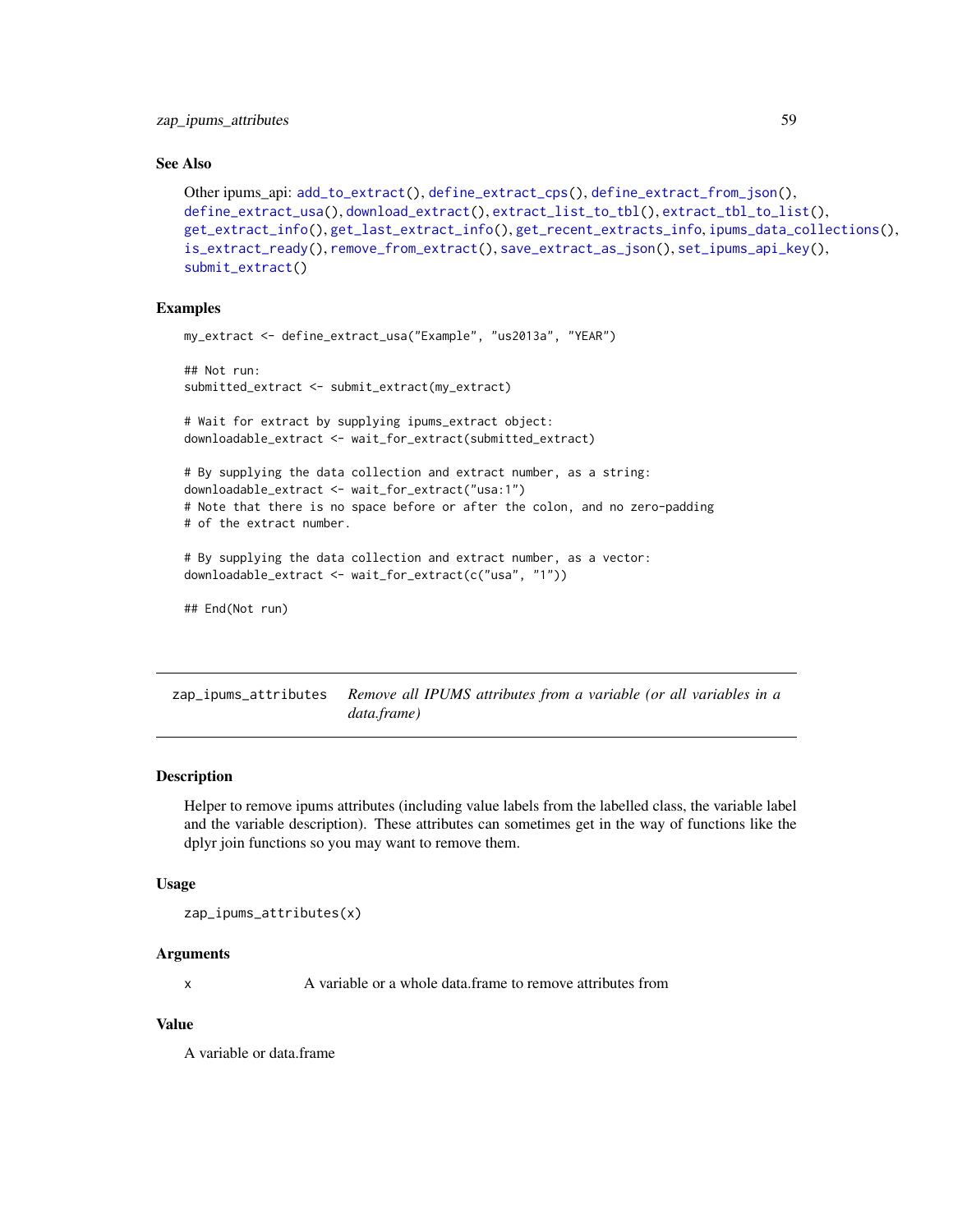### See Also

Other ipums_api: add_to_extract(), define_extract_cps(), define_extract_from_json(), define_extract_usa(), download_extract(), extract_list_to_tbl(), extract_tbl_to_list(), get_extract_info(), get_last_extract_info(), get_recent_extracts_info, ipums_data_collections(), is_extract_ready(), remove_from_extract(), save_extract_as_json(), set_ipums_api_key(), submit_extract()

### Examples

```
my_extract <- define_extract_usa("Example", "us2013a", "YEAR")

## Not run:
submitted_extract <- submit_extract(my_extract)

# Wait for extract by supplying ipums_extract object:
downloadable_extract <- wait_for_extract(submitted_extract)

# By supplying the data collection and extract number, as a string:
downloadable_extract <- wait_for_extract("usa:1")
# Note that there is no space before or after the colon, and no zero-padding
# of the extract number.

# By supplying the data collection and extract number, as a vector:
downloadable_extract <- wait_for_extract(c("usa", "1"))

## End(Not run)
```

---

## zap_ipums_attributes — *Remove all IPUMS attributes from a variable (or all variables in a data.frame)*

### Description

Helper to remove ipums attributes (including value labels from the labelled class, the variable label and the variable description). These attributes can sometimes get in the way of functions like the dplyr join functions so you may want to remove them.

### Usage

```
zap_ipums_attributes(x)
```

### Arguments

| | |
|---|---|
| x | A variable or a whole data.frame to remove attributes from |

### Value

A variable or data.frame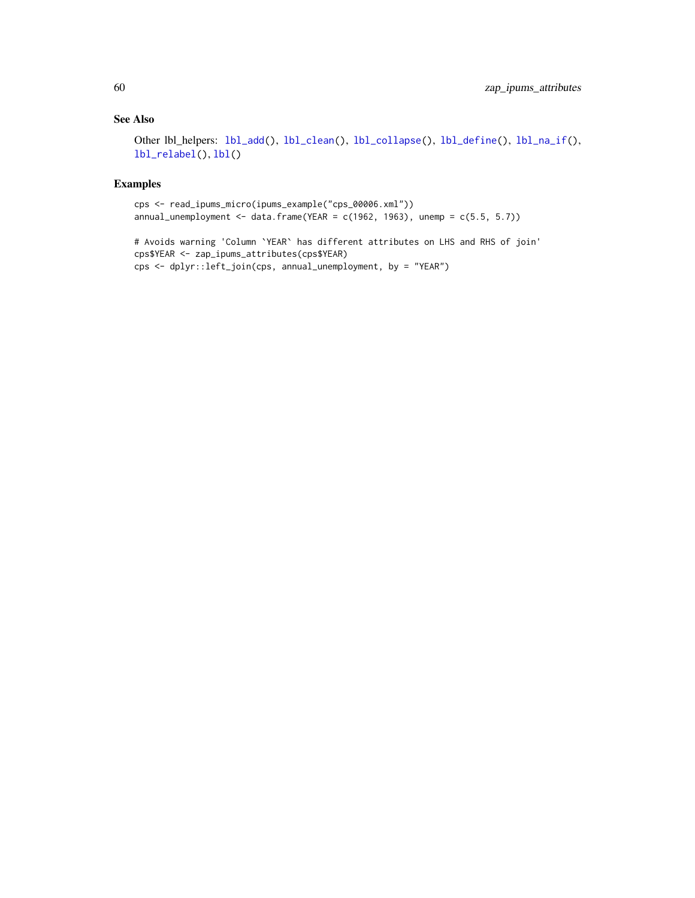## See Also

Other lbl_helpers: lbl_add(), lbl_clean(), lbl_collapse(), lbl_define(), lbl_na_if(), lbl_relabel(), lbl()

## Examples

```
cps <- read_ipums_micro(ipums_example("cps_00006.xml"))
annual_unemployment <- data.frame(YEAR = c(1962, 1963), unemp = c(5.5, 5.7))

# Avoids warning 'Column `YEAR` has different attributes on LHS and RHS of join'
cps$YEAR <- zap_ipums_attributes(cps$YEAR)
cps <- dplyr::left_join(cps, annual_unemployment, by = "YEAR")
```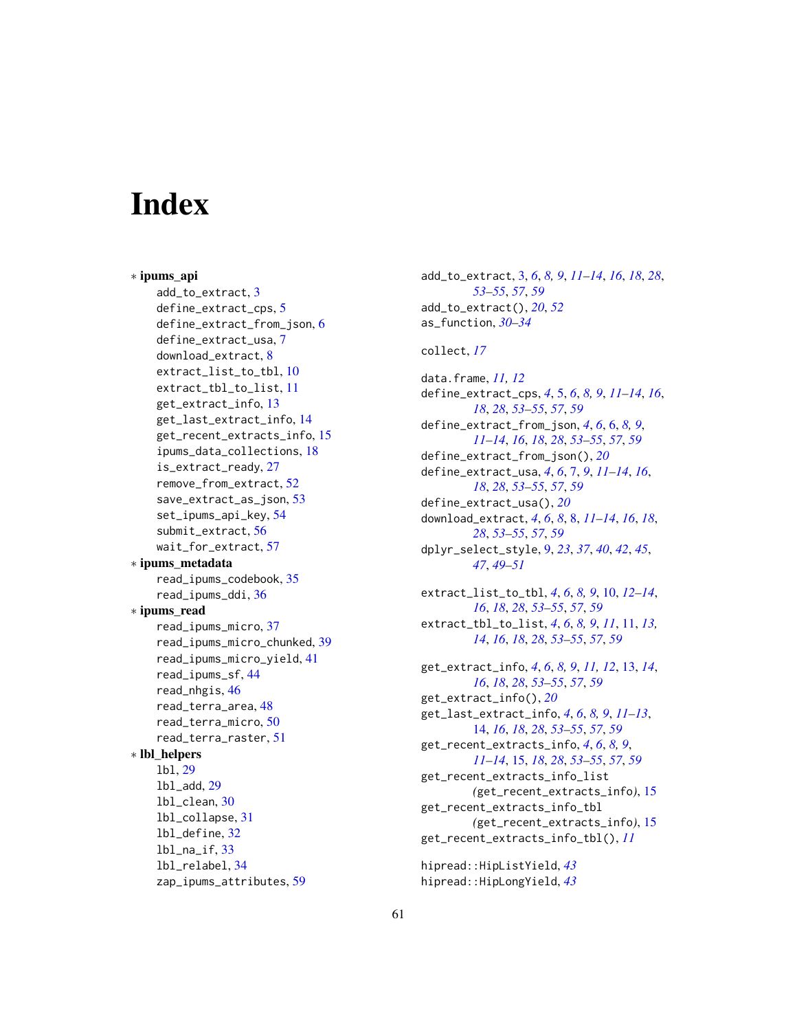# Index

* **ipums_api**
  - add_to_extract, 3
  - define_extract_cps, 5
  - define_extract_from_json, 6
  - define_extract_usa, 7
  - download_extract, 8
  - extract_list_to_tbl, 10
  - extract_tbl_to_list, 11
  - get_extract_info, 13
  - get_last_extract_info, 14
  - get_recent_extracts_info, 15
  - ipums_data_collections, 18
  - is_extract_ready, 27
  - remove_from_extract, 52
  - save_extract_as_json, 53
  - set_ipums_api_key, 54
  - submit_extract, 56
  - wait_for_extract, 57
* **ipums_metadata**
  - read_ipums_codebook, 35
  - read_ipums_ddi, 36
* **ipums_read**
  - read_ipums_micro, 37
  - read_ipums_micro_chunked, 39
  - read_ipums_micro_yield, 41
  - read_ipums_sf, 44
  - read_nhgis, 46
  - read_terra_area, 48
  - read_terra_micro, 50
  - read_terra_raster, 51
* **lbl_helpers**
  - lbl, 29
  - lbl_add, 29
  - lbl_clean, 30
  - lbl_collapse, 31
  - lbl_define, 32
  - lbl_na_if, 33
  - lbl_relabel, 34
  - zap_ipums_attributes, 59

add_to_extract, 3, *6*, *8*, *9*, *11–14*, *16*, *18*, *28*, *53–55*, *57*, *59*
add_to_extract(), *20*, *52*
as_function, *30–34*

collect, *17*

data.frame, *11*, *12*
define_extract_cps, *4*, 5, *6*, *8*, *9*, *11–14*, *16*, *18*, *28*, *53–55*, *57*, *59*
define_extract_from_json, *4*, *6*, 6, *8*, *9*, *11–14*, *16*, *18*, *28*, *53–55*, *57*, *59*
define_extract_from_json(), *20*
define_extract_usa, *4*, *6*, 7, *9*, *11–14*, *16*, *18*, *28*, *53–55*, *57*, *59*
define_extract_usa(), *20*
download_extract, *4*, *6*, *8*, 8, *11–14*, *16*, *18*, *28*, *53–55*, *57*, *59*
dplyr_select_style, *9*, *23*, *37*, *40*, *42*, *45*, *47*, *49–51*

extract_list_to_tbl, *4*, *6*, *8*, *9*, 10, *12–14*, *16*, *18*, *28*, *53–55*, *57*, *59*
extract_tbl_to_list, *4*, *6*, *8*, *9*, *11*, 11, *13*, *14*, *16*, *18*, *28*, *53–55*, *57*, *59*

get_extract_info, *4*, *6*, *8*, *9*, *11*, *12*, 13, *14*, *16*, *18*, *28*, *53–55*, *57*, *59*
get_extract_info(), *20*
get_last_extract_info, *4*, *6*, *8*, *9*, *11–13*, 14, *16*, *18*, *28*, *53–55*, *57*, *59*
get_recent_extracts_info, *4*, *6*, *8*, *9*, *11–14*, 15, *18*, *28*, *53–55*, *57*, *59*
get_recent_extracts_info_list (*get_recent_extracts_info*), 15
get_recent_extracts_info_tbl (*get_recent_extracts_info*), 15
get_recent_extracts_info_tbl(), *11*

hipread::HipListYield, *43*
hipread::HipLongYield, *43*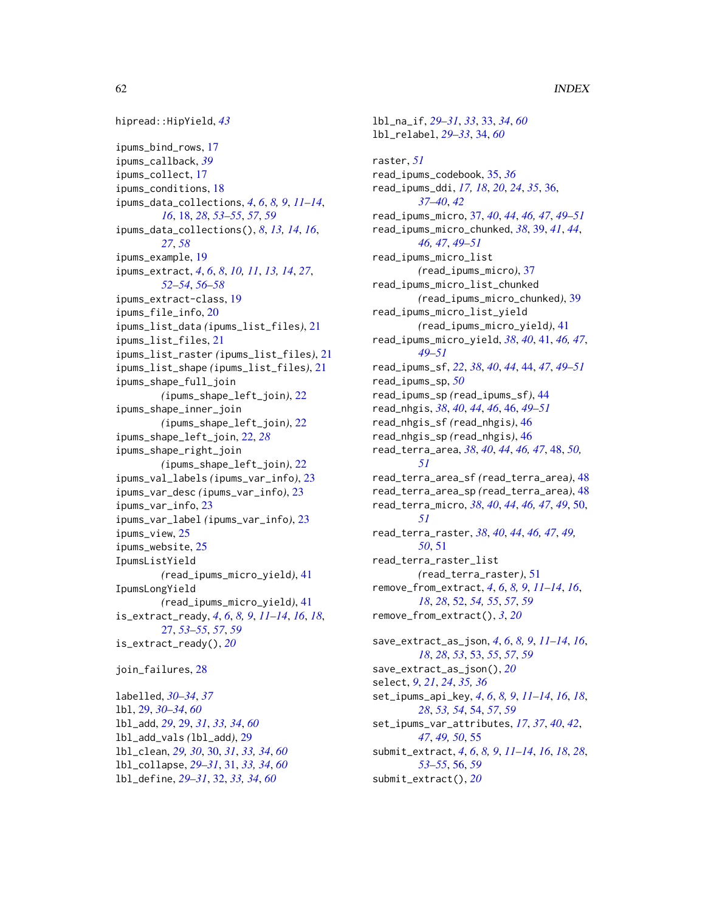hipread::HipYield, *43*

ipums_bind_rows, 17
ipums_callback, *39*
ipums_collect, 17
ipums_conditions, 18
ipums_data_collections, *4*, *6*, *8*, *9*, *11–14*, *16*, 18, *28*, *53–55*, *57*, *59*
ipums_data_collections(), *8*, *13*, *14*, *16*, *27*, *58*
ipums_example, 19
ipums_extract, *4*, *6*, *8*, *10*, *11*, *13*, *14*, *27*, *52–54*, *56–58*
ipums_extract-class, 19
ipums_file_info, 20
ipums_list_data *(*ipums_list_files*)*, 21
ipums_list_files, 21
ipums_list_raster *(*ipums_list_files*)*, 21
ipums_list_shape *(*ipums_list_files*)*, 21
ipums_shape_full_join *(*ipums_shape_left_join*)*, 22
ipums_shape_inner_join *(*ipums_shape_left_join*)*, 22
ipums_shape_left_join, 22, *28*
ipums_shape_right_join *(*ipums_shape_left_join*)*, 22
ipums_val_labels *(*ipums_var_info*)*, 23
ipums_var_desc *(*ipums_var_info*)*, 23
ipums_var_info, 23
ipums_var_label *(*ipums_var_info*)*, 23
ipums_view, 25
ipums_website, 25
IpumsListYield *(*read_ipums_micro_yield*)*, 41
IpumsLongYield *(*read_ipums_micro_yield*)*, 41
is_extract_ready, *4*, *6*, *8*, *9*, *11–14*, *16*, *18*, 27, *53–55*, *57*, *59*
is_extract_ready(), *20*

join_failures, 28

labelled, *30–34*, *37*
lbl, 29, *30–34*, *60*
lbl_add, *29*, 29, *31*, *33*, *34*, *60*
lbl_add_vals *(*lbl_add*)*, 29
lbl_clean, *29*, *30*, 30, *31*, *33*, *34*, *60*
lbl_collapse, *29–31*, 31, *33*, *34*, *60*
lbl_define, *29–31*, 32, *33*, *34*, *60*
lbl_na_if, *29–31*, *33*, 33, *34*, *60*
lbl_relabel, *29–33*, 34, *60*

raster, *51*
read_ipums_codebook, 35, *36*
read_ipums_ddi, *17*, *18*, *20*, *24*, *35*, 36, *37–40*, *42*
read_ipums_micro, 37, *40*, *44*, *46*, *47*, *49–51*
read_ipums_micro_chunked, *38*, 39, *41*, *44*, *46*, *47*, *49–51*
read_ipums_micro_list *(*read_ipums_micro*)*, 37
read_ipums_micro_list_chunked *(*read_ipums_micro_chunked*)*, 39
read_ipums_micro_list_yield *(*read_ipums_micro_yield*)*, 41
read_ipums_micro_yield, *38*, *40*, 41, *46*, *47*, *49–51*
read_ipums_sf, *22*, *38*, *40*, *44*, 44, *47*, *49–51*
read_ipums_sp, *50*
read_ipums_sp *(*read_ipums_sf*)*, 44
read_nhgis, *38*, *40*, *44*, *46*, 46, *49–51*
read_nhgis_sf *(*read_nhgis*)*, 46
read_nhgis_sp *(*read_nhgis*)*, 46
read_terra_area, *38*, *40*, *44*, *46*, *47*, 48, *50*, *51*
read_terra_area_sf *(*read_terra_area*)*, 48
read_terra_area_sp *(*read_terra_area*)*, 48
read_terra_micro, *38*, *40*, *44*, *46*, *47*, *49*, 50, *51*
read_terra_raster, *38*, *40*, *44*, *46*, *47*, *49*, *50*, 51
read_terra_raster_list *(*read_terra_raster*)*, 51
remove_from_extract, *4*, *6*, *8*, *9*, *11–14*, *16*, *18*, *28*, 52, *54*, *55*, *57*, *59*
remove_from_extract(), *3*, *20*

save_extract_as_json, *4*, *6*, *8*, *9*, *11–14*, *16*, *18*, *28*, *53*, 53, *55*, *57*, *59*
save_extract_as_json(), *20*
select, *9*, *21*, *24*, *35*, *36*
set_ipums_api_key, *4*, *6*, *8*, *9*, *11–14*, *16*, *18*, *28*, *53*, *54*, 54, *57*, *59*
set_ipums_var_attributes, *17*, *37*, *40*, *42*, *47*, *49*, *50*, 55
submit_extract, *4*, *6*, *8*, *9*, *11–14*, *16*, *18*, *28*, *53–55*, 56, *59*
submit_extract(), *20*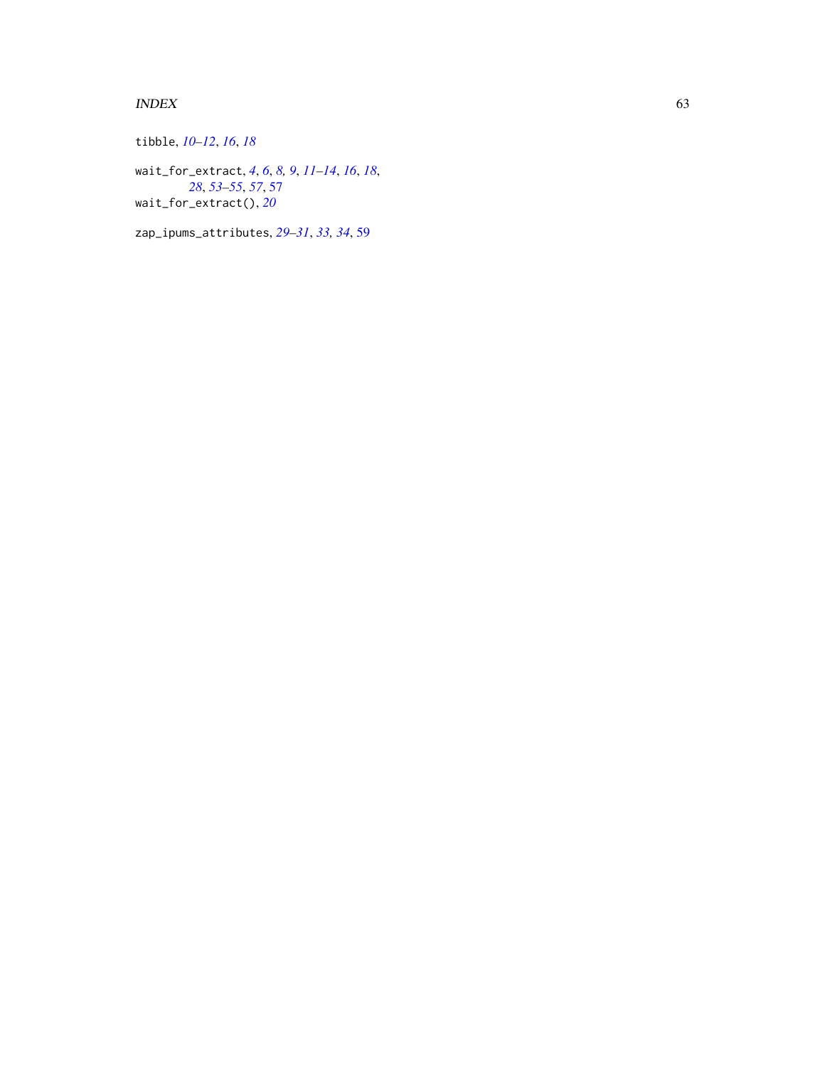tibble, *10–12*, *16*, *18*

wait_for_extract, *4*, *6*, *8, 9*, *11–14*, *16*, *18*, *28*, *53–55*, *57*, 57

wait_for_extract(), *20*

zap_ipums_attributes, *29–31*, *33, 34*, 59